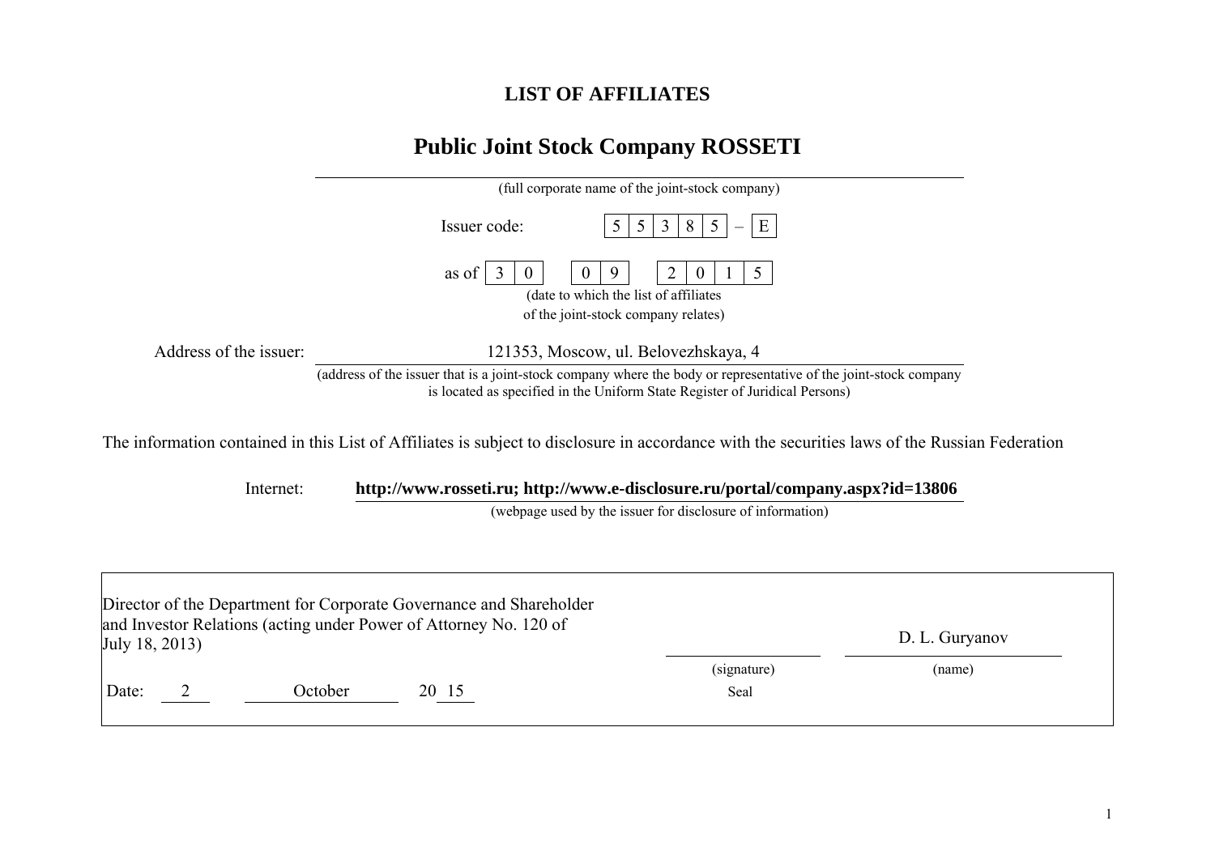# LIST OF AFFILIATES

## Public Joint Stock Company ROSSETI

(full corporate name of the joint-stock company)

Issuer code: | 5 | 5 | 3 | 8 | 5 | – | E |

as of | 3 | 0 | | 0 | 9 | | 2 | 0 | 1 | 5 |

(date to which the list of affiliates of the joint-stock company relates)

Address of the issuer: 121353, Moscow, ul. Belovezhskaya, 4

(address of the issuer that is a joint-stock company where the body or representative of the joint-stock company is located as specified in the Uniform State Register of Juridical Persons)

The information contained in this List of Affiliates is subject to disclosure in accordance with the securities laws of the Russian Federation

Internet: **http://www.rosseti.ru; http://www.e-disclosure.ru/portal/company.aspx?id=13806**

(webpage used by the issuer for disclosure of information)

| | | |
|---|---|---|
| Director of the Department for Corporate Governance and Shareholder and Investor Relations (acting under Power of Attorney No. 120 of July 18, 2013) | | D. L. Guryanov |
| | (signature) | (name) |
| Date: 2 October 20 15 | Seal | |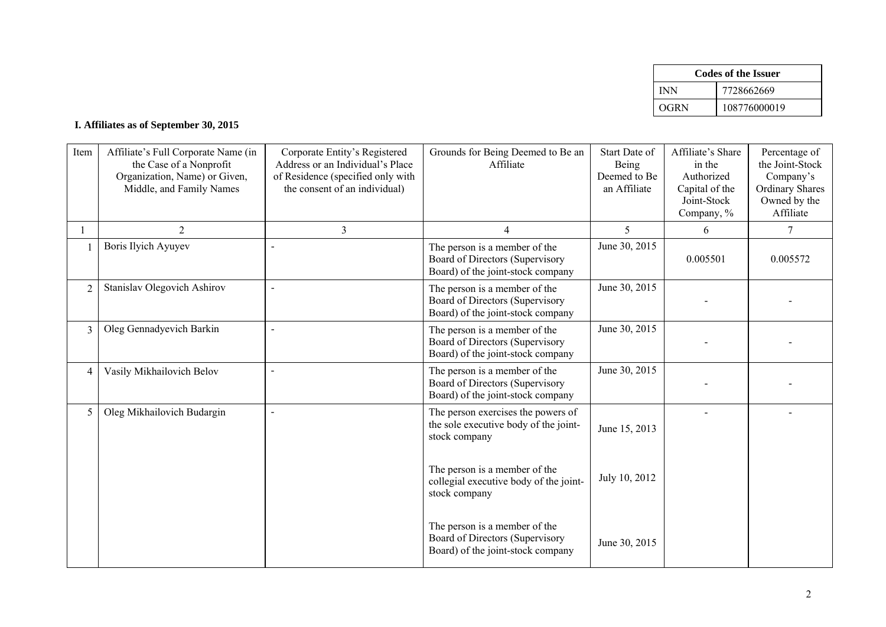| Codes of the Issuer | |
|---|---|
| INN | 7728662669 |
| OGRN | 108776000019 |

**I. Affiliates as of September 30, 2015**

| Item | Affiliate's Full Corporate Name (in the Case of a Nonprofit Organization, Name) or Given, Middle, and Family Names | Corporate Entity's Registered Address or an Individual's Place of Residence (specified only with the consent of an individual) | Grounds for Being Deemed to Be an Affiliate | Start Date of Being Deemed to Be an Affiliate | Affiliate's Share in the Authorized Capital of the Joint-Stock Company, % | Percentage of the Joint-Stock Company's Ordinary Shares Owned by the Affiliate |
|---|---|---|---|---|---|---|
| 1 | 2 | 3 | 4 | 5 | 6 | 7 |
| 1 | Boris Ilyich Ayuyev | - | The person is a member of the Board of Directors (Supervisory Board) of the joint-stock company | June 30, 2015 | 0.005501 | 0.005572 |
| 2 | Stanislav Olegovich Ashirov | - | The person is a member of the Board of Directors (Supervisory Board) of the joint-stock company | June 30, 2015 | - | - |
| 3 | Oleg Gennadyevich Barkin | - | The person is a member of the Board of Directors (Supervisory Board) of the joint-stock company | June 30, 2015 | - | - |
| 4 | Vasily Mikhailovich Belov | - | The person is a member of the Board of Directors (Supervisory Board) of the joint-stock company | June 30, 2015 | - | - |
| 5 | Oleg Mikhailovich Budargin | - | The person exercises the powers of the sole executive body of the joint-stock company<br><br>The person is a member of the collegial executive body of the joint-stock company<br><br>The person is a member of the Board of Directors (Supervisory Board) of the joint-stock company | June 15, 2013<br><br>July 10, 2012<br><br>June 30, 2015 | - | - |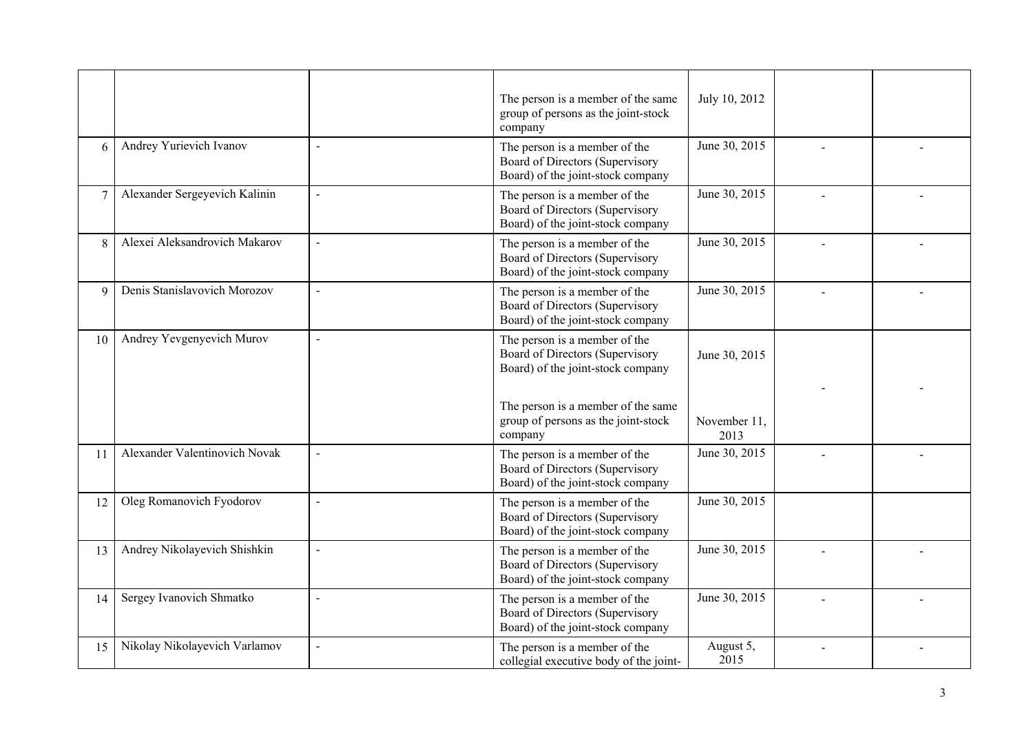| | | | | | | |
|---|---|---|---|---|---|---|
| | | | The person is a member of the same group of persons as the joint-stock company | July 10, 2012 | | |
| 6 | Andrey Yurievich Ivanov | - | The person is a member of the Board of Directors (Supervisory Board) of the joint-stock company | June 30, 2015 | - | - |
| 7 | Alexander Sergeyevich Kalinin | - | The person is a member of the Board of Directors (Supervisory Board) of the joint-stock company | June 30, 2015 | - | - |
| 8 | Alexei Aleksandrovich Makarov | - | The person is a member of the Board of Directors (Supervisory Board) of the joint-stock company | June 30, 2015 | - | - |
| 9 | Denis Stanislavovich Morozov | - | The person is a member of the Board of Directors (Supervisory Board) of the joint-stock company | June 30, 2015 | - | - |
| 10 | Andrey Yevgenyevich Murov | - | The person is a member of the Board of Directors (Supervisory Board) of the joint-stock company<br><br>The person is a member of the same group of persons as the joint-stock company | June 30, 2015<br><br>November 11, 2013 | - | - |
| 11 | Alexander Valentinovich Novak | - | The person is a member of the Board of Directors (Supervisory Board) of the joint-stock company | June 30, 2015 | - | - |
| 12 | Oleg Romanovich Fyodorov | - | The person is a member of the Board of Directors (Supervisory Board) of the joint-stock company | June 30, 2015 | | |
| 13 | Andrey Nikolayevich Shishkin | - | The person is a member of the Board of Directors (Supervisory Board) of the joint-stock company | June 30, 2015 | - | - |
| 14 | Sergey Ivanovich Shmatko | - | The person is a member of the Board of Directors (Supervisory Board) of the joint-stock company | June 30, 2015 | - | - |
| 15 | Nikolay Nikolayevich Varlamov | - | The person is a member of the collegial executive body of the joint- | August 5, 2015 | - | - |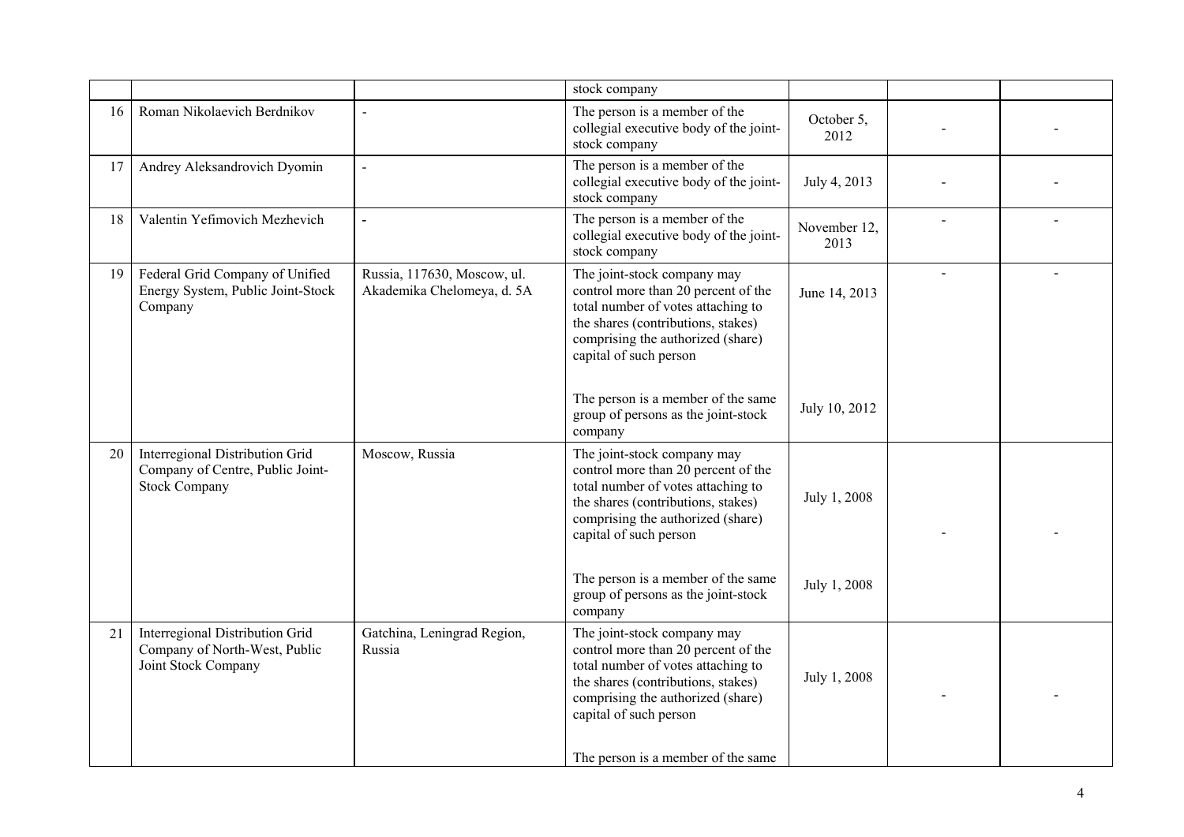| | | | | | | |
|---|---|---|---|---|---|---|
| | | | stock company | | | |
| 16 | Roman Nikolaevich Berdnikov | - | The person is a member of the collegial executive body of the joint-stock company | October 5, 2012 | - | - |
| 17 | Andrey Aleksandrovich Dyomin | - | The person is a member of the collegial executive body of the joint-stock company | July 4, 2013 | - | - |
| 18 | Valentin Yefimovich Mezhevich | - | The person is a member of the collegial executive body of the joint-stock company | November 12, 2013 | - | - |
| 19 | Federal Grid Company of Unified Energy System, Public Joint-Stock Company | Russia, 117630, Moscow, ul. Akademika Chelomeya, d. 5A | The joint-stock company may control more than 20 percent of the total number of votes attaching to the shares (contributions, stakes) comprising the authorized (share) capital of such person<br><br>The person is a member of the same group of persons as the joint-stock company | June 14, 2013<br><br>July 10, 2012 | - | - |
| 20 | Interregional Distribution Grid Company of Centre, Public Joint-Stock Company | Moscow, Russia | The joint-stock company may control more than 20 percent of the total number of votes attaching to the shares (contributions, stakes) comprising the authorized (share) capital of such person<br><br>The person is a member of the same group of persons as the joint-stock company | July 1, 2008<br><br>July 1, 2008 | - | - |
| 21 | Interregional Distribution Grid Company of North-West, Public Joint Stock Company | Gatchina, Leningrad Region, Russia | The joint-stock company may control more than 20 percent of the total number of votes attaching to the shares (contributions, stakes) comprising the authorized (share) capital of such person<br><br>The person is a member of the same | July 1, 2008 | - | - |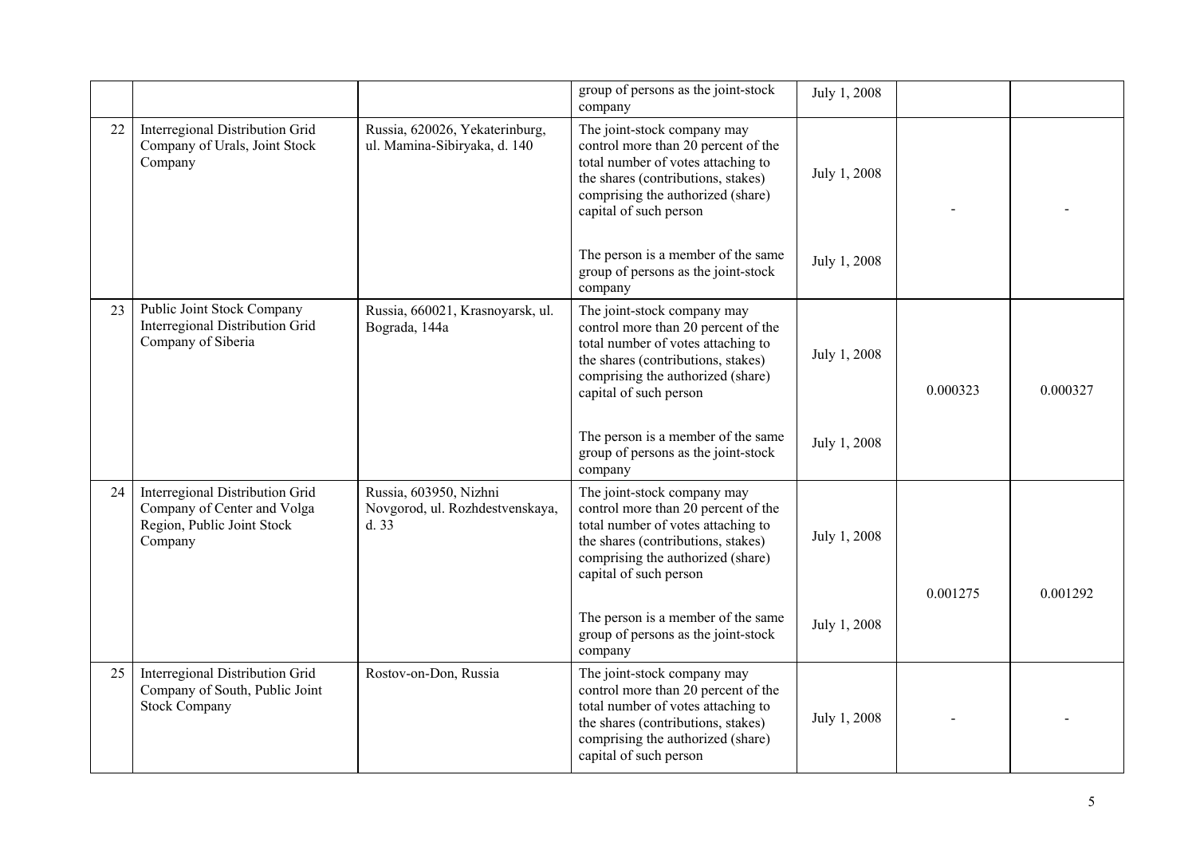| | | | | | | |
|---|---|---|---|---|---|---|
| | | | group of persons as the joint-stock company | July 1, 2008 | | |
| 22 | Interregional Distribution Grid Company of Urals, Joint Stock Company | Russia, 620026, Yekaterinburg, ul. Mamina-Sibiryaka, d. 140 | The joint-stock company may control more than 20 percent of the total number of votes attaching to the shares (contributions, stakes) comprising the authorized (share) capital of such person | July 1, 2008 | - | - |
| | | | The person is a member of the same group of persons as the joint-stock company | July 1, 2008 | | |
| 23 | Public Joint Stock Company Interregional Distribution Grid Company of Siberia | Russia, 660021, Krasnoyarsk, ul. Bograda, 144a | The joint-stock company may control more than 20 percent of the total number of votes attaching to the shares (contributions, stakes) comprising the authorized (share) capital of such person | July 1, 2008 | 0.000323 | 0.000327 |
| | | | The person is a member of the same group of persons as the joint-stock company | July 1, 2008 | | |
| 24 | Interregional Distribution Grid Company of Center and Volga Region, Public Joint Stock Company | Russia, 603950, Nizhni Novgorod, ul. Rozhdestvenskaya, d. 33 | The joint-stock company may control more than 20 percent of the total number of votes attaching to the shares (contributions, stakes) comprising the authorized (share) capital of such person | July 1, 2008 | 0.001275 | 0.001292 |
| | | | The person is a member of the same group of persons as the joint-stock company | July 1, 2008 | | |
| 25 | Interregional Distribution Grid Company of South, Public Joint Stock Company | Rostov-on-Don, Russia | The joint-stock company may control more than 20 percent of the total number of votes attaching to the shares (contributions, stakes) comprising the authorized (share) capital of such person | July 1, 2008 | - | - |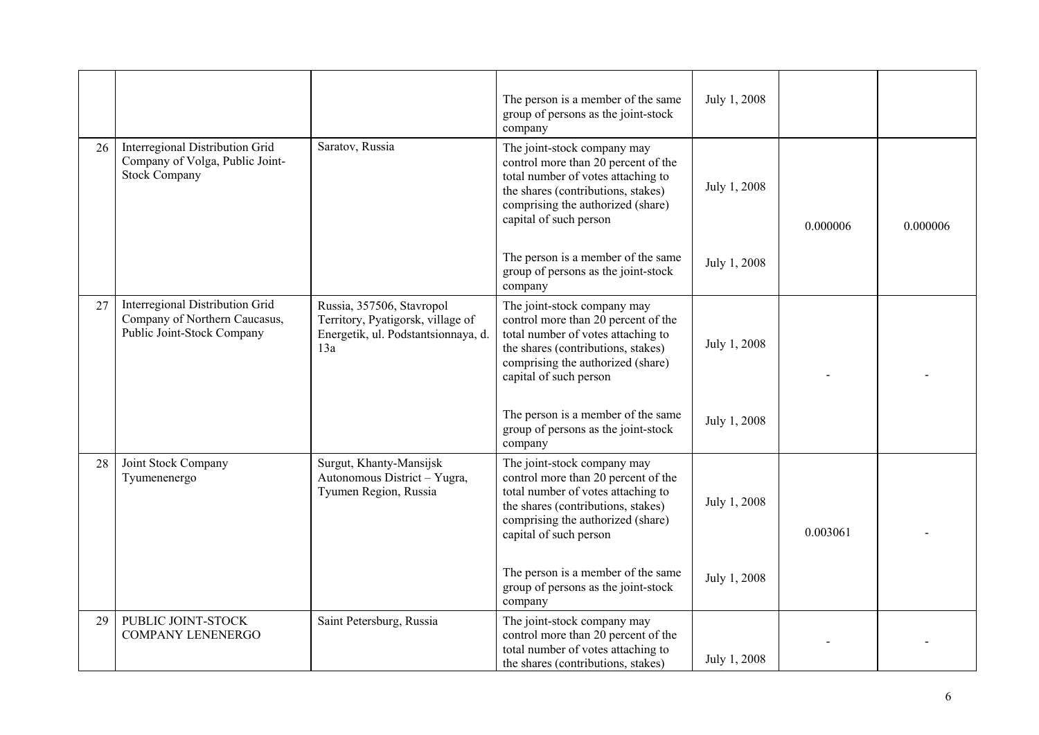| | | | | | | |
|---|---|---|---|---|---|---|
| | | | The person is a member of the same group of persons as the joint-stock company | July 1, 2008 | | |
| 26 | Interregional Distribution Grid Company of Volga, Public Joint-Stock Company | Saratov, Russia | The joint-stock company may control more than 20 percent of the total number of votes attaching to the shares (contributions, stakes) comprising the authorized (share) capital of such person | July 1, 2008 | 0.000006 | 0.000006 |
| | | | The person is a member of the same group of persons as the joint-stock company | July 1, 2008 | | |
| 27 | Interregional Distribution Grid Company of Northern Caucasus, Public Joint-Stock Company | Russia, 357506, Stavropol Territory, Pyatigorsk, village of Energetik, ul. Podstantsionnaya, d. 13a | The joint-stock company may control more than 20 percent of the total number of votes attaching to the shares (contributions, stakes) comprising the authorized (share) capital of such person | July 1, 2008 | - | - |
| | | | The person is a member of the same group of persons as the joint-stock company | July 1, 2008 | | |
| 28 | Joint Stock Company Tyumenenergo | Surgut, Khanty-Mansijsk Autonomous District – Yugra, Tyumen Region, Russia | The joint-stock company may control more than 20 percent of the total number of votes attaching to the shares (contributions, stakes) comprising the authorized (share) capital of such person | July 1, 2008 | 0.003061 | - |
| | | | The person is a member of the same group of persons as the joint-stock company | July 1, 2008 | | |
| 29 | PUBLIC JOINT-STOCK COMPANY LENENERGO | Saint Petersburg, Russia | The joint-stock company may control more than 20 percent of the total number of votes attaching to the shares (contributions, stakes) | July 1, 2008 | - | - |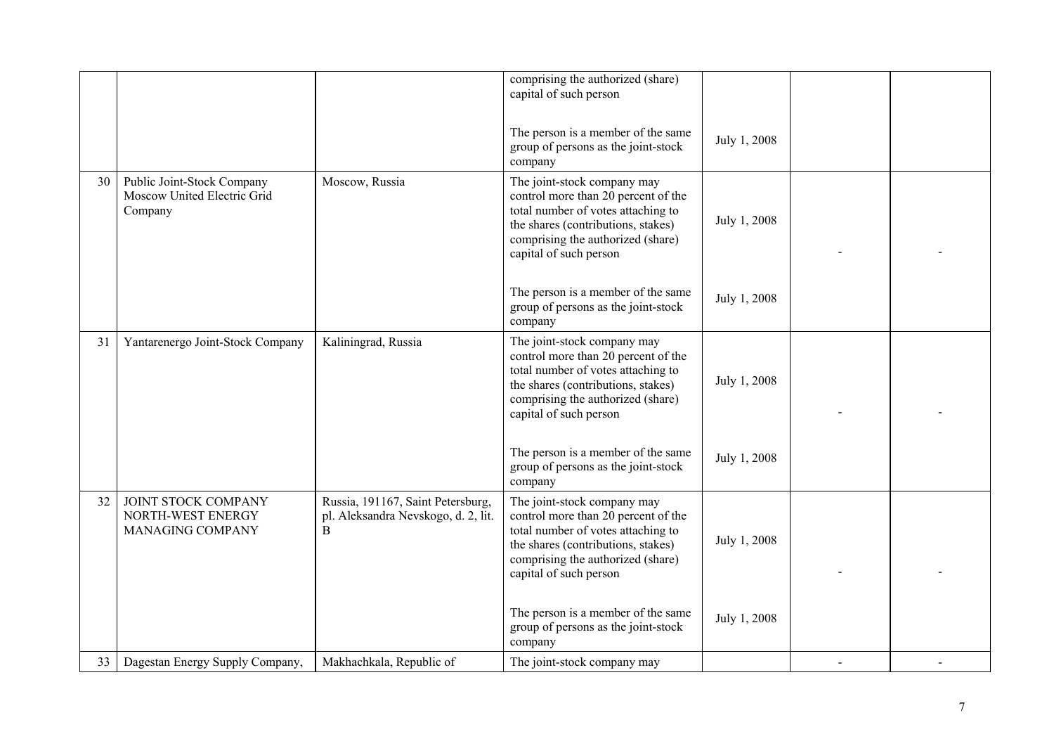| | | | | | | |
|---|---|---|---|---|---|---|
| | | | comprising the authorized (share) capital of such person | | | |
| | | | The person is a member of the same group of persons as the joint-stock company | July 1, 2008 | | |
| 30 | Public Joint-Stock Company Moscow United Electric Grid Company | Moscow, Russia | The joint-stock company may control more than 20 percent of the total number of votes attaching to the shares (contributions, stakes) comprising the authorized (share) capital of such person | July 1, 2008 | - | - |
| | | | The person is a member of the same group of persons as the joint-stock company | July 1, 2008 | | |
| 31 | Yantarenergo Joint-Stock Company | Kaliningrad, Russia | The joint-stock company may control more than 20 percent of the total number of votes attaching to the shares (contributions, stakes) comprising the authorized (share) capital of such person | July 1, 2008 | - | - |
| | | | The person is a member of the same group of persons as the joint-stock company | July 1, 2008 | | |
| 32 | JOINT STOCK COMPANY NORTH-WEST ENERGY MANAGING COMPANY | Russia, 191167, Saint Petersburg, pl. Aleksandra Nevskogo, d. 2, lit. B | The joint-stock company may control more than 20 percent of the total number of votes attaching to the shares (contributions, stakes) comprising the authorized (share) capital of such person | July 1, 2008 | - | - |
| | | | The person is a member of the same group of persons as the joint-stock company | July 1, 2008 | | |
| 33 | Dagestan Energy Supply Company, | Makhachkala, Republic of | The joint-stock company may | | - | - |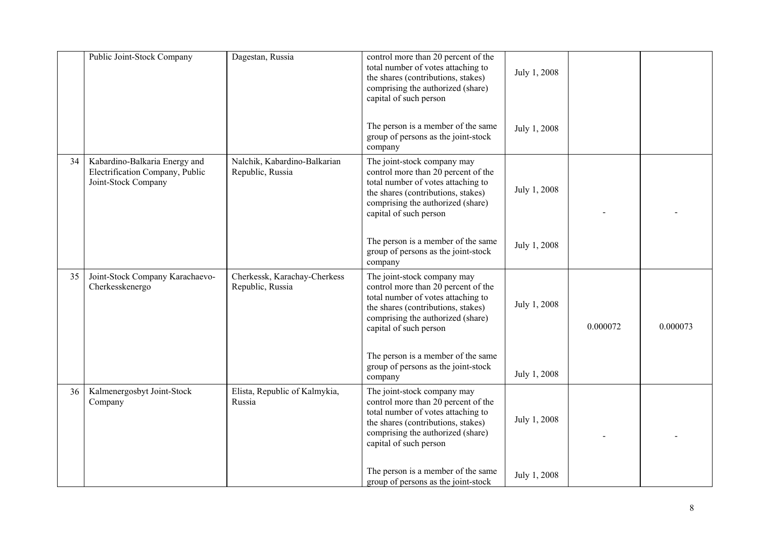| | | | | | | |
|---|---|---|---|---|---|---|
| | Public Joint-Stock Company | Dagestan, Russia | control more than 20 percent of the total number of votes attaching to the shares (contributions, stakes) comprising the authorized (share) capital of such person | July 1, 2008 | | |
| | | | The person is a member of the same group of persons as the joint-stock company | July 1, 2008 | | |
| 34 | Kabardino-Balkaria Energy and Electrification Company, Public Joint-Stock Company | Nalchik, Kabardino-Balkarian Republic, Russia | The joint-stock company may control more than 20 percent of the total number of votes attaching to the shares (contributions, stakes) comprising the authorized (share) capital of such person | July 1, 2008 | - | - |
| | | | The person is a member of the same group of persons as the joint-stock company | July 1, 2008 | | |
| 35 | Joint-Stock Company Karachaevo-Cherkesskenergo | Cherkessk, Karachay-Cherkess Republic, Russia | The joint-stock company may control more than 20 percent of the total number of votes attaching to the shares (contributions, stakes) comprising the authorized (share) capital of such person | July 1, 2008 | 0.000072 | 0.000073 |
| | | | The person is a member of the same group of persons as the joint-stock company | July 1, 2008 | | |
| 36 | Kalmenergosbyt Joint-Stock Company | Elista, Republic of Kalmykia, Russia | The joint-stock company may control more than 20 percent of the total number of votes attaching to the shares (contributions, stakes) comprising the authorized (share) capital of such person | July 1, 2008 | - | - |
| | | | The person is a member of the same group of persons as the joint-stock | July 1, 2008 | | |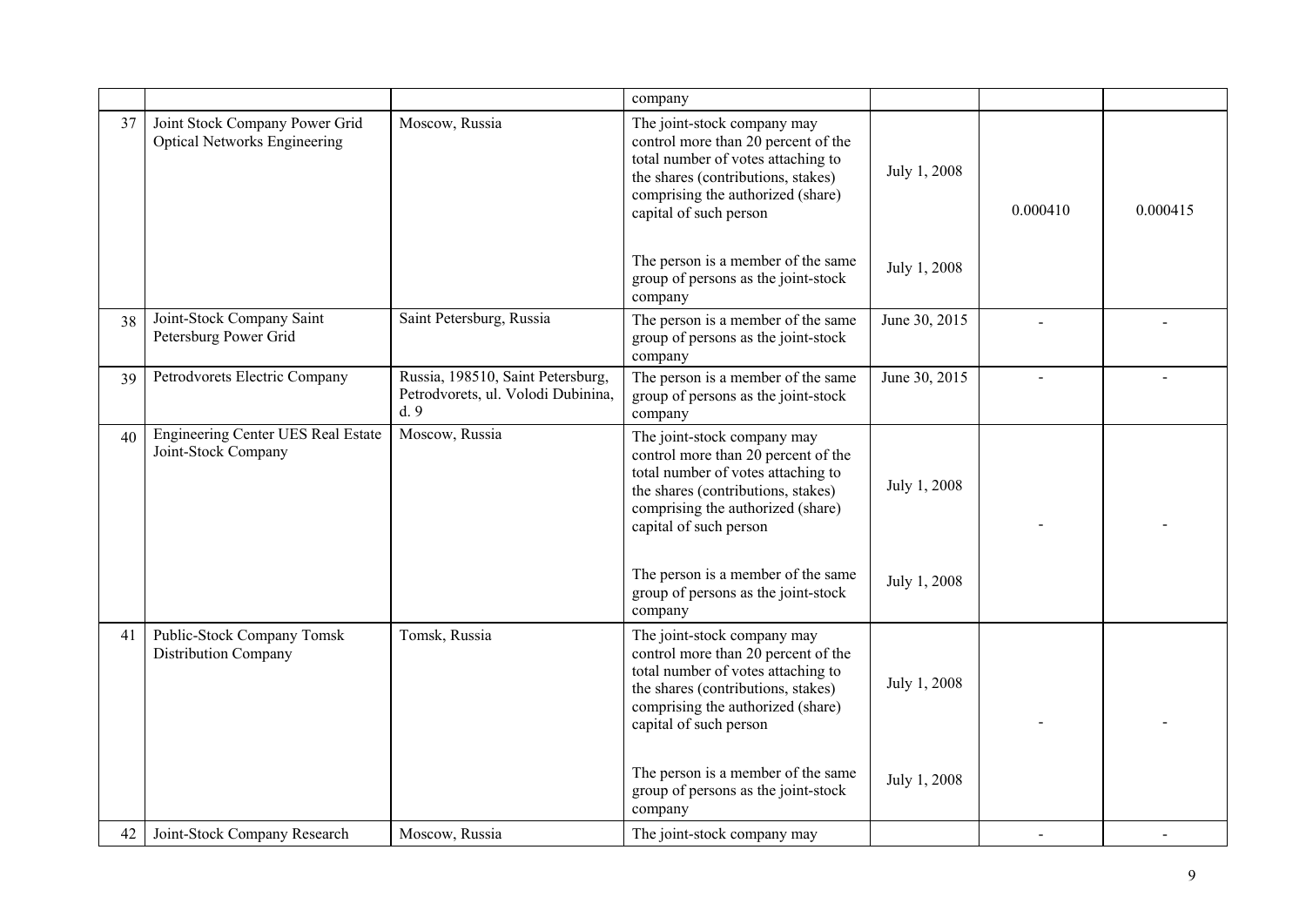| | | | | | | |
|---|---|---|---|---|---|---|
| | | | company | | | |
| 37 | Joint Stock Company Power Grid Optical Networks Engineering | Moscow, Russia | The joint-stock company may control more than 20 percent of the total number of votes attaching to the shares (contributions, stakes) comprising the authorized (share) capital of such person | July 1, 2008 | 0.000410 | 0.000415 |
| | | | The person is a member of the same group of persons as the joint-stock company | July 1, 2008 | | |
| 38 | Joint-Stock Company Saint Petersburg Power Grid | Saint Petersburg, Russia | The person is a member of the same group of persons as the joint-stock company | June 30, 2015 | - | - |
| 39 | Petrodvorets Electric Company | Russia, 198510, Saint Petersburg, Petrodvorets, ul. Volodi Dubinina, d. 9 | The person is a member of the same group of persons as the joint-stock company | June 30, 2015 | - | - |
| 40 | Engineering Center UES Real Estate Joint-Stock Company | Moscow, Russia | The joint-stock company may control more than 20 percent of the total number of votes attaching to the shares (contributions, stakes) comprising the authorized (share) capital of such person | July 1, 2008 | - | - |
| | | | The person is a member of the same group of persons as the joint-stock company | July 1, 2008 | | |
| 41 | Public-Stock Company Tomsk Distribution Company | Tomsk, Russia | The joint-stock company may control more than 20 percent of the total number of votes attaching to the shares (contributions, stakes) comprising the authorized (share) capital of such person | July 1, 2008 | - | - |
| | | | The person is a member of the same group of persons as the joint-stock company | July 1, 2008 | | |
| 42 | Joint-Stock Company Research | Moscow, Russia | The joint-stock company may | | - | - |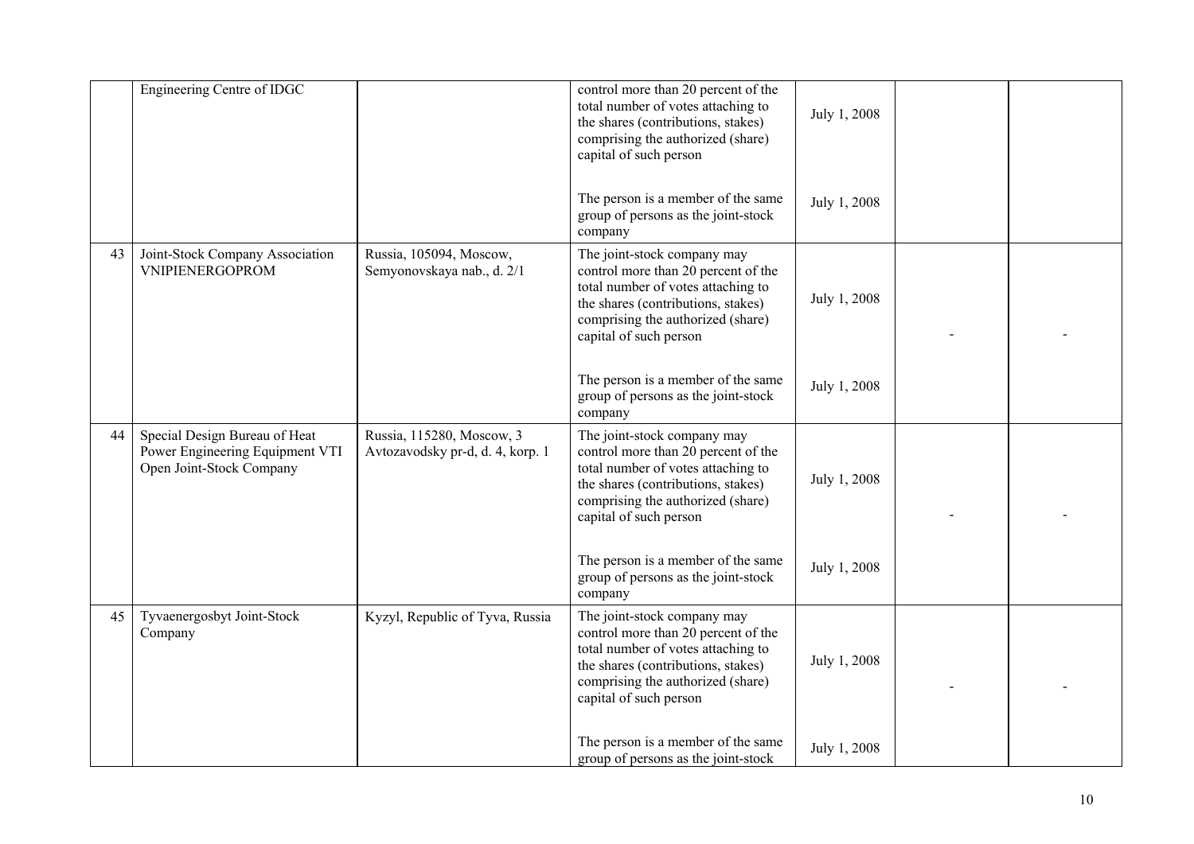| | | | | | | |
|---|---|---|---|---|---|---|
| | Engineering Centre of IDGC | | control more than 20 percent of the total number of votes attaching to the shares (contributions, stakes) comprising the authorized (share) capital of such person | July 1, 2008 | | |
| | | | The person is a member of the same group of persons as the joint-stock company | July 1, 2008 | | |
| 43 | Joint-Stock Company Association VNIPIENERGOPROM | Russia, 105094, Moscow, Semyonovskaya nab., d. 2/1 | The joint-stock company may control more than 20 percent of the total number of votes attaching to the shares (contributions, stakes) comprising the authorized (share) capital of such person | July 1, 2008 | - | - |
| | | | The person is a member of the same group of persons as the joint-stock company | July 1, 2008 | | |
| 44 | Special Design Bureau of Heat Power Engineering Equipment VTI Open Joint-Stock Company | Russia, 115280, Moscow, 3 Avtozavodsky pr-d, d. 4, korp. 1 | The joint-stock company may control more than 20 percent of the total number of votes attaching to the shares (contributions, stakes) comprising the authorized (share) capital of such person | July 1, 2008 | - | - |
| | | | The person is a member of the same group of persons as the joint-stock company | July 1, 2008 | | |
| 45 | Tyvaenergosbyt Joint-Stock Company | Kyzyl, Republic of Tyva, Russia | The joint-stock company may control more than 20 percent of the total number of votes attaching to the shares (contributions, stakes) comprising the authorized (share) capital of such person | July 1, 2008 | - | - |
| | | | The person is a member of the same group of persons as the joint-stock | July 1, 2008 | | |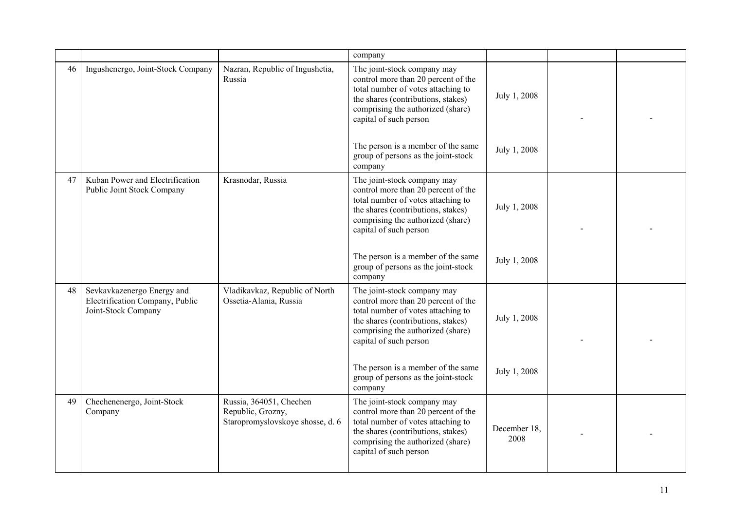| | | | company | | | |
|---|---|---|---|---|---|---|
| 46 | Ingushenergo, Joint-Stock Company | Nazran, Republic of Ingushetia, Russia | The joint-stock company may control more than 20 percent of the total number of votes attaching to the shares (contributions, stakes) comprising the authorized (share) capital of such person<br><br>The person is a member of the same group of persons as the joint-stock company | July 1, 2008<br><br>July 1, 2008 | - | - |
| 47 | Kuban Power and Electrification Public Joint Stock Company | Krasnodar, Russia | The joint-stock company may control more than 20 percent of the total number of votes attaching to the shares (contributions, stakes) comprising the authorized (share) capital of such person<br><br>The person is a member of the same group of persons as the joint-stock company | July 1, 2008<br><br>July 1, 2008 | - | - |
| 48 | Sevkavkazenergo Energy and Electrification Company, Public Joint-Stock Company | Vladikavkaz, Republic of North Ossetia-Alania, Russia | The joint-stock company may control more than 20 percent of the total number of votes attaching to the shares (contributions, stakes) comprising the authorized (share) capital of such person<br><br>The person is a member of the same group of persons as the joint-stock company | July 1, 2008<br><br>July 1, 2008 | - | - |
| 49 | Chechenenergo, Joint-Stock Company | Russia, 364051, Chechen Republic, Grozny, Staropromyslovskoye shosse, d. 6 | The joint-stock company may control more than 20 percent of the total number of votes attaching to the shares (contributions, stakes) comprising the authorized (share) capital of such person | December 18, 2008 | - | - |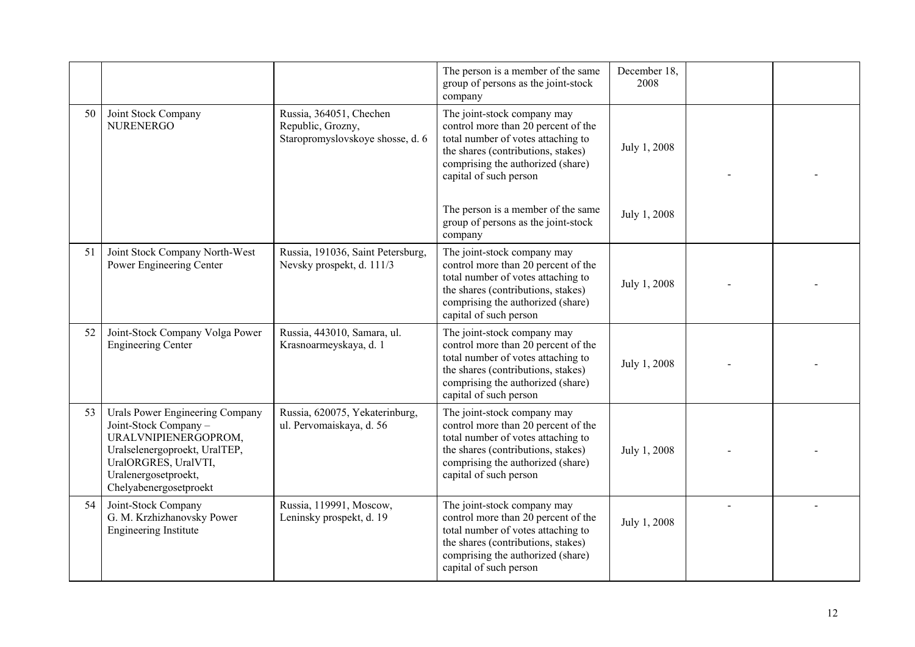|  |  |  |  |  |  |  |
|---|---|---|---|---|---|---|
|  |  |  | The person is a member of the same group of persons as the joint-stock company | December 18, 2008 |  |  |
| 50 | Joint Stock Company NURENERGO | Russia, 364051, Chechen Republic, Grozny, Staropromyslovskoye shosse, d. 6 | The joint-stock company may control more than 20 percent of the total number of votes attaching to the shares (contributions, stakes) comprising the authorized (share) capital of such person | July 1, 2008 | - | - |
|  |  |  | The person is a member of the same group of persons as the joint-stock company | July 1, 2008 |  |  |
| 51 | Joint Stock Company North-West Power Engineering Center | Russia, 191036, Saint Petersburg, Nevsky prospekt, d. 111/3 | The joint-stock company may control more than 20 percent of the total number of votes attaching to the shares (contributions, stakes) comprising the authorized (share) capital of such person | July 1, 2008 | - | - |
| 52 | Joint-Stock Company Volga Power Engineering Center | Russia, 443010, Samara, ul. Krasnoarmeyskaya, d. 1 | The joint-stock company may control more than 20 percent of the total number of votes attaching to the shares (contributions, stakes) comprising the authorized (share) capital of such person | July 1, 2008 | - | - |
| 53 | Urals Power Engineering Company Joint-Stock Company – URALVNIPIENERGOPROM, Uralselenergoproekt, UralTEP, UralORGRES, UralVTI, Uralenergosetproekt, Chelyabenergosetproekt | Russia, 620075, Yekaterinburg, ul. Pervomaiskaya, d. 56 | The joint-stock company may control more than 20 percent of the total number of votes attaching to the shares (contributions, stakes) comprising the authorized (share) capital of such person | July 1, 2008 | - | - |
| 54 | Joint-Stock Company G. M. Krzhizhanovsky Power Engineering Institute | Russia, 119991, Moscow, Leninsky prospekt, d. 19 | The joint-stock company may control more than 20 percent of the total number of votes attaching to the shares (contributions, stakes) comprising the authorized (share) capital of such person | July 1, 2008 | - | - |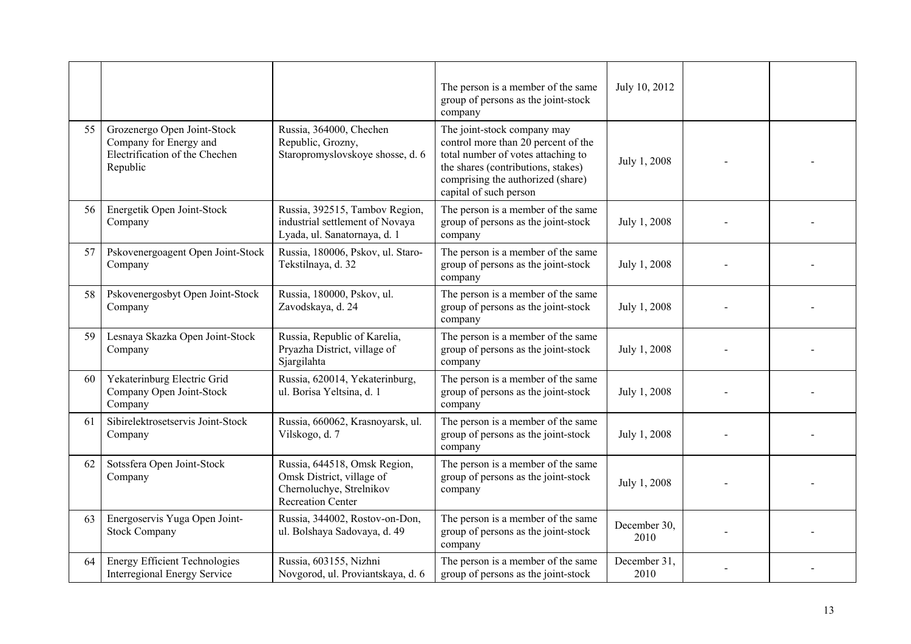| | | | | | | |
|---|---|---|---|---|---|---|
| | | | The person is a member of the same group of persons as the joint-stock company | July 10, 2012 | | |
| 55 | Grozenergo Open Joint-Stock Company for Energy and Electrification of the Chechen Republic | Russia, 364000, Chechen Republic, Grozny, Staropromyslovskoye shosse, d. 6 | The joint-stock company may control more than 20 percent of the total number of votes attaching to the shares (contributions, stakes) comprising the authorized (share) capital of such person | July 1, 2008 | - | - |
| 56 | Energetik Open Joint-Stock Company | Russia, 392515, Tambov Region, industrial settlement of Novaya Lyada, ul. Sanatornaya, d. 1 | The person is a member of the same group of persons as the joint-stock company | July 1, 2008 | - | - |
| 57 | Pskovenergoagent Open Joint-Stock Company | Russia, 180006, Pskov, ul. Staro-Tekstilnaya, d. 32 | The person is a member of the same group of persons as the joint-stock company | July 1, 2008 | - | - |
| 58 | Pskovenergosbyt Open Joint-Stock Company | Russia, 180000, Pskov, ul. Zavodskaya, d. 24 | The person is a member of the same group of persons as the joint-stock company | July 1, 2008 | - | - |
| 59 | Lesnaya Skazka Open Joint-Stock Company | Russia, Republic of Karelia, Pryazha District, village of Sjargilahta | The person is a member of the same group of persons as the joint-stock company | July 1, 2008 | - | - |
| 60 | Yekaterinburg Electric Grid Company Open Joint-Stock Company | Russia, 620014, Yekaterinburg, ul. Borisa Yeltsina, d. 1 | The person is a member of the same group of persons as the joint-stock company | July 1, 2008 | - | - |
| 61 | Sibirelektrosetservis Joint-Stock Company | Russia, 660062, Krasnoyarsk, ul. Vilskogo, d. 7 | The person is a member of the same group of persons as the joint-stock company | July 1, 2008 | - | - |
| 62 | Sotssfera Open Joint-Stock Company | Russia, 644518, Omsk Region, Omsk District, village of Chernoluchye, Strelnikov Recreation Center | The person is a member of the same group of persons as the joint-stock company | July 1, 2008 | - | - |
| 63 | Energoservis Yuga Open Joint-Stock Company | Russia, 344002, Rostov-on-Don, ul. Bolshaya Sadovaya, d. 49 | The person is a member of the same group of persons as the joint-stock company | December 30, 2010 | - | - |
| 64 | Energy Efficient Technologies Interregional Energy Service | Russia, 603155, Nizhni Novgorod, ul. Proviantskaya, d. 6 | The person is a member of the same group of persons as the joint-stock | December 31, 2010 | - | - |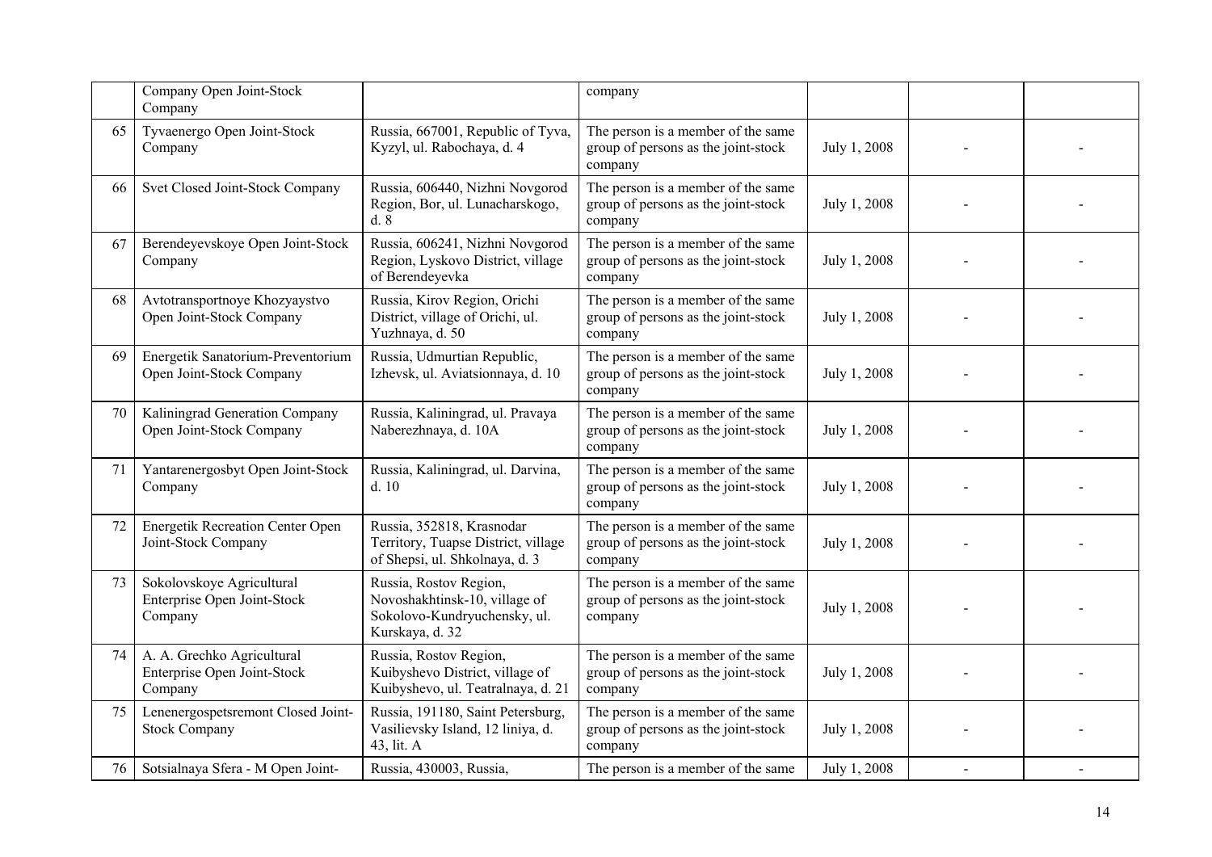| | | | | | | |
|---|---|---|---|---|---|---|
| | Company Open Joint-Stock Company | | company | | | |
| 65 | Tyvaenergo Open Joint-Stock Company | Russia, 667001, Republic of Tyva, Kyzyl, ul. Rabochaya, d. 4 | The person is a member of the same group of persons as the joint-stock company | July 1, 2008 | - | - |
| 66 | Svet Closed Joint-Stock Company | Russia, 606440, Nizhni Novgorod Region, Bor, ul. Lunacharskogo, d. 8 | The person is a member of the same group of persons as the joint-stock company | July 1, 2008 | - | - |
| 67 | Berendeyevskoye Open Joint-Stock Company | Russia, 606241, Nizhni Novgorod Region, Lyskovo District, village of Berendeyevka | The person is a member of the same group of persons as the joint-stock company | July 1, 2008 | - | - |
| 68 | Avtotransportnoye Khozyaystvo Open Joint-Stock Company | Russia, Kirov Region, Orichi District, village of Orichi, ul. Yuzhnaya, d. 50 | The person is a member of the same group of persons as the joint-stock company | July 1, 2008 | - | - |
| 69 | Energetik Sanatorium-Preventorium Open Joint-Stock Company | Russia, Udmurtian Republic, Izhevsk, ul. Aviatsionnaya, d. 10 | The person is a member of the same group of persons as the joint-stock company | July 1, 2008 | - | - |
| 70 | Kaliningrad Generation Company Open Joint-Stock Company | Russia, Kaliningrad, ul. Pravaya Naberezhnaya, d. 10A | The person is a member of the same group of persons as the joint-stock company | July 1, 2008 | - | - |
| 71 | Yantarenergosbyt Open Joint-Stock Company | Russia, Kaliningrad, ul. Darvina, d. 10 | The person is a member of the same group of persons as the joint-stock company | July 1, 2008 | - | - |
| 72 | Energetik Recreation Center Open Joint-Stock Company | Russia, 352818, Krasnodar Territory, Tuapse District, village of Shepsi, ul. Shkolnaya, d. 3 | The person is a member of the same group of persons as the joint-stock company | July 1, 2008 | - | - |
| 73 | Sokolovskoye Agricultural Enterprise Open Joint-Stock Company | Russia, Rostov Region, Novoshakhtinsk-10, village of Sokolovo-Kundryuchensky, ul. Kurskaya, d. 32 | The person is a member of the same group of persons as the joint-stock company | July 1, 2008 | - | - |
| 74 | A. A. Grechko Agricultural Enterprise Open Joint-Stock Company | Russia, Rostov Region, Kuibyshevo District, village of Kuibyshevo, ul. Teatralnaya, d. 21 | The person is a member of the same group of persons as the joint-stock company | July 1, 2008 | - | - |
| 75 | Lenenergospetsremont Closed Joint-Stock Company | Russia, 191180, Saint Petersburg, Vasilievsky Island, 12 liniya, d. 43, lit. A | The person is a member of the same group of persons as the joint-stock company | July 1, 2008 | - | - |
| 76 | Sotsialnaya Sfera - M Open Joint- | Russia, 430003, Russia, | The person is a member of the same | July 1, 2008 | - | - |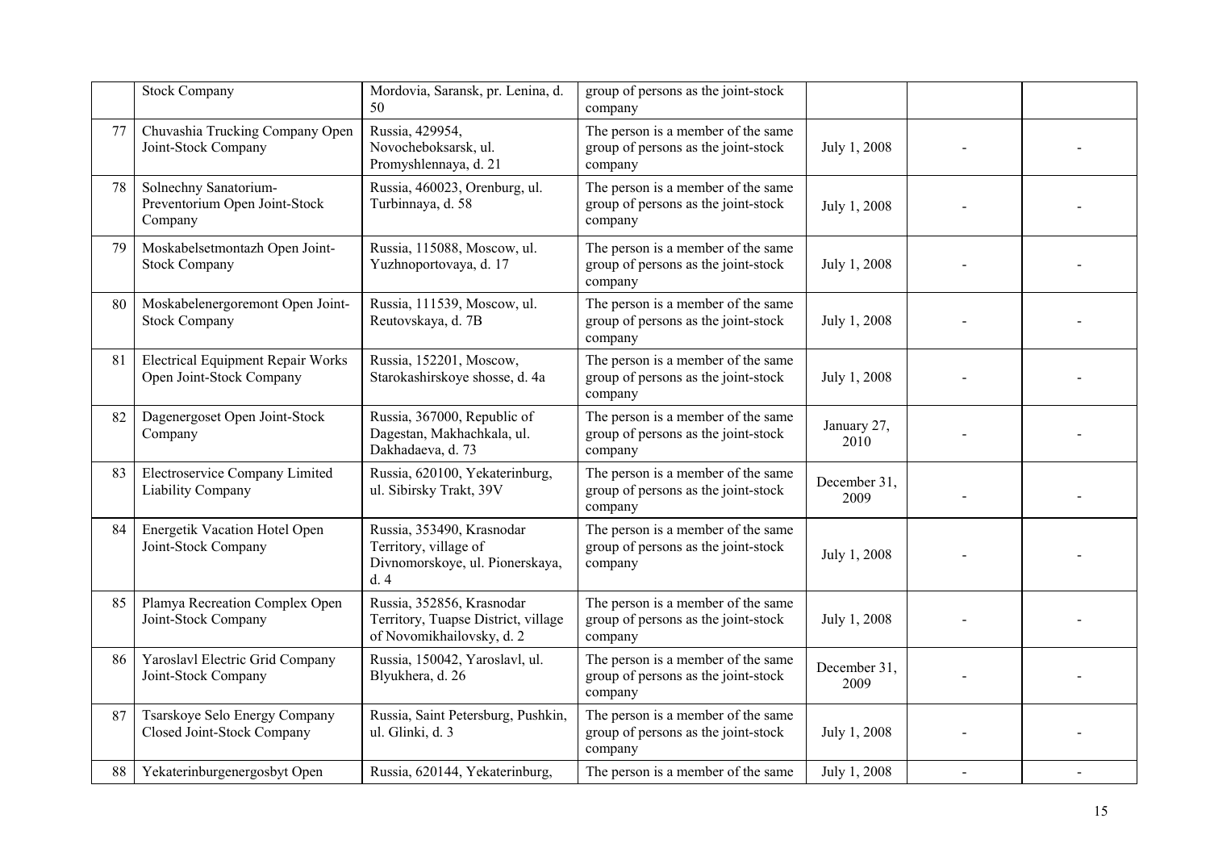| | | | | | | |
|---|---|---|---|---|---|---|
| | Stock Company | Mordovia, Saransk, pr. Lenina, d. 50 | group of persons as the joint-stock company | | | |
| 77 | Chuvashia Trucking Company Open Joint-Stock Company | Russia, 429954, Novocheboksarsk, ul. Promyshlennaya, d. 21 | The person is a member of the same group of persons as the joint-stock company | July 1, 2008 | - | - |
| 78 | Solnechny Sanatorium-Preventorium Open Joint-Stock Company | Russia, 460023, Orenburg, ul. Turbinnaya, d. 58 | The person is a member of the same group of persons as the joint-stock company | July 1, 2008 | - | - |
| 79 | Moskabelsetmontazh Open Joint-Stock Company | Russia, 115088, Moscow, ul. Yuzhnoportovaya, d. 17 | The person is a member of the same group of persons as the joint-stock company | July 1, 2008 | - | - |
| 80 | Moskabelenergoremont Open Joint-Stock Company | Russia, 111539, Moscow, ul. Reutovskaya, d. 7B | The person is a member of the same group of persons as the joint-stock company | July 1, 2008 | - | - |
| 81 | Electrical Equipment Repair Works Open Joint-Stock Company | Russia, 152201, Moscow, Starokashirskoye shosse, d. 4a | The person is a member of the same group of persons as the joint-stock company | July 1, 2008 | - | - |
| 82 | Dagenergoset Open Joint-Stock Company | Russia, 367000, Republic of Dagestan, Makhachkala, ul. Dakhadaeva, d. 73 | The person is a member of the same group of persons as the joint-stock company | January 27, 2010 | - | - |
| 83 | Electroservice Company Limited Liability Company | Russia, 620100, Yekaterinburg, ul. Sibirsky Trakt, 39V | The person is a member of the same group of persons as the joint-stock company | December 31, 2009 | - | - |
| 84 | Energetik Vacation Hotel Open Joint-Stock Company | Russia, 353490, Krasnodar Territory, village of Divnomorskoye, ul. Pionerskaya, d. 4 | The person is a member of the same group of persons as the joint-stock company | July 1, 2008 | - | - |
| 85 | Plamya Recreation Complex Open Joint-Stock Company | Russia, 352856, Krasnodar Territory, Tuapse District, village of Novomikhailovsky, d. 2 | The person is a member of the same group of persons as the joint-stock company | July 1, 2008 | - | - |
| 86 | Yaroslavl Electric Grid Company Joint-Stock Company | Russia, 150042, Yaroslavl, ul. Blyukhera, d. 26 | The person is a member of the same group of persons as the joint-stock company | December 31, 2009 | - | - |
| 87 | Tsarskoye Selo Energy Company Closed Joint-Stock Company | Russia, Saint Petersburg, Pushkin, ul. Glinki, d. 3 | The person is a member of the same group of persons as the joint-stock company | July 1, 2008 | - | - |
| 88 | Yekaterinburgenergosbyt Open | Russia, 620144, Yekaterinburg, | The person is a member of the same | July 1, 2008 | - | - |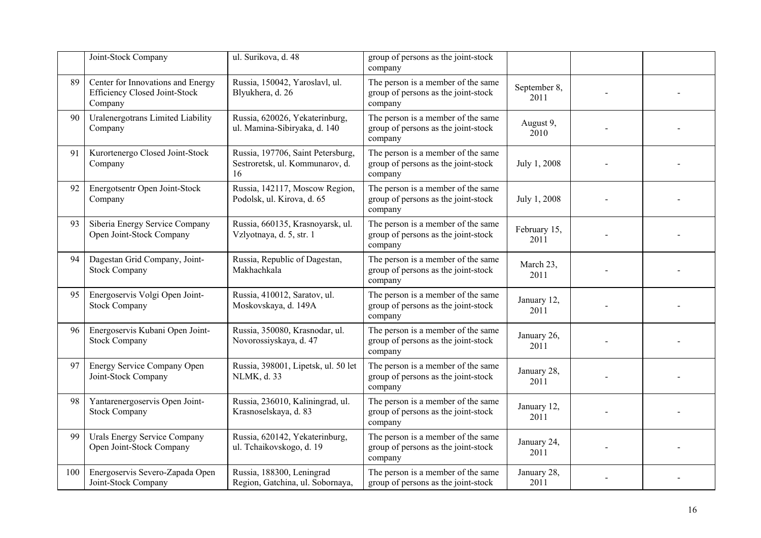| | | | | | | |
|---|---|---|---|---|---|---|
| | Joint-Stock Company | ul. Surikova, d. 48 | group of persons as the joint-stock company | | | |
| 89 | Center for Innovations and Energy Efficiency Closed Joint-Stock Company | Russia, 150042, Yaroslavl, ul. Blyukhera, d. 26 | The person is a member of the same group of persons as the joint-stock company | September 8, 2011 | - | - |
| 90 | Uralenergotrans Limited Liability Company | Russia, 620026, Yekaterinburg, ul. Mamina-Sibiryaka, d. 140 | The person is a member of the same group of persons as the joint-stock company | August 9, 2010 | - | - |
| 91 | Kurortenergo Closed Joint-Stock Company | Russia, 197706, Saint Petersburg, Sestroretsk, ul. Kommunarov, d. 16 | The person is a member of the same group of persons as the joint-stock company | July 1, 2008 | - | - |
| 92 | Energotsentr Open Joint-Stock Company | Russia, 142117, Moscow Region, Podolsk, ul. Kirova, d. 65 | The person is a member of the same group of persons as the joint-stock company | July 1, 2008 | - | - |
| 93 | Siberia Energy Service Company Open Joint-Stock Company | Russia, 660135, Krasnoyarsk, ul. Vzlyotnaya, d. 5, str. 1 | The person is a member of the same group of persons as the joint-stock company | February 15, 2011 | - | - |
| 94 | Dagestan Grid Company, Joint-Stock Company | Russia, Republic of Dagestan, Makhachkala | The person is a member of the same group of persons as the joint-stock company | March 23, 2011 | - | - |
| 95 | Energoservis Volgi Open Joint-Stock Company | Russia, 410012, Saratov, ul. Moskovskaya, d. 149A | The person is a member of the same group of persons as the joint-stock company | January 12, 2011 | - | - |
| 96 | Energoservis Kubani Open Joint-Stock Company | Russia, 350080, Krasnodar, ul. Novorossiyskaya, d. 47 | The person is a member of the same group of persons as the joint-stock company | January 26, 2011 | - | - |
| 97 | Energy Service Company Open Joint-Stock Company | Russia, 398001, Lipetsk, ul. 50 let NLMK, d. 33 | The person is a member of the same group of persons as the joint-stock company | January 28, 2011 | - | - |
| 98 | Yantarenergoservis Open Joint-Stock Company | Russia, 236010, Kaliningrad, ul. Krasnoselskaya, d. 83 | The person is a member of the same group of persons as the joint-stock company | January 12, 2011 | - | - |
| 99 | Urals Energy Service Company Open Joint-Stock Company | Russia, 620142, Yekaterinburg, ul. Tchaikovskogo, d. 19 | The person is a member of the same group of persons as the joint-stock company | January 24, 2011 | - | - |
| 100 | Energoservis Severo-Zapada Open Joint-Stock Company | Russia, 188300, Leningrad Region, Gatchina, ul. Sobornaya, | The person is a member of the same group of persons as the joint-stock | January 28, 2011 | - | - |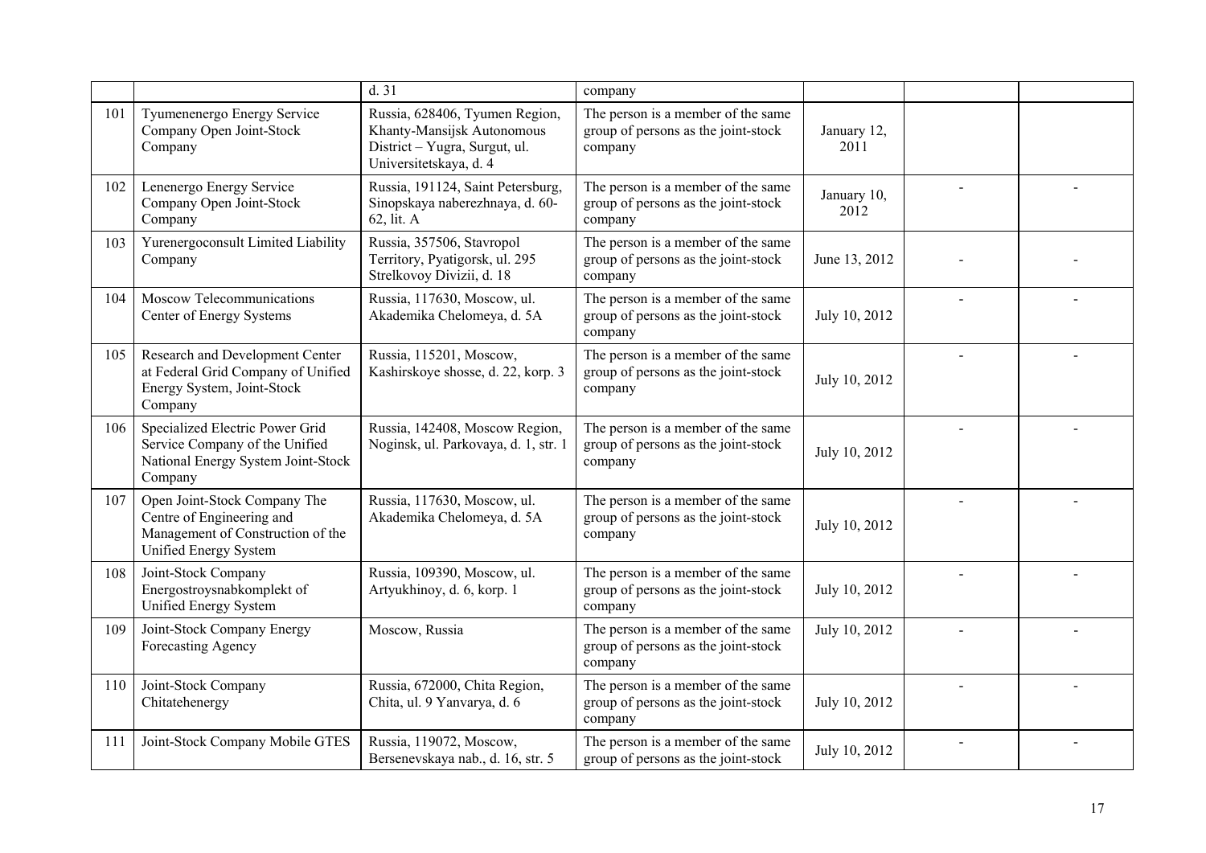| | | | | | | |
|---|---|---|---|---|---|---|
| | | d. 31 | company | | | |
| 101 | Tyumenenergo Energy Service Company Open Joint-Stock Company | Russia, 628406, Tyumen Region, Khanty-Mansijsk Autonomous District – Yugra, Surgut, ul. Universitetskaya, d. 4 | The person is a member of the same group of persons as the joint-stock company | January 12, 2011 | | |
| 102 | Lenenergo Energy Service Company Open Joint-Stock Company | Russia, 191124, Saint Petersburg, Sinopskaya naberezhnaya, d. 60-62, lit. A | The person is a member of the same group of persons as the joint-stock company | January 10, 2012 | - | - |
| 103 | Yurenergoconsult Limited Liability Company | Russia, 357506, Stavropol Territory, Pyatigorsk, ul. 295 Strelkovoy Divizii, d. 18 | The person is a member of the same group of persons as the joint-stock company | June 13, 2012 | - | - |
| 104 | Moscow Telecommunications Center of Energy Systems | Russia, 117630, Moscow, ul. Akademika Chelomeya, d. 5A | The person is a member of the same group of persons as the joint-stock company | July 10, 2012 | - | - |
| 105 | Research and Development Center at Federal Grid Company of Unified Energy System, Joint-Stock Company | Russia, 115201, Moscow, Kashirskoye shosse, d. 22, korp. 3 | The person is a member of the same group of persons as the joint-stock company | July 10, 2012 | - | - |
| 106 | Specialized Electric Power Grid Service Company of the Unified National Energy System Joint-Stock Company | Russia, 142408, Moscow Region, Noginsk, ul. Parkovaya, d. 1, str. 1 | The person is a member of the same group of persons as the joint-stock company | July 10, 2012 | - | - |
| 107 | Open Joint-Stock Company The Centre of Engineering and Management of Construction of the Unified Energy System | Russia, 117630, Moscow, ul. Akademika Chelomeya, d. 5A | The person is a member of the same group of persons as the joint-stock company | July 10, 2012 | - | - |
| 108 | Joint-Stock Company Energostroysnabkomplekt of Unified Energy System | Russia, 109390, Moscow, ul. Artyukhinoy, d. 6, korp. 1 | The person is a member of the same group of persons as the joint-stock company | July 10, 2012 | - | - |
| 109 | Joint-Stock Company Energy Forecasting Agency | Moscow, Russia | The person is a member of the same group of persons as the joint-stock company | July 10, 2012 | - | - |
| 110 | Joint-Stock Company Chitatehenergy | Russia, 672000, Chita Region, Chita, ul. 9 Yanvarya, d. 6 | The person is a member of the same group of persons as the joint-stock company | July 10, 2012 | - | - |
| 111 | Joint-Stock Company Mobile GTES | Russia, 119072, Moscow, Bersenevskaya nab., d. 16, str. 5 | The person is a member of the same group of persons as the joint-stock | July 10, 2012 | - | - |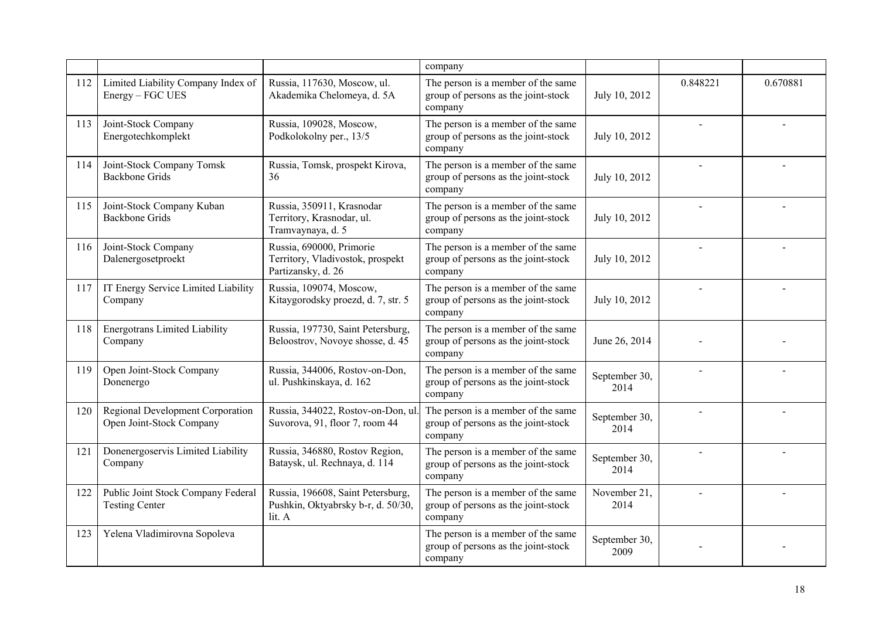| | | | company | | | |
|---|---|---|---|---|---|---|
| 112 | Limited Liability Company Index of Energy – FGC UES | Russia, 117630, Moscow, ul. Akademika Chelomeya, d. 5A | The person is a member of the same group of persons as the joint-stock company | July 10, 2012 | 0.848221 | 0.670881 |
| 113 | Joint-Stock Company Energotechkomplekt | Russia, 109028, Moscow, Podkolokolny per., 13/5 | The person is a member of the same group of persons as the joint-stock company | July 10, 2012 | - | - |
| 114 | Joint-Stock Company Tomsk Backbone Grids | Russia, Tomsk, prospekt Kirova, 36 | The person is a member of the same group of persons as the joint-stock company | July 10, 2012 | - | - |
| 115 | Joint-Stock Company Kuban Backbone Grids | Russia, 350911, Krasnodar Territory, Krasnodar, ul. Tramvaynaya, d. 5 | The person is a member of the same group of persons as the joint-stock company | July 10, 2012 | - | - |
| 116 | Joint-Stock Company Dalenergosetproekt | Russia, 690000, Primorie Territory, Vladivostok, prospekt Partizansky, d. 26 | The person is a member of the same group of persons as the joint-stock company | July 10, 2012 | - | - |
| 117 | IT Energy Service Limited Liability Company | Russia, 109074, Moscow, Kitaygorodsky proezd, d. 7, str. 5 | The person is a member of the same group of persons as the joint-stock company | July 10, 2012 | - | - |
| 118 | Energotrans Limited Liability Company | Russia, 197730, Saint Petersburg, Beloostrov, Novoye shosse, d. 45 | The person is a member of the same group of persons as the joint-stock company | June 26, 2014 | - | - |
| 119 | Open Joint-Stock Company Donenergo | Russia, 344006, Rostov-on-Don, ul. Pushkinskaya, d. 162 | The person is a member of the same group of persons as the joint-stock company | September 30, 2014 | - | - |
| 120 | Regional Development Corporation Open Joint-Stock Company | Russia, 344022, Rostov-on-Don, ul. Suvorova, 91, floor 7, room 44 | The person is a member of the same group of persons as the joint-stock company | September 30, 2014 | - | - |
| 121 | Donenergoservis Limited Liability Company | Russia, 346880, Rostov Region, Bataysk, ul. Rechnaya, d. 114 | The person is a member of the same group of persons as the joint-stock company | September 30, 2014 | - | - |
| 122 | Public Joint Stock Company Federal Testing Center | Russia, 196608, Saint Petersburg, Pushkin, Oktyabrsky b-r, d. 50/30, lit. A | The person is a member of the same group of persons as the joint-stock company | November 21, 2014 | - | - |
| 123 | Yelena Vladimirovna Sopoleva | | The person is a member of the same group of persons as the joint-stock company | September 30, 2009 | - | - |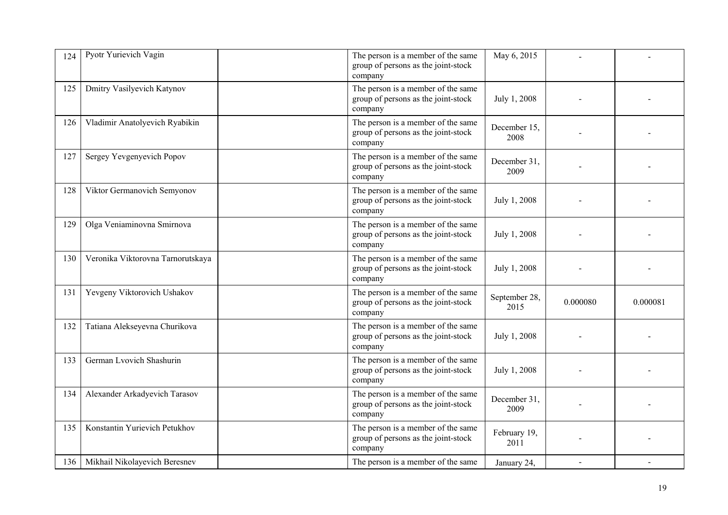| 124 | Pyotr Yurievich Vagin | | The person is a member of the same group of persons as the joint-stock company | May 6, 2015 | - | - |
|---|---|---|---|---|---|---|
| 125 | Dmitry Vasilyevich Katynov | | The person is a member of the same group of persons as the joint-stock company | July 1, 2008 | - | - |
| 126 | Vladimir Anatolyevich Ryabikin | | The person is a member of the same group of persons as the joint-stock company | December 15, 2008 | - | - |
| 127 | Sergey Yevgenyevich Popov | | The person is a member of the same group of persons as the joint-stock company | December 31, 2009 | - | - |
| 128 | Viktor Germanovich Semyonov | | The person is a member of the same group of persons as the joint-stock company | July 1, 2008 | - | - |
| 129 | Olga Veniaminovna Smirnova | | The person is a member of the same group of persons as the joint-stock company | July 1, 2008 | - | - |
| 130 | Veronika Viktorovna Tarnorutskaya | | The person is a member of the same group of persons as the joint-stock company | July 1, 2008 | - | - |
| 131 | Yevgeny Viktorovich Ushakov | | The person is a member of the same group of persons as the joint-stock company | September 28, 2015 | 0.000080 | 0.000081 |
| 132 | Tatiana Alekseyevna Churikova | | The person is a member of the same group of persons as the joint-stock company | July 1, 2008 | - | - |
| 133 | German Lvovich Shashurin | | The person is a member of the same group of persons as the joint-stock company | July 1, 2008 | - | - |
| 134 | Alexander Arkadyevich Tarasov | | The person is a member of the same group of persons as the joint-stock company | December 31, 2009 | - | - |
| 135 | Konstantin Yurievich Petukhov | | The person is a member of the same group of persons as the joint-stock company | February 19, 2011 | - | - |
| 136 | Mikhail Nikolayevich Beresnev | | The person is a member of the same | January 24, | - | - |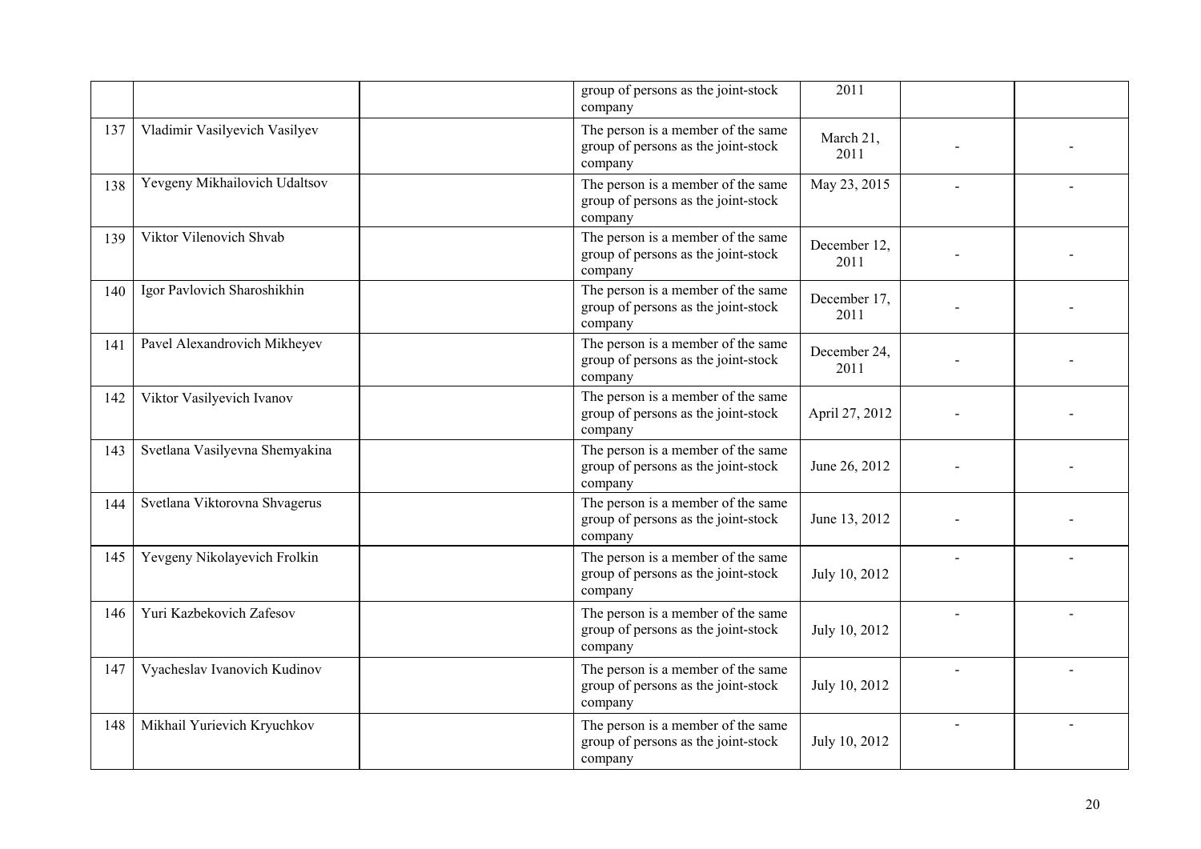| | | | group of persons as the joint-stock company | 2011 | | |
|---|---|---|---|---|---|---|
| 137 | Vladimir Vasilyevich Vasilyev | | The person is a member of the same group of persons as the joint-stock company | March 21, 2011 | - | - |
| 138 | Yevgeny Mikhailovich Udaltsov | | The person is a member of the same group of persons as the joint-stock company | May 23, 2015 | - | - |
| 139 | Viktor Vilenovich Shvab | | The person is a member of the same group of persons as the joint-stock company | December 12, 2011 | - | - |
| 140 | Igor Pavlovich Sharoshikhin | | The person is a member of the same group of persons as the joint-stock company | December 17, 2011 | - | - |
| 141 | Pavel Alexandrovich Mikheyev | | The person is a member of the same group of persons as the joint-stock company | December 24, 2011 | - | - |
| 142 | Viktor Vasilyevich Ivanov | | The person is a member of the same group of persons as the joint-stock company | April 27, 2012 | - | - |
| 143 | Svetlana Vasilyevna Shemyakina | | The person is a member of the same group of persons as the joint-stock company | June 26, 2012 | - | - |
| 144 | Svetlana Viktorovna Shvagerus | | The person is a member of the same group of persons as the joint-stock company | June 13, 2012 | - | - |
| 145 | Yevgeny Nikolayevich Frolkin | | The person is a member of the same group of persons as the joint-stock company | July 10, 2012 | - | - |
| 146 | Yuri Kazbekovich Zafesov | | The person is a member of the same group of persons as the joint-stock company | July 10, 2012 | - | - |
| 147 | Vyacheslav Ivanovich Kudinov | | The person is a member of the same group of persons as the joint-stock company | July 10, 2012 | - | - |
| 148 | Mikhail Yurievich Kryuchkov | | The person is a member of the same group of persons as the joint-stock company | July 10, 2012 | - | - |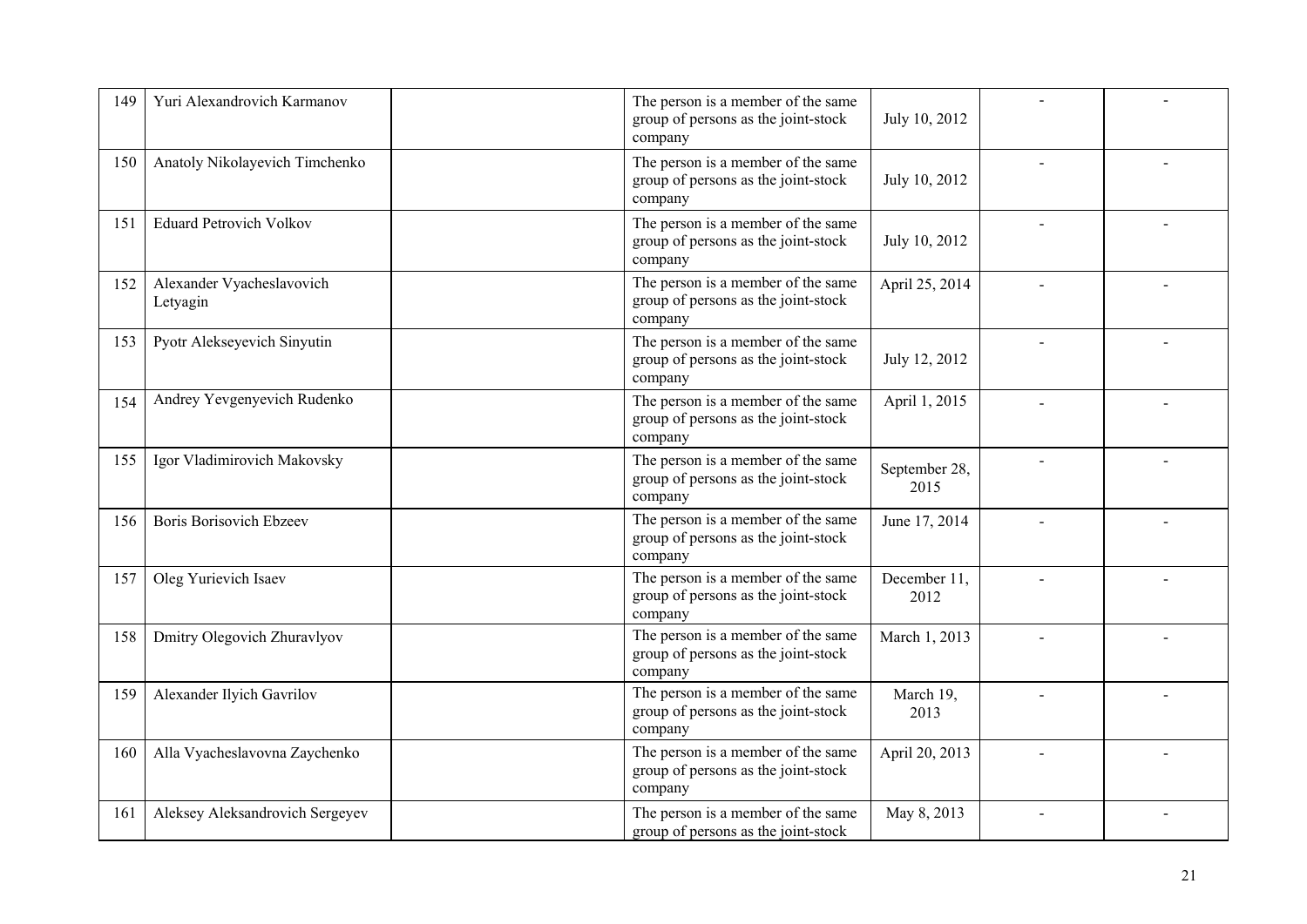| | | | | | | |
|---|---|---|---|---|---|---|
| 149 | Yuri Alexandrovich Karmanov | | The person is a member of the same group of persons as the joint-stock company | July 10, 2012 | - | - |
| 150 | Anatoly Nikolayevich Timchenko | | The person is a member of the same group of persons as the joint-stock company | July 10, 2012 | - | - |
| 151 | Eduard Petrovich Volkov | | The person is a member of the same group of persons as the joint-stock company | July 10, 2012 | - | - |
| 152 | Alexander Vyacheslavovich Letyagin | | The person is a member of the same group of persons as the joint-stock company | April 25, 2014 | - | - |
| 153 | Pyotr Alekseyevich Sinyutin | | The person is a member of the same group of persons as the joint-stock company | July 12, 2012 | - | - |
| 154 | Andrey Yevgenyevich Rudenko | | The person is a member of the same group of persons as the joint-stock company | April 1, 2015 | - | - |
| 155 | Igor Vladimirovich Makovsky | | The person is a member of the same group of persons as the joint-stock company | September 28, 2015 | - | - |
| 156 | Boris Borisovich Ebzeev | | The person is a member of the same group of persons as the joint-stock company | June 17, 2014 | - | - |
| 157 | Oleg Yurievich Isaev | | The person is a member of the same group of persons as the joint-stock company | December 11, 2012 | - | - |
| 158 | Dmitry Olegovich Zhuravlyov | | The person is a member of the same group of persons as the joint-stock company | March 1, 2013 | - | - |
| 159 | Alexander Ilyich Gavrilov | | The person is a member of the same group of persons as the joint-stock company | March 19, 2013 | - | - |
| 160 | Alla Vyacheslavovna Zaychenko | | The person is a member of the same group of persons as the joint-stock company | April 20, 2013 | - | - |
| 161 | Aleksey Aleksandrovich Sergeyev | | The person is a member of the same group of persons as the joint-stock | May 8, 2013 | - | - |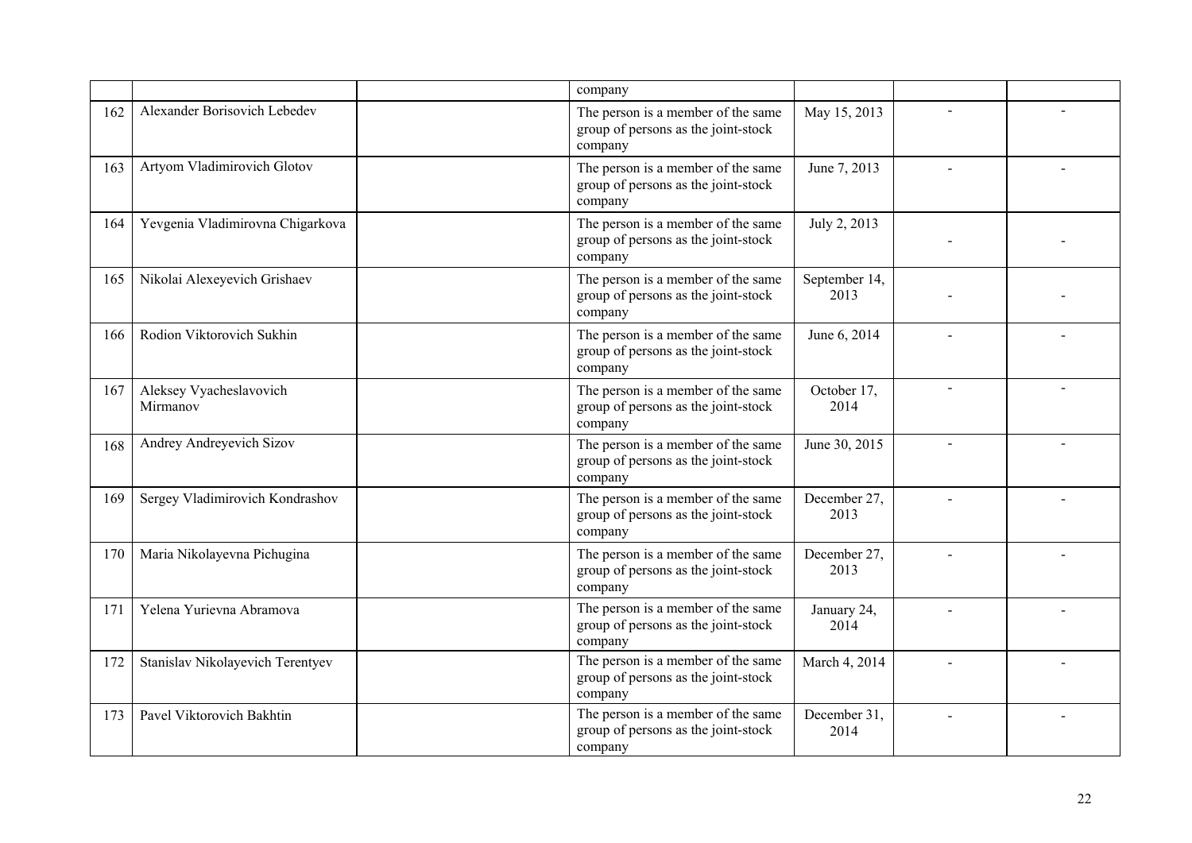|  |  |  | company |  |  |  |
|---|---|---|---|---|---|---|
| 162 | Alexander Borisovich Lebedev |  | The person is a member of the same group of persons as the joint-stock company | May 15, 2013 | - | - |
| 163 | Artyom Vladimirovich Glotov |  | The person is a member of the same group of persons as the joint-stock company | June 7, 2013 | - | - |
| 164 | Yevgenia Vladimirovna Chigarkova |  | The person is a member of the same group of persons as the joint-stock company | July 2, 2013 | - | - |
| 165 | Nikolai Alexeyevich Grishaev |  | The person is a member of the same group of persons as the joint-stock company | September 14, 2013 | - | - |
| 166 | Rodion Viktorovich Sukhin |  | The person is a member of the same group of persons as the joint-stock company | June 6, 2014 | - | - |
| 167 | Aleksey Vyacheslavovich Mirmanov |  | The person is a member of the same group of persons as the joint-stock company | October 17, 2014 | - | - |
| 168 | Andrey Andreyevich Sizov |  | The person is a member of the same group of persons as the joint-stock company | June 30, 2015 | - | - |
| 169 | Sergey Vladimirovich Kondrashov |  | The person is a member of the same group of persons as the joint-stock company | December 27, 2013 | - | - |
| 170 | Maria Nikolayevna Pichugina |  | The person is a member of the same group of persons as the joint-stock company | December 27, 2013 | - | - |
| 171 | Yelena Yurievna Abramova |  | The person is a member of the same group of persons as the joint-stock company | January 24, 2014 | - | - |
| 172 | Stanislav Nikolayevich Terentyev |  | The person is a member of the same group of persons as the joint-stock company | March 4, 2014 | - | - |
| 173 | Pavel Viktorovich Bakhtin |  | The person is a member of the same group of persons as the joint-stock company | December 31, 2014 | - | - |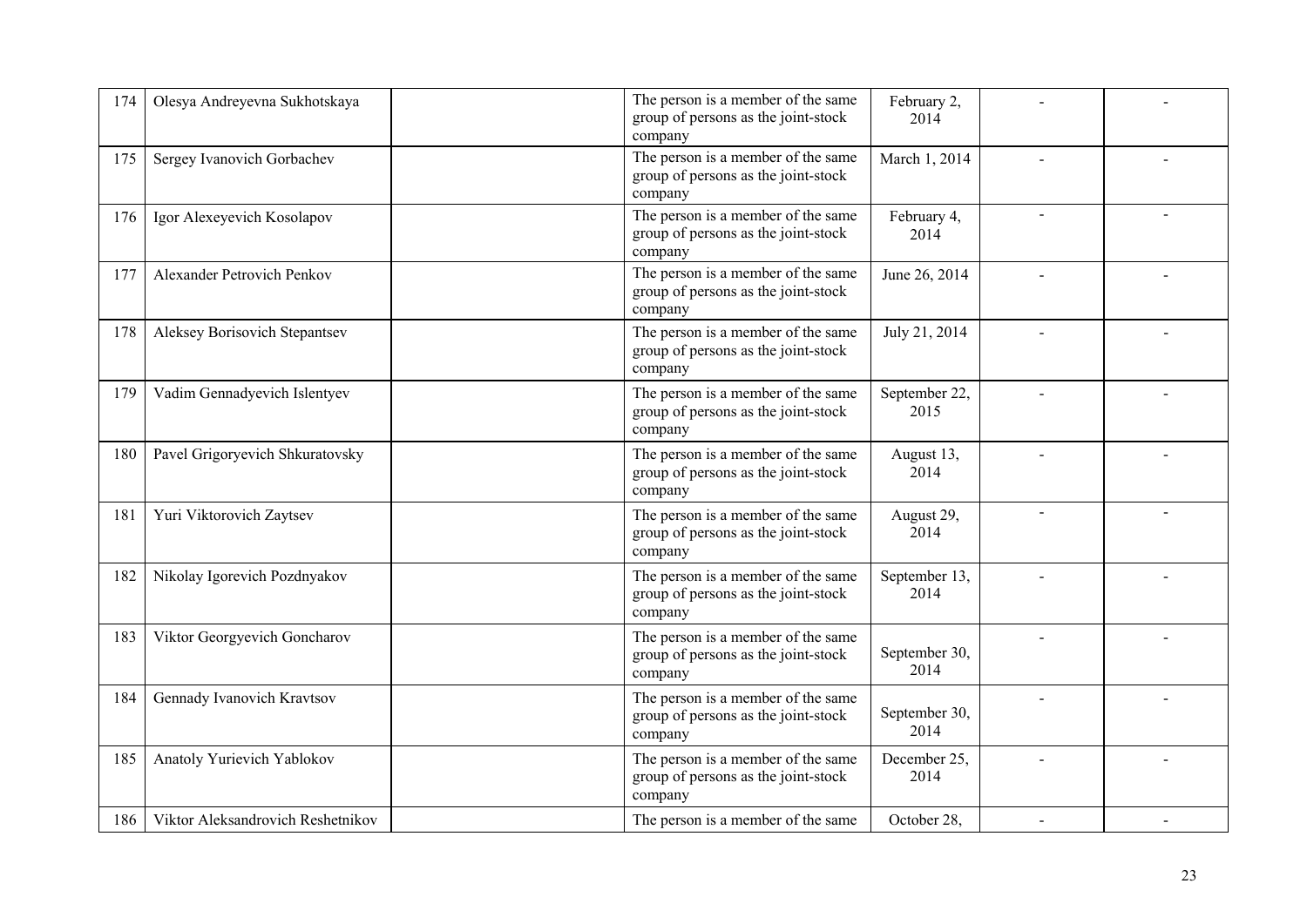| | | | | | | |
|---|---|---|---|---|---|---|
| 174 | Olesya Andreyevna Sukhotskaya | | The person is a member of the same group of persons as the joint-stock company | February 2, 2014 | - | - |
| 175 | Sergey Ivanovich Gorbachev | | The person is a member of the same group of persons as the joint-stock company | March 1, 2014 | - | - |
| 176 | Igor Alexeyevich Kosolapov | | The person is a member of the same group of persons as the joint-stock company | February 4, 2014 | - | - |
| 177 | Alexander Petrovich Penkov | | The person is a member of the same group of persons as the joint-stock company | June 26, 2014 | - | - |
| 178 | Aleksey Borisovich Stepantsev | | The person is a member of the same group of persons as the joint-stock company | July 21, 2014 | - | - |
| 179 | Vadim Gennadyevich Islentyev | | The person is a member of the same group of persons as the joint-stock company | September 22, 2015 | - | - |
| 180 | Pavel Grigoryevich Shkuratovsky | | The person is a member of the same group of persons as the joint-stock company | August 13, 2014 | - | - |
| 181 | Yuri Viktorovich Zaytsev | | The person is a member of the same group of persons as the joint-stock company | August 29, 2014 | - | - |
| 182 | Nikolay Igorevich Pozdnyakov | | The person is a member of the same group of persons as the joint-stock company | September 13, 2014 | - | - |
| 183 | Viktor Georgyevich Goncharov | | The person is a member of the same group of persons as the joint-stock company | September 30, 2014 | - | - |
| 184 | Gennady Ivanovich Kravtsov | | The person is a member of the same group of persons as the joint-stock company | September 30, 2014 | - | - |
| 185 | Anatoly Yurievich Yablokov | | The person is a member of the same group of persons as the joint-stock company | December 25, 2014 | - | - |
| 186 | Viktor Aleksandrovich Reshetnikov | | The person is a member of the same | October 28, | - | - |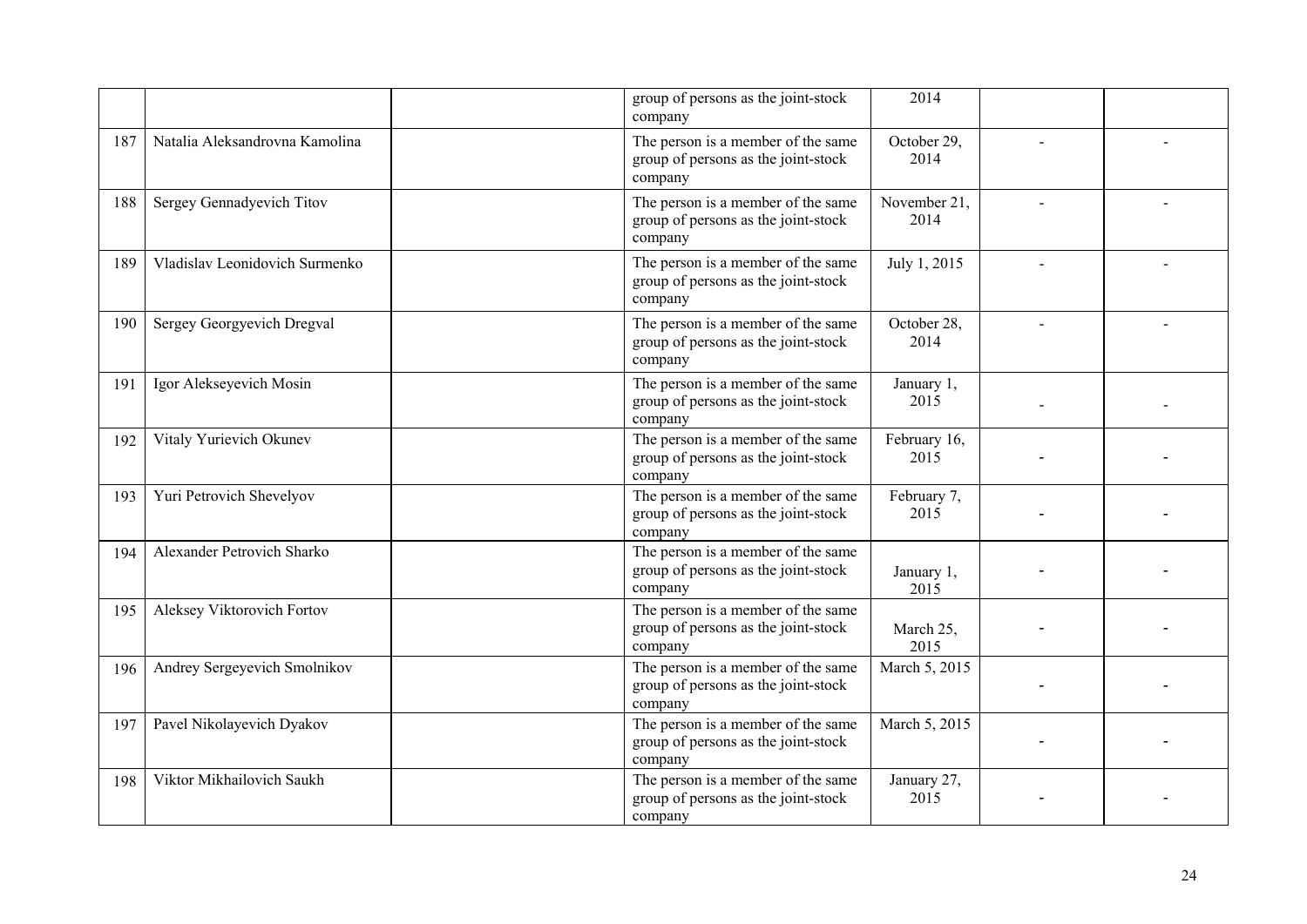| | | | | | | |
|---|---|---|---|---|---|---|
| | | | group of persons as the joint-stock company | 2014 | | |
| 187 | Natalia Aleksandrovna Kamolina | | The person is a member of the same group of persons as the joint-stock company | October 29, 2014 | - | - |
| 188 | Sergey Gennadyevich Titov | | The person is a member of the same group of persons as the joint-stock company | November 21, 2014 | - | - |
| 189 | Vladislav Leonidovich Surmenko | | The person is a member of the same group of persons as the joint-stock company | July 1, 2015 | - | - |
| 190 | Sergey Georgyevich Dregval | | The person is a member of the same group of persons as the joint-stock company | October 28, 2014 | - | - |
| 191 | Igor Alekseyevich Mosin | | The person is a member of the same group of persons as the joint-stock company | January 1, 2015 | - | - |
| 192 | Vitaly Yurievich Okunev | | The person is a member of the same group of persons as the joint-stock company | February 16, 2015 | - | - |
| 193 | Yuri Petrovich Shevelyov | | The person is a member of the same group of persons as the joint-stock company | February 7, 2015 | - | - |
| 194 | Alexander Petrovich Sharko | | The person is a member of the same group of persons as the joint-stock company | January 1, 2015 | - | - |
| 195 | Aleksey Viktorovich Fortov | | The person is a member of the same group of persons as the joint-stock company | March 25, 2015 | - | - |
| 196 | Andrey Sergeyevich Smolnikov | | The person is a member of the same group of persons as the joint-stock company | March 5, 2015 | - | - |
| 197 | Pavel Nikolayevich Dyakov | | The person is a member of the same group of persons as the joint-stock company | March 5, 2015 | - | - |
| 198 | Viktor Mikhailovich Saukh | | The person is a member of the same group of persons as the joint-stock company | January 27, 2015 | - | - |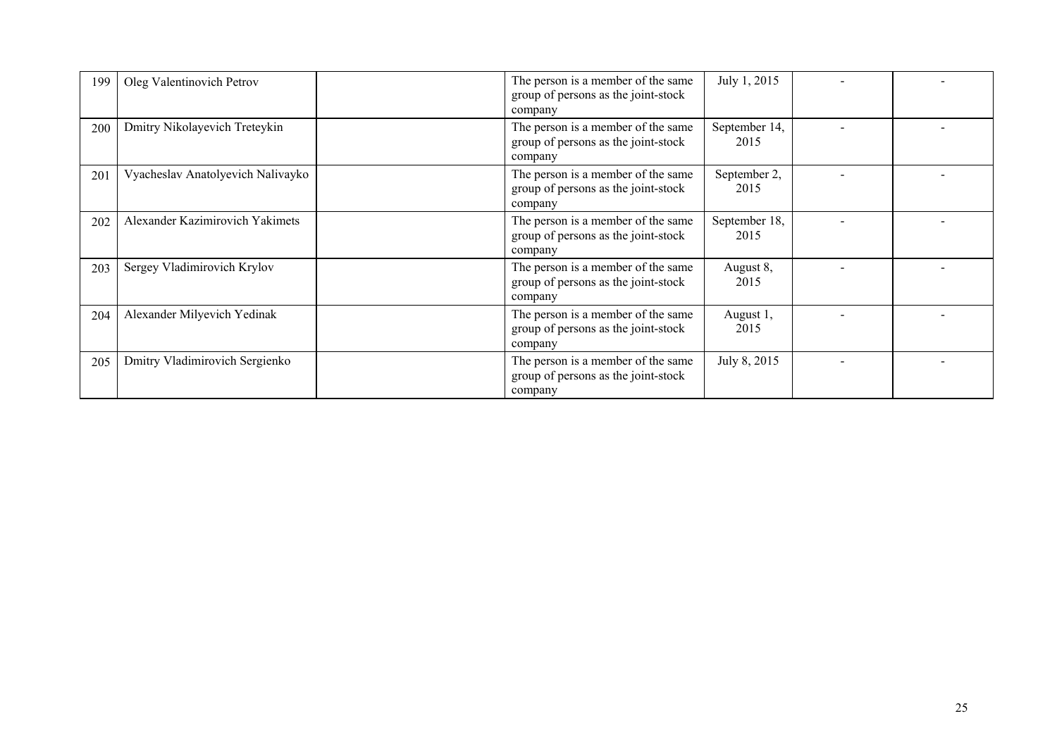| | | | | | | |
|---|---|---|---|---|---|---|
| 199 | Oleg Valentinovich Petrov | | The person is a member of the same group of persons as the joint-stock company | July 1, 2015 | - | - |
| 200 | Dmitry Nikolayevich Treteykin | | The person is a member of the same group of persons as the joint-stock company | September 14, 2015 | - | - |
| 201 | Vyacheslav Anatolyevich Nalivayko | | The person is a member of the same group of persons as the joint-stock company | September 2, 2015 | - | - |
| 202 | Alexander Kazimirovich Yakimets | | The person is a member of the same group of persons as the joint-stock company | September 18, 2015 | - | - |
| 203 | Sergey Vladimirovich Krylov | | The person is a member of the same group of persons as the joint-stock company | August 8, 2015 | - | - |
| 204 | Alexander Milyevich Yedinak | | The person is a member of the same group of persons as the joint-stock company | August 1, 2015 | - | - |
| 205 | Dmitry Vladimirovich Sergienko | | The person is a member of the same group of persons as the joint-stock company | July 8, 2015 | - | - |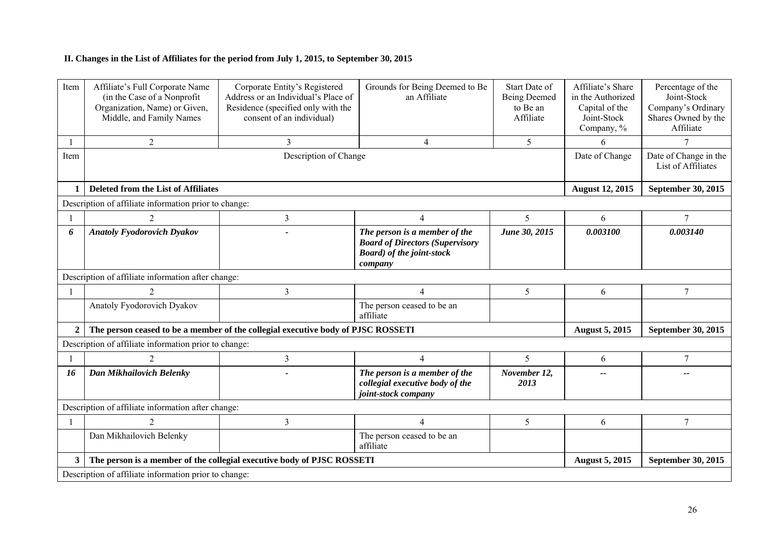**II. Changes in the List of Affiliates for the period from July 1, 2015, to September 30, 2015**

| Item | Affiliate's Full Corporate Name (in the Case of a Nonprofit Organization, Name) or Given, Middle, and Family Names | Corporate Entity's Registered Address or an Individual's Place of Residence (specified only with the consent of an individual) | Grounds for Being Deemed to Be an Affiliate | Start Date of Being Deemed to Be an Affiliate | Affiliate's Share in the Authorized Capital of the Joint-Stock Company, % | Percentage of the Joint-Stock Company's Ordinary Shares Owned by the Affiliate |
|---|---|---|---|---|---|---|
| 1 | 2 | 3 | 4 | 5 | 6 | 7 |
| Item | Description of Change | | | | Date of Change | Date of Change in the List of Affiliates |
| **1** | **Deleted from the List of Affiliates** | | | | **August 12, 2015** | **September 30, 2015** |
| Description of affiliate information prior to change: | | | | | | |
| 1 | 2 | 3 | 4 | 5 | 6 | 7 |
| ***6*** | ***Anatoly Fyodorovich Dyakov*** | - | ***The person is a member of the Board of Directors (Supervisory Board) of the joint-stock company*** | ***June 30, 2015*** | ***0.003100*** | ***0.003140*** |
| Description of affiliate information after change: | | | | | | |
| 1 | 2 | 3 | 4 | 5 | 6 | 7 |
| | Anatoly Fyodorovich Dyakov | | The person ceased to be an affiliate | | | |
| **2** | **The person ceased to be a member of the collegial executive body of PJSC ROSSETI** | | | | **August 5, 2015** | **September 30, 2015** |
| Description of affiliate information prior to change: | | | | | | |
| 1 | 2 | 3 | 4 | 5 | 6 | 7 |
| ***16*** | ***Dan Mikhailovich Belenky*** | - | ***The person is a member of the collegial executive body of the joint-stock company*** | ***November 12, 2013*** | ***--*** | ***--*** |
| Description of affiliate information after change: | | | | | | |
| 1 | 2 | 3 | 4 | 5 | 6 | 7 |
| | Dan Mikhailovich Belenky | | The person ceased to be an affiliate | | | |
| **3** | **The person is a member of the collegial executive body of PJSC ROSSETI** | | | | **August 5, 2015** | **September 30, 2015** |
| Description of affiliate information prior to change: | | | | | | |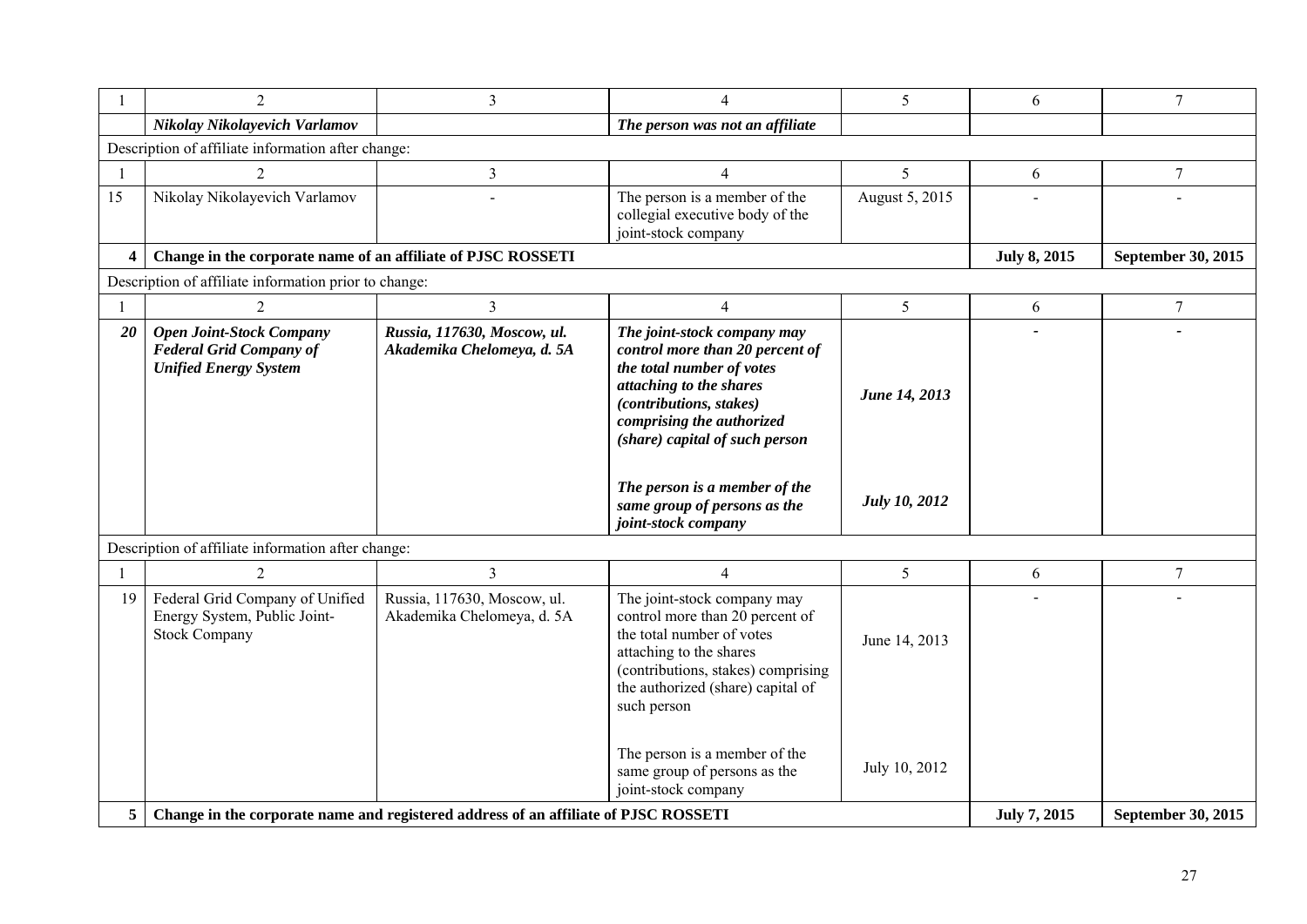| 1 | 2 | 3 | 4 | 5 | 6 | 7 |
|---|---|---|---|---|---|---|
| | ***Nikolay Nikolayevich Varlamov*** | | ***The person was not an affiliate*** | | | |
| Description of affiliate information after change: | | | | | | |
| 1 | 2 | 3 | 4 | 5 | 6 | 7 |
| 15 | Nikolay Nikolayevich Varlamov | - | The person is a member of the collegial executive body of the joint-stock company | August 5, 2015 | - | - |
| **4** | **Change in the corporate name of an affiliate of PJSC ROSSETI** | | | | **July 8, 2015** | **September 30, 2015** |
| Description of affiliate information prior to change: | | | | | | |
| 1 | 2 | 3 | 4 | 5 | 6 | 7 |
| ***20*** | ***Open Joint-Stock Company Federal Grid Company of Unified Energy System*** | ***Russia, 117630, Moscow, ul. Akademika Chelomeya, d. 5A*** | ***The joint-stock company may control more than 20 percent of the total number of votes attaching to the shares (contributions, stakes) comprising the authorized (share) capital of such person*** <br><br> ***The person is a member of the same group of persons as the joint-stock company*** | ***June 14, 2013*** <br><br> ***July 10, 2012*** | - | - |
| Description of affiliate information after change: | | | | | | |
| 1 | 2 | 3 | 4 | 5 | 6 | 7 |
| 19 | Federal Grid Company of Unified Energy System, Public Joint-Stock Company | Russia, 117630, Moscow, ul. Akademika Chelomeya, d. 5A | The joint-stock company may control more than 20 percent of the total number of votes attaching to the shares (contributions, stakes) comprising the authorized (share) capital of such person <br><br> The person is a member of the same group of persons as the joint-stock company | June 14, 2013 <br><br> July 10, 2012 | - | - |
| **5** | **Change in the corporate name and registered address of an affiliate of PJSC ROSSETI** | | | | **July 7, 2015** | **September 30, 2015** |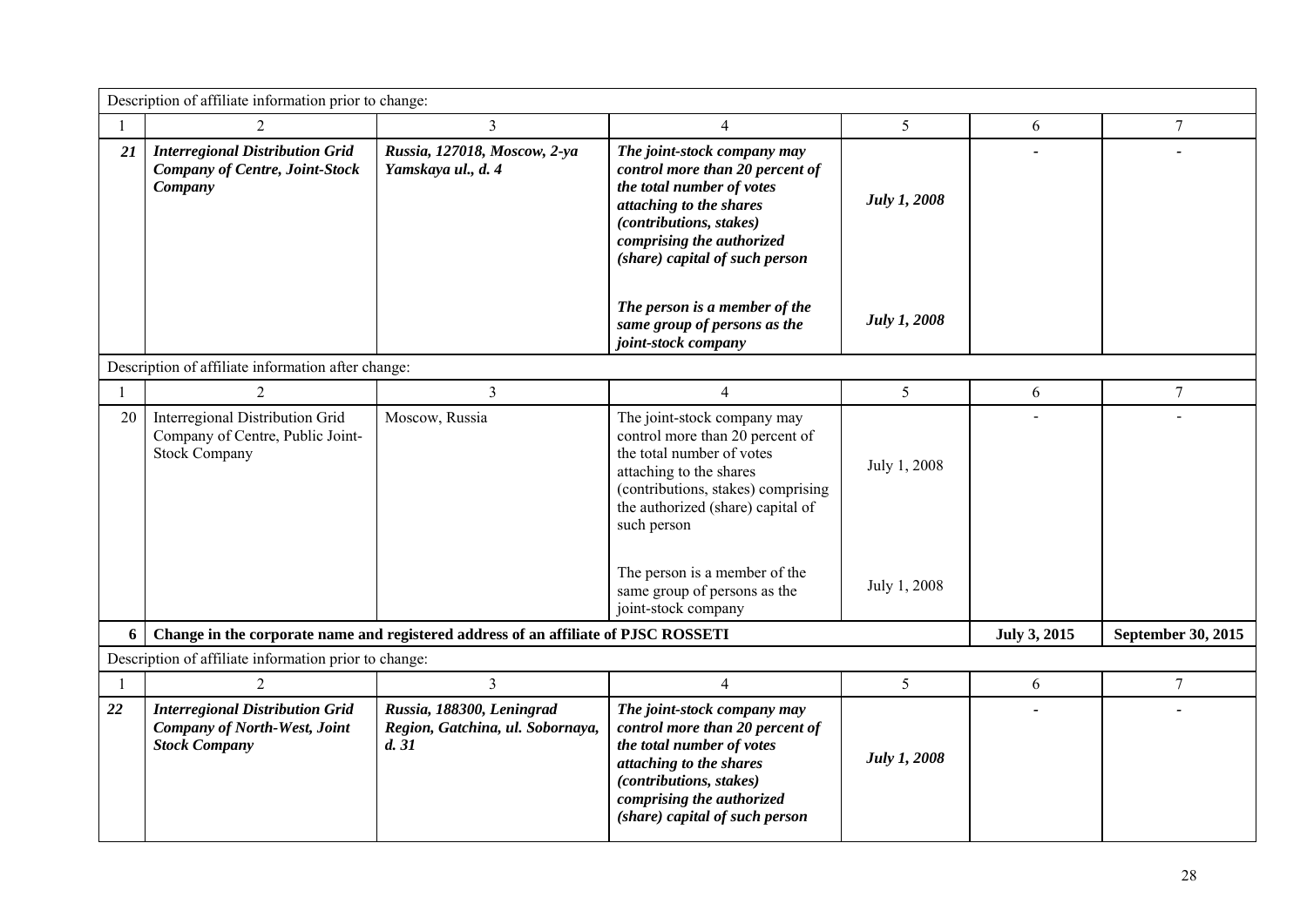| Description of affiliate information prior to change: | | | | | | |
|---|---|---|---|---|---|---|
| 1 | 2 | 3 | 4 | 5 | 6 | 7 |
| ***21*** | ***Interregional Distribution Grid Company of Centre, Joint-Stock Company*** | ***Russia, 127018, Moscow, 2-ya Yamskaya ul., d. 4*** | ***The joint-stock company may control more than 20 percent of the total number of votes attaching to the shares (contributions, stakes) comprising the authorized (share) capital of such person*** <br><br> ***The person is a member of the same group of persons as the joint-stock company*** | ***July 1, 2008*** <br><br> ***July 1, 2008*** | - | - |
| Description of affiliate information after change: | | | | | | |
| 1 | 2 | 3 | 4 | 5 | 6 | 7 |
| 20 | Interregional Distribution Grid Company of Centre, Public Joint-Stock Company | Moscow, Russia | The joint-stock company may control more than 20 percent of the total number of votes attaching to the shares (contributions, stakes) comprising the authorized (share) capital of such person <br><br> The person is a member of the same group of persons as the joint-stock company | July 1, 2008 <br><br> July 1, 2008 | - | - |
| **6** | **Change in the corporate name and registered address of an affiliate of PJSC ROSSETI** | | | | **July 3, 2015** | **September 30, 2015** |
| Description of affiliate information prior to change: | | | | | | |
| 1 | 2 | 3 | 4 | 5 | 6 | 7 |
| ***22*** | ***Interregional Distribution Grid Company of North-West, Joint Stock Company*** | ***Russia, 188300, Leningrad Region, Gatchina, ul. Sobornaya, d. 31*** | ***The joint-stock company may control more than 20 percent of the total number of votes attaching to the shares (contributions, stakes) comprising the authorized (share) capital of such person*** | ***July 1, 2008*** | - | - |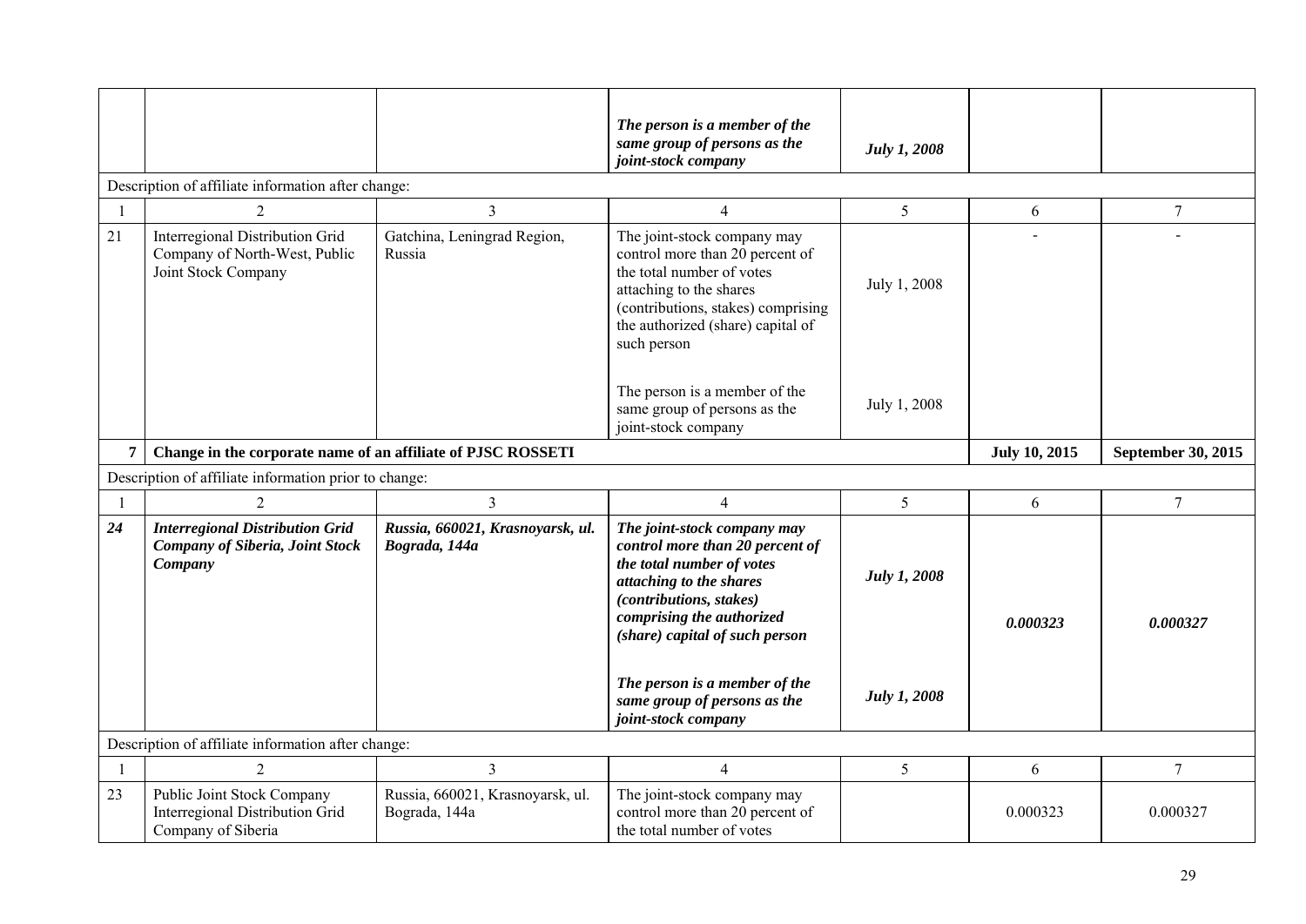| | | | *The person is a member of the same group of persons as the joint-stock company* | *July 1, 2008* | | |
|---|---|---|---|---|---|---|
| Description of affiliate information after change: | | | | | | |
| 1 | 2 | 3 | 4 | 5 | 6 | 7 |
| 21 | Interregional Distribution Grid Company of North-West, Public Joint Stock Company | Gatchina, Leningrad Region, Russia | The joint-stock company may control more than 20 percent of the total number of votes attaching to the shares (contributions, stakes) comprising the authorized (share) capital of such person<br><br>The person is a member of the same group of persons as the joint-stock company | July 1, 2008<br><br>July 1, 2008 | - | - |
| **7** | **Change in the corporate name of an affiliate of PJSC ROSSETI** | | | | **July 10, 2015** | **September 30, 2015** |
| Description of affiliate information prior to change: | | | | | | |
| 1 | 2 | 3 | 4 | 5 | 6 | 7 |
| ***24*** | ***Interregional Distribution Grid Company of Siberia, Joint Stock Company*** | ***Russia, 660021, Krasnoyarsk, ul. Bograda, 144a*** | ***The joint-stock company may control more than 20 percent of the total number of votes attaching to the shares (contributions, stakes) comprising the authorized (share) capital of such person***<br><br>***The person is a member of the same group of persons as the joint-stock company*** | ***July 1, 2008***<br><br>***July 1, 2008*** | ***0.000323*** | ***0.000327*** |
| Description of affiliate information after change: | | | | | | |
| 1 | 2 | 3 | 4 | 5 | 6 | 7 |
| 23 | Public Joint Stock Company Interregional Distribution Grid Company of Siberia | Russia, 660021, Krasnoyarsk, ul. Bograda, 144a | The joint-stock company may control more than 20 percent of the total number of votes | | 0.000323 | 0.000327 |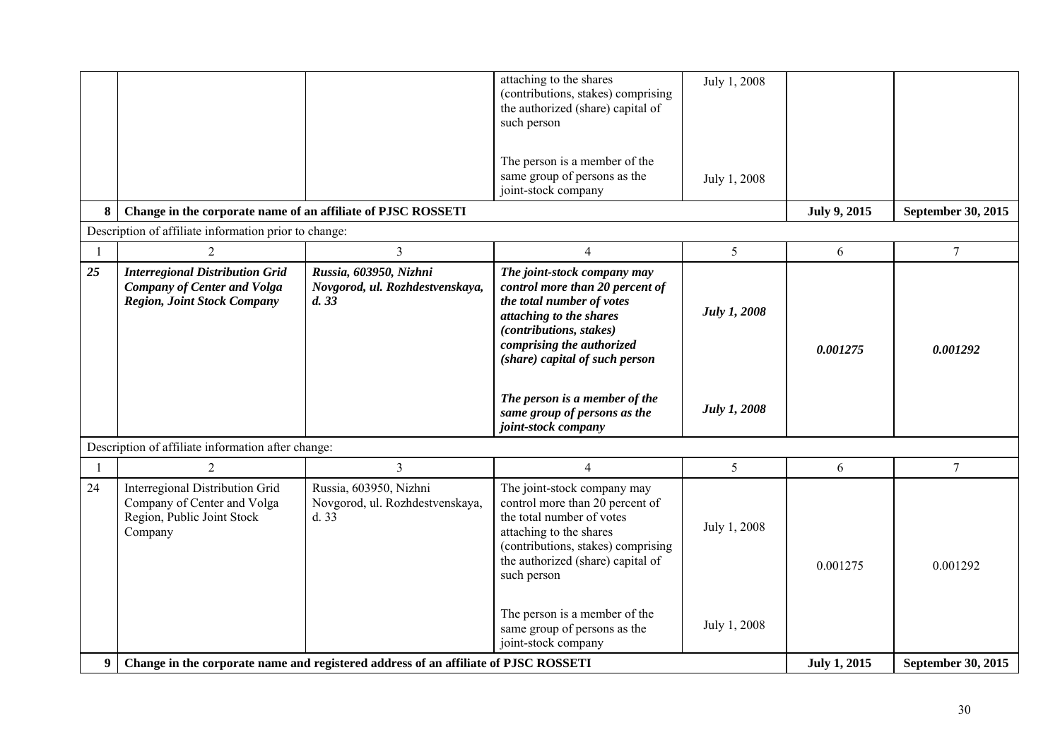| | | | | | | |
|---|---|---|---|---|---|---|
| | | | attaching to the shares (contributions, stakes) comprising the authorized (share) capital of such person | July 1, 2008 | | |
| | | | The person is a member of the same group of persons as the joint-stock company | July 1, 2008 | | |
| **8** | **Change in the corporate name of an affiliate of PJSC ROSSETI** | | | | **July 9, 2015** | **September 30, 2015** |
| Description of affiliate information prior to change: | | | | | | |
| 1 | 2 | 3 | 4 | 5 | 6 | 7 |
| ***25*** | ***Interregional Distribution Grid Company of Center and Volga Region, Joint Stock Company*** | ***Russia, 603950, Nizhni Novgorod, ul. Rozhdestvenskaya, d. 33*** | ***The joint-stock company may control more than 20 percent of the total number of votes attaching to the shares (contributions, stakes) comprising the authorized (share) capital of such person*** | ***July 1, 2008*** | ***0.001275*** | ***0.001292*** |
| | | | ***The person is a member of the same group of persons as the joint-stock company*** | ***July 1, 2008*** | | |
| Description of affiliate information after change: | | | | | | |
| 1 | 2 | 3 | 4 | 5 | 6 | 7 |
| 24 | Interregional Distribution Grid Company of Center and Volga Region, Public Joint Stock Company | Russia, 603950, Nizhni Novgorod, ul. Rozhdestvenskaya, d. 33 | The joint-stock company may control more than 20 percent of the total number of votes attaching to the shares (contributions, stakes) comprising the authorized (share) capital of such person | July 1, 2008 | 0.001275 | 0.001292 |
| | | | The person is a member of the same group of persons as the joint-stock company | July 1, 2008 | | |
| **9** | **Change in the corporate name and registered address of an affiliate of PJSC ROSSETI** | | | | **July 1, 2015** | **September 30, 2015** |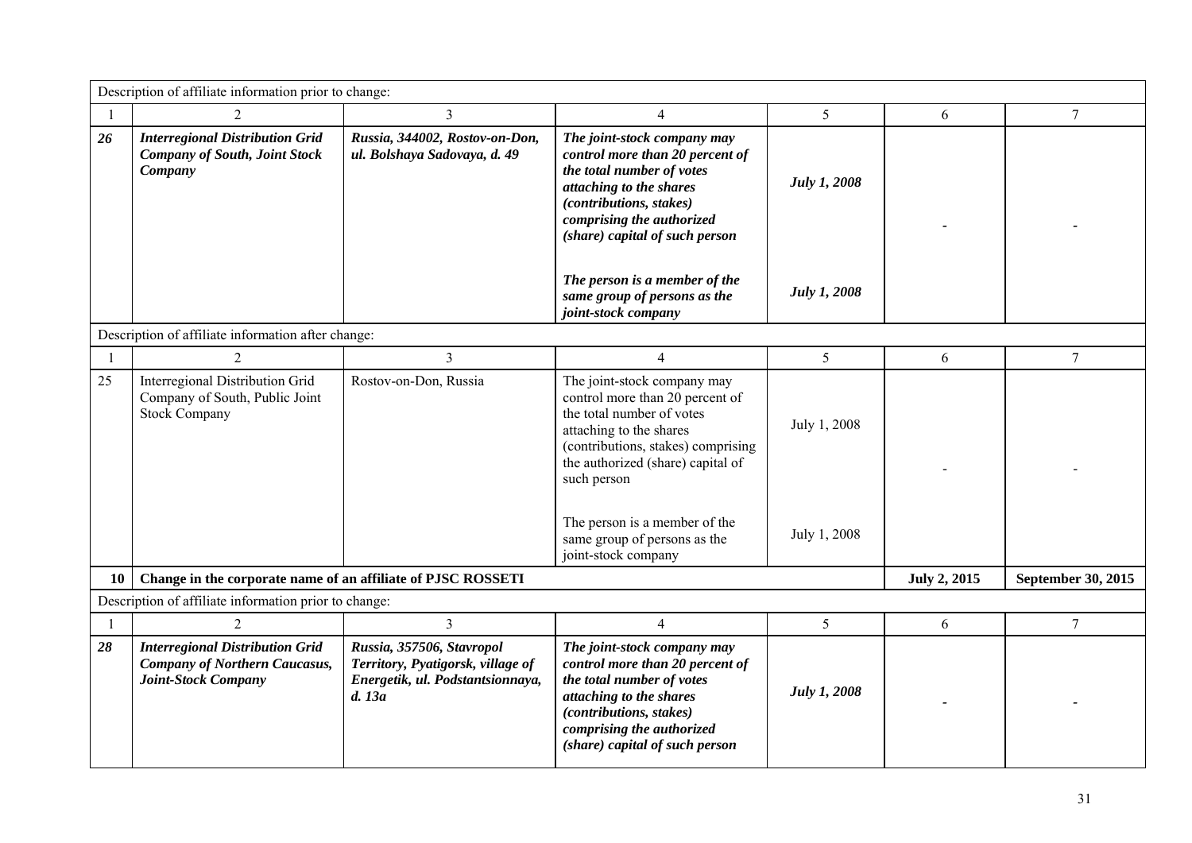| Description of affiliate information prior to change: | | | | | | |
|---|---|---|---|---|---|---|
| 1 | 2 | 3 | 4 | 5 | 6 | 7 |
| ***26*** | ***Interregional Distribution Grid Company of South, Joint Stock Company*** | ***Russia, 344002, Rostov-on-Don, ul. Bolshaya Sadovaya, d. 49*** | ***The joint-stock company may control more than 20 percent of the total number of votes attaching to the shares (contributions, stakes) comprising the authorized (share) capital of such person*** <br><br> ***The person is a member of the same group of persons as the joint-stock company*** | ***July 1, 2008*** <br><br> ***July 1, 2008*** | - | - |
| Description of affiliate information after change: | | | | | | |
| 1 | 2 | 3 | 4 | 5 | 6 | 7 |
| 25 | Interregional Distribution Grid Company of South, Public Joint Stock Company | Rostov-on-Don, Russia | The joint-stock company may control more than 20 percent of the total number of votes attaching to the shares (contributions, stakes) comprising the authorized (share) capital of such person <br><br> The person is a member of the same group of persons as the joint-stock company | July 1, 2008 <br><br> July 1, 2008 | - | - |
| **10** | **Change in the corporate name of an affiliate of PJSC ROSSETI** | | | | **July 2, 2015** | **September 30, 2015** |
| Description of affiliate information prior to change: | | | | | | |
| 1 | 2 | 3 | 4 | 5 | 6 | 7 |
| ***28*** | ***Interregional Distribution Grid Company of Northern Caucasus, Joint-Stock Company*** | ***Russia, 357506, Stavropol Territory, Pyatigorsk, village of Energetik, ul. Podstantsionnaya, d. 13a*** | ***The joint-stock company may control more than 20 percent of the total number of votes attaching to the shares (contributions, stakes) comprising the authorized (share) capital of such person*** | ***July 1, 2008*** | - | - |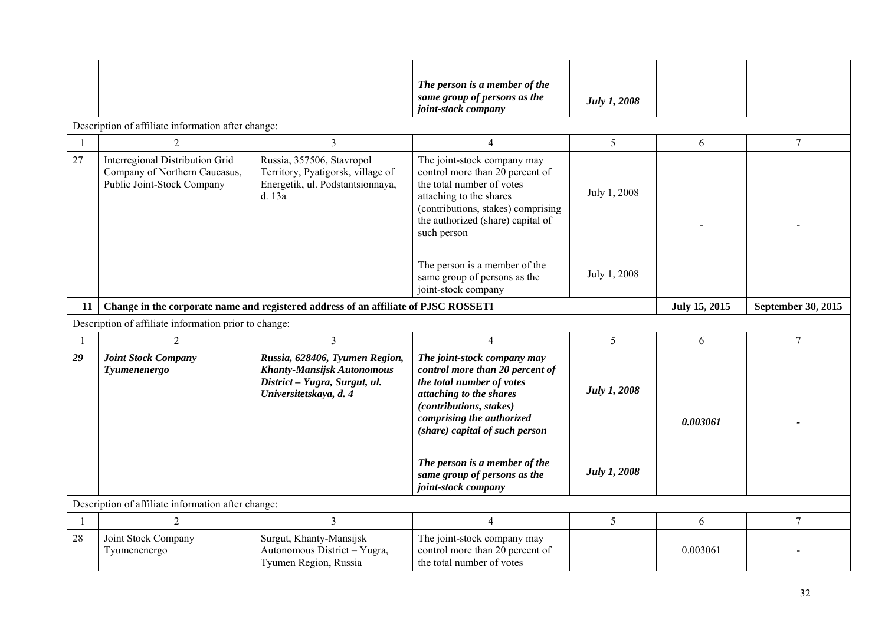| | | | *The person is a member of the same group of persons as the joint-stock company* | *July 1, 2008* | | |
|---|---|---|---|---|---|---|
| Description of affiliate information after change: | | | | | | |
| 1 | 2 | 3 | 4 | 5 | 6 | 7 |
| 27 | Interregional Distribution Grid Company of Northern Caucasus, Public Joint-Stock Company | Russia, 357506, Stavropol Territory, Pyatigorsk, village of Energetik, ul. Podstantsionnaya, d. 13a | The joint-stock company may control more than 20 percent of the total number of votes attaching to the shares (contributions, stakes) comprising the authorized (share) capital of such person | July 1, 2008 | - | - |
| | | | The person is a member of the same group of persons as the joint-stock company | July 1, 2008 | | |
| **11** | **Change in the corporate name and registered address of an affiliate of PJSC ROSSETI** | | | | **July 15, 2015** | **September 30, 2015** |
| Description of affiliate information prior to change: | | | | | | |
| 1 | 2 | 3 | 4 | 5 | 6 | 7 |
| ***29*** | ***Joint Stock Company Tyumenenergo*** | ***Russia, 628406, Tyumen Region, Khanty-Mansijsk Autonomous District – Yugra, Surgut, ul. Universitetskaya, d. 4*** | ***The joint-stock company may control more than 20 percent of the total number of votes attaching to the shares (contributions, stakes) comprising the authorized (share) capital of such person*** | ***July 1, 2008*** | ***0.003061*** | ***-*** |
| | | | ***The person is a member of the same group of persons as the joint-stock company*** | ***July 1, 2008*** | | |
| Description of affiliate information after change: | | | | | | |
| 1 | 2 | 3 | 4 | 5 | 6 | 7 |
| 28 | Joint Stock Company Tyumenenergo | Surgut, Khanty-Mansijsk Autonomous District – Yugra, Tyumen Region, Russia | The joint-stock company may control more than 20 percent of the total number of votes | | 0.003061 | - |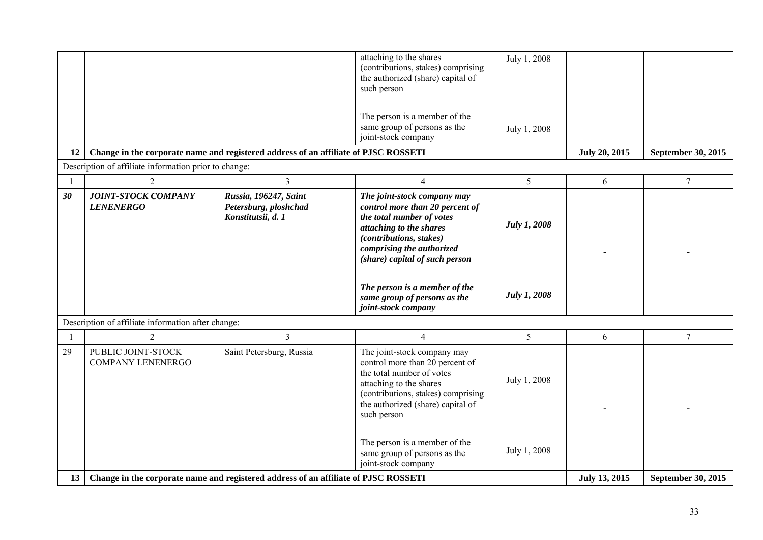| | | | attaching to the shares (contributions, stakes) comprising the authorized (share) capital of such person<br><br>The person is a member of the same group of persons as the joint-stock company | July 1, 2008<br><br>July 1, 2008 | | |
|---|---|---|---|---|---|---|
| **12** | **Change in the corporate name and registered address of an affiliate of PJSC ROSSETI** | | | | **July 20, 2015** | **September 30, 2015** |
| Description of affiliate information prior to change: | | | | | | |
| 1 | 2 | 3 | 4 | 5 | 6 | 7 |
| ***30*** | ***JOINT-STOCK COMPANY LENENERGO*** | ***Russia, 196247, Saint Petersburg, ploshchad Konstitutsii, d. 1*** | ***The joint-stock company may control more than 20 percent of the total number of votes attaching to the shares (contributions, stakes) comprising the authorized (share) capital of such person***<br><br>***The person is a member of the same group of persons as the joint-stock company*** | ***July 1, 2008***<br><br>***July 1, 2008*** | - | - |
| Description of affiliate information after change: | | | | | | |
| 1 | 2 | 3 | 4 | 5 | 6 | 7 |
| 29 | PUBLIC JOINT-STOCK COMPANY LENENERGO | Saint Petersburg, Russia | The joint-stock company may control more than 20 percent of the total number of votes attaching to the shares (contributions, stakes) comprising the authorized (share) capital of such person<br><br>The person is a member of the same group of persons as the joint-stock company | July 1, 2008<br><br>July 1, 2008 | - | - |
| **13** | **Change in the corporate name and registered address of an affiliate of PJSC ROSSETI** | | | | **July 13, 2015** | **September 30, 2015** |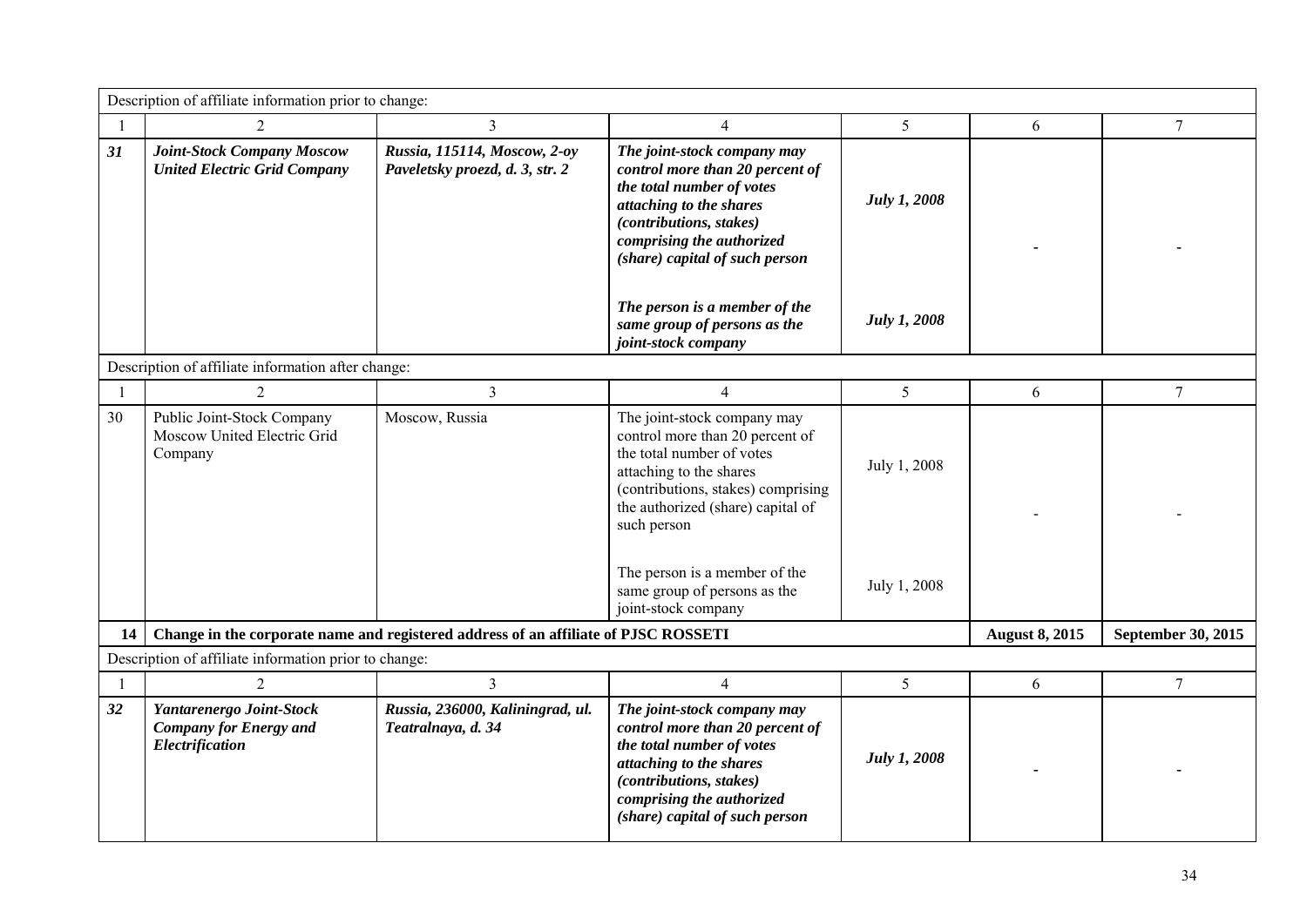| Description of affiliate information prior to change: | | | | | | |
|---|---|---|---|---|---|---|
| 1 | 2 | 3 | 4 | 5 | 6 | 7 |
| ***31*** | ***Joint-Stock Company Moscow United Electric Grid Company*** | ***Russia, 115114, Moscow, 2-oy Paveletsky proezd, d. 3, str. 2*** | ***The joint-stock company may control more than 20 percent of the total number of votes attaching to the shares (contributions, stakes) comprising the authorized (share) capital of such person*** | ***July 1, 2008*** | - | - |
| | | | ***The person is a member of the same group of persons as the joint-stock company*** | ***July 1, 2008*** | | |
| Description of affiliate information after change: | | | | | | |
| 1 | 2 | 3 | 4 | 5 | 6 | 7 |
| 30 | Public Joint-Stock Company Moscow United Electric Grid Company | Moscow, Russia | The joint-stock company may control more than 20 percent of the total number of votes attaching to the shares (contributions, stakes) comprising the authorized (share) capital of such person | July 1, 2008 | - | - |
| | | | The person is a member of the same group of persons as the joint-stock company | July 1, 2008 | | |
| **14** | **Change in the corporate name and registered address of an affiliate of PJSC ROSSETI** | | | | **August 8, 2015** | **September 30, 2015** |
| Description of affiliate information prior to change: | | | | | | |
| 1 | 2 | 3 | 4 | 5 | 6 | 7 |
| ***32*** | ***Yantarenergo Joint-Stock Company for Energy and Electrification*** | ***Russia, 236000, Kaliningrad, ul. Teatralnaya, d. 34*** | ***The joint-stock company may control more than 20 percent of the total number of votes attaching to the shares (contributions, stakes) comprising the authorized (share) capital of such person*** | ***July 1, 2008*** | - | - |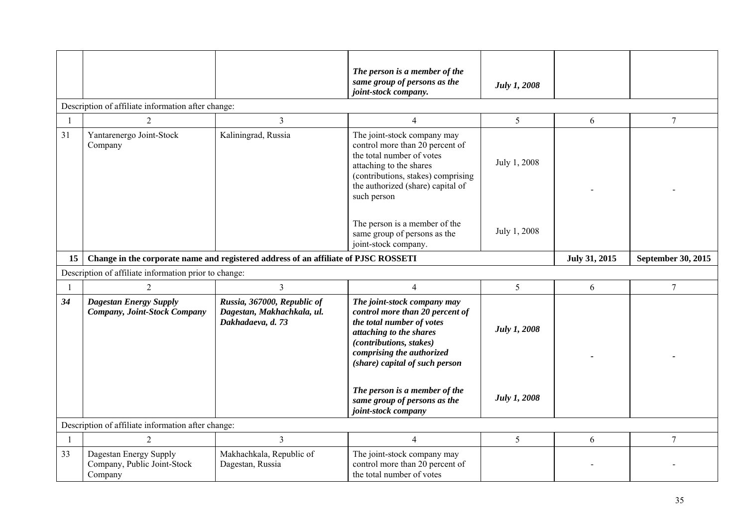| | | | *The person is a member of the same group of persons as the joint-stock company.* | *July 1, 2008* | | |
|---|---|---|---|---|---|---|
| Description of affiliate information after change: | | | | | | |
| 1 | 2 | 3 | 4 | 5 | 6 | 7 |
| 31 | Yantarenergo Joint-Stock Company | Kaliningrad, Russia | The joint-stock company may control more than 20 percent of the total number of votes attaching to the shares (contributions, stakes) comprising the authorized (share) capital of such person | July 1, 2008 | - | - |
| | | | The person is a member of the same group of persons as the joint-stock company. | July 1, 2008 | | |
| **15** | **Change in the corporate name and registered address of an affiliate of PJSC ROSSETI** | | | | **July 31, 2015** | **September 30, 2015** |
| Description of affiliate information prior to change: | | | | | | |
| 1 | 2 | 3 | 4 | 5 | 6 | 7 |
| ***34*** | ***Dagestan Energy Supply Company, Joint-Stock Company*** | ***Russia, 367000, Republic of Dagestan, Makhachkala, ul. Dakhadaeva, d. 73*** | ***The joint-stock company may control more than 20 percent of the total number of votes attaching to the shares (contributions, stakes) comprising the authorized (share) capital of such person*** | ***July 1, 2008*** | - | - |
| | | | ***The person is a member of the same group of persons as the joint-stock company*** | ***July 1, 2008*** | | |
| Description of affiliate information after change: | | | | | | |
| 1 | 2 | 3 | 4 | 5 | 6 | 7 |
| 33 | Dagestan Energy Supply Company, Public Joint-Stock Company | Makhachkala, Republic of Dagestan, Russia | The joint-stock company may control more than 20 percent of the total number of votes | | - | - |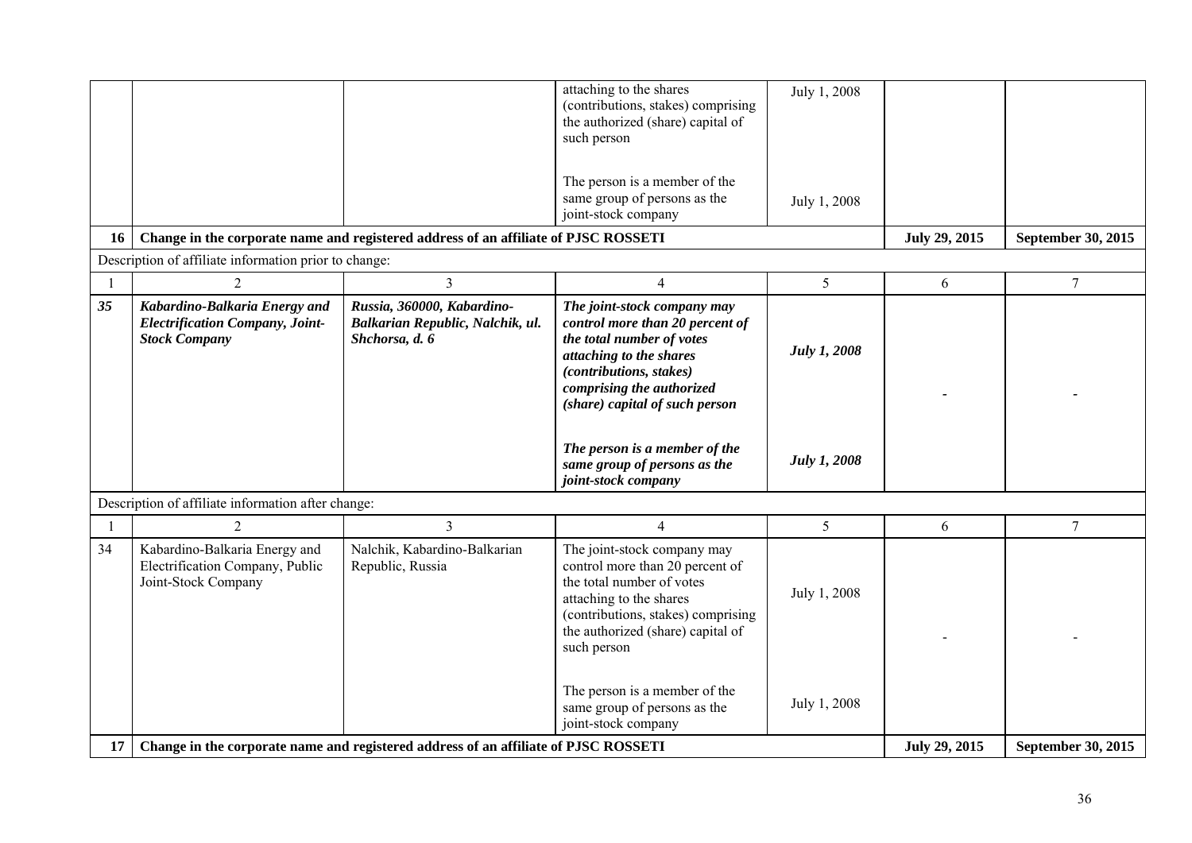| | | | attaching to the shares (contributions, stakes) comprising the authorized (share) capital of such person<br><br>The person is a member of the same group of persons as the joint-stock company | July 1, 2008<br><br>July 1, 2008 | | |
|---|---|---|---|---|---|---|
| **16** | **Change in the corporate name and registered address of an affiliate of PJSC ROSSETI** | | | | **July 29, 2015** | **September 30, 2015** |
| Description of affiliate information prior to change: | | | | | | |
| 1 | 2 | 3 | 4 | 5 | 6 | 7 |
| ***35*** | ***Kabardino-Balkaria Energy and Electrification Company, Joint-Stock Company*** | ***Russia, 360000, Kabardino-Balkarian Republic, Nalchik, ul. Shchorsa, d. 6*** | ***The joint-stock company may control more than 20 percent of the total number of votes attaching to the shares (contributions, stakes) comprising the authorized (share) capital of such person***<br><br>***The person is a member of the same group of persons as the joint-stock company*** | ***July 1, 2008***<br><br>***July 1, 2008*** | - | - |
| Description of affiliate information after change: | | | | | | |
| 1 | 2 | 3 | 4 | 5 | 6 | 7 |
| 34 | Kabardino-Balkaria Energy and Electrification Company, Public Joint-Stock Company | Nalchik, Kabardino-Balkarian Republic, Russia | The joint-stock company may control more than 20 percent of the total number of votes attaching to the shares (contributions, stakes) comprising the authorized (share) capital of such person<br><br>The person is a member of the same group of persons as the joint-stock company | July 1, 2008<br><br>July 1, 2008 | - | - |
| **17** | **Change in the corporate name and registered address of an affiliate of PJSC ROSSETI** | | | | **July 29, 2015** | **September 30, 2015** |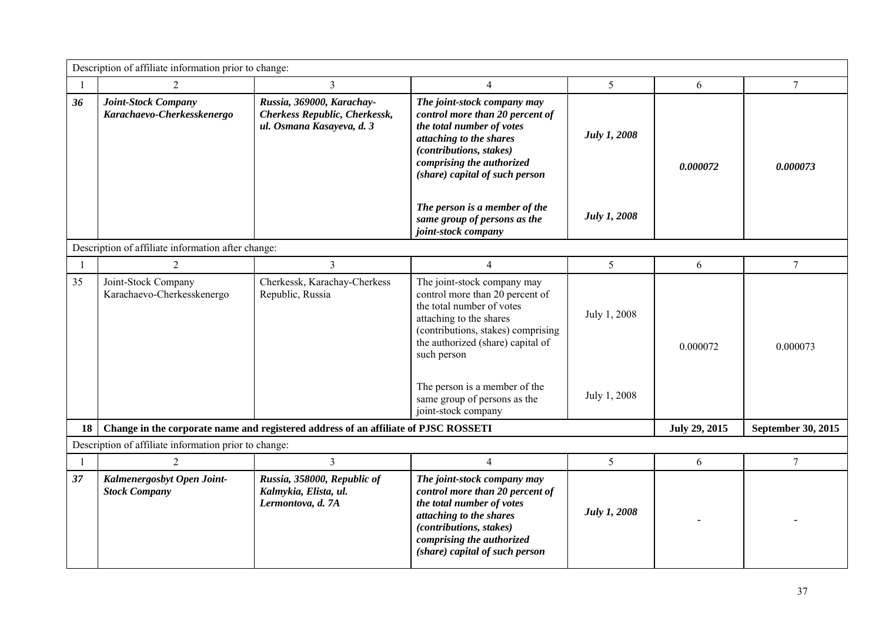| | | | | | | |
|---|---|---|---|---|---|---|
| Description of affiliate information prior to change: | | | | | | |
| 1 | 2 | 3 | 4 | 5 | 6 | 7 |
| ***36*** | ***Joint-Stock Company Karachaevo-Cherkesskenergo*** | ***Russia, 369000, Karachay-Cherkess Republic, Cherkessk, ul. Osmana Kasayeva, d. 3*** | ***The joint-stock company may control more than 20 percent of the total number of votes attaching to the shares (contributions, stakes) comprising the authorized (share) capital of such person*** | ***July 1, 2008*** | ***0.000072*** | ***0.000073*** |
| | | | ***The person is a member of the same group of persons as the joint-stock company*** | ***July 1, 2008*** | | |
| Description of affiliate information after change: | | | | | | |
| 1 | 2 | 3 | 4 | 5 | 6 | 7 |
| 35 | Joint-Stock Company Karachaevo-Cherkesskenergo | Cherkessk, Karachay-Cherkess Republic, Russia | The joint-stock company may control more than 20 percent of the total number of votes attaching to the shares (contributions, stakes) comprising the authorized (share) capital of such person | July 1, 2008 | 0.000072 | 0.000073 |
| | | | The person is a member of the same group of persons as the joint-stock company | July 1, 2008 | | |
| **18** | **Change in the corporate name and registered address of an affiliate of PJSC ROSSETI** | | | | **July 29, 2015** | **September 30, 2015** |
| Description of affiliate information prior to change: | | | | | | |
| 1 | 2 | 3 | 4 | 5 | 6 | 7 |
| ***37*** | ***Kalmenergosbyt Open Joint-Stock Company*** | ***Russia, 358000, Republic of Kalmykia, Elista, ul. Lermontova, d. 7A*** | ***The joint-stock company may control more than 20 percent of the total number of votes attaching to the shares (contributions, stakes) comprising the authorized (share) capital of such person*** | ***July 1, 2008*** | - | - |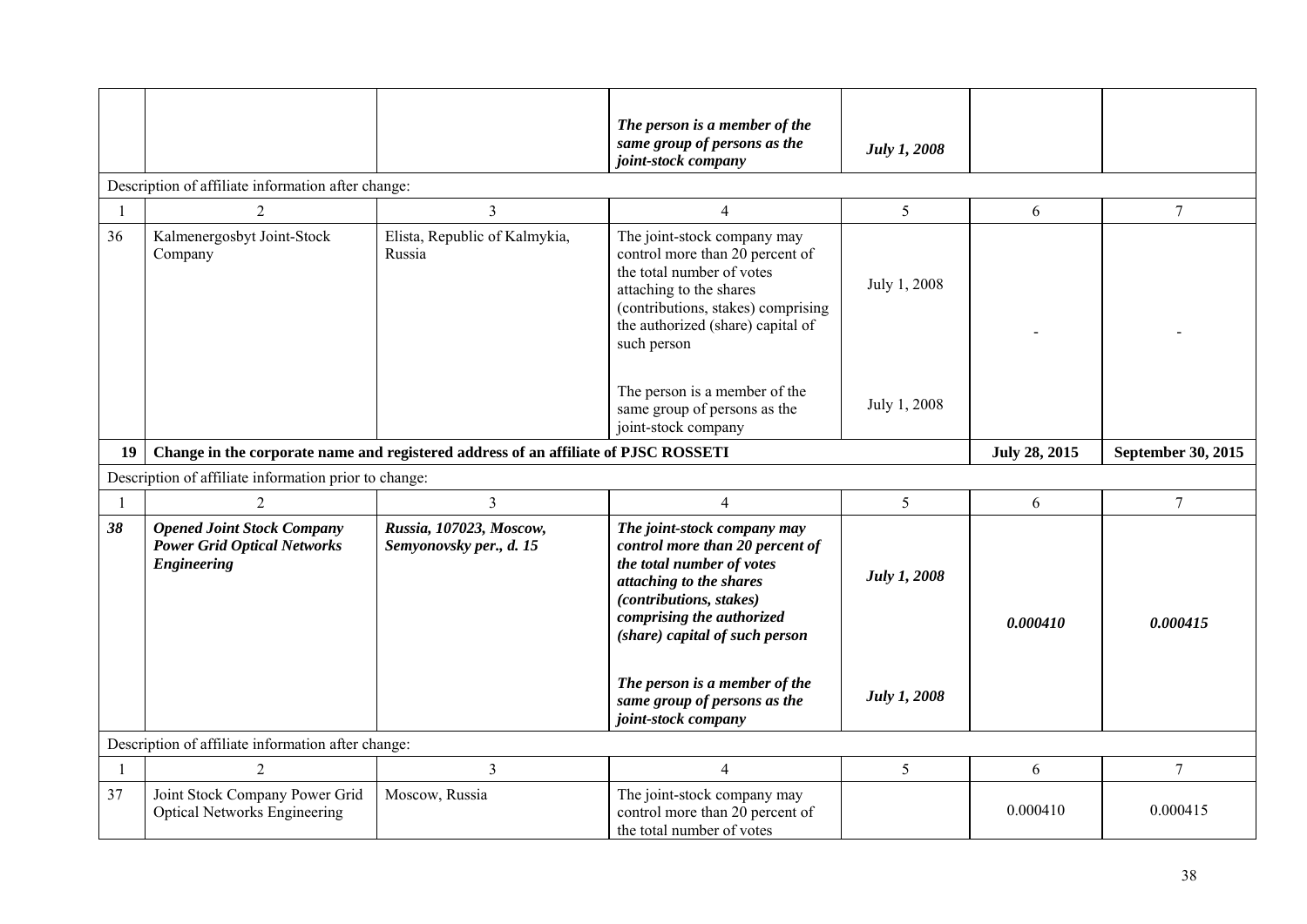| | | | | | | |
|---|---|---|---|---|---|---|
| | | | ***The person is a member of the same group of persons as the joint-stock company*** | ***July 1, 2008*** | | |
| Description of affiliate information after change: | | | | | | |
| 1 | 2 | 3 | 4 | 5 | 6 | 7 |
| 36 | Kalmenergosbyt Joint-Stock Company | Elista, Republic of Kalmykia, Russia | The joint-stock company may control more than 20 percent of the total number of votes attaching to the shares (contributions, stakes) comprising the authorized (share) capital of such person<br><br>The person is a member of the same group of persons as the joint-stock company | July 1, 2008<br><br>July 1, 2008 | - | - |
| **19** | **Change in the corporate name and registered address of an affiliate of PJSC ROSSETI** | | | | **July 28, 2015** | **September 30, 2015** |
| Description of affiliate information prior to change: | | | | | | |
| 1 | 2 | 3 | 4 | 5 | 6 | 7 |
| ***38*** | ***Opened Joint Stock Company Power Grid Optical Networks Engineering*** | ***Russia, 107023, Moscow, Semyonovsky per., d. 15*** | ***The joint-stock company may control more than 20 percent of the total number of votes attaching to the shares (contributions, stakes) comprising the authorized (share) capital of such person***<br><br>***The person is a member of the same group of persons as the joint-stock company*** | ***July 1, 2008***<br><br>***July 1, 2008*** | ***0.000410*** | ***0.000415*** |
| Description of affiliate information after change: | | | | | | |
| 1 | 2 | 3 | 4 | 5 | 6 | 7 |
| 37 | Joint Stock Company Power Grid Optical Networks Engineering | Moscow, Russia | The joint-stock company may control more than 20 percent of the total number of votes | | 0.000410 | 0.000415 |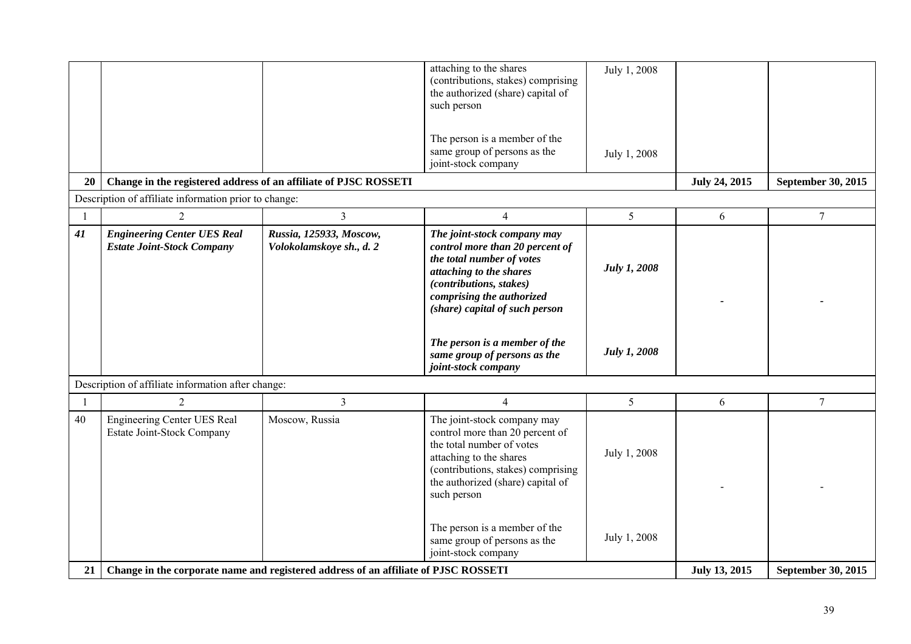|  |  |  | attaching to the shares (contributions, stakes) comprising the authorized (share) capital of such person<br><br>The person is a member of the same group of persons as the joint-stock company | July 1, 2008<br><br>July 1, 2008 |  |  |
|---|---|---|---|---|---|---|
| **20** | **Change in the registered address of an affiliate of PJSC ROSSETI** |  |  |  | **July 24, 2015** | **September 30, 2015** |
| Description of affiliate information prior to change: |  |  |  |  |  |  |
| 1 | 2 | 3 | 4 | 5 | 6 | 7 |
| ***41*** | ***Engineering Center UES Real Estate Joint-Stock Company*** | ***Russia, 125933, Moscow, Volokolamskoye sh., d. 2*** | ***The joint-stock company may control more than 20 percent of the total number of votes attaching to the shares (contributions, stakes) comprising the authorized (share) capital of such person***<br><br>***The person is a member of the same group of persons as the joint-stock company*** | ***July 1, 2008***<br><br>***July 1, 2008*** | - | - |
| Description of affiliate information after change: |  |  |  |  |  |  |
| 1 | 2 | 3 | 4 | 5 | 6 | 7 |
| 40 | Engineering Center UES Real Estate Joint-Stock Company | Moscow, Russia | The joint-stock company may control more than 20 percent of the total number of votes attaching to the shares (contributions, stakes) comprising the authorized (share) capital of such person<br><br>The person is a member of the same group of persons as the joint-stock company | July 1, 2008<br><br>July 1, 2008 | - | - |
| **21** | **Change in the corporate name and registered address of an affiliate of PJSC ROSSETI** |  |  |  | **July 13, 2015** | **September 30, 2015** |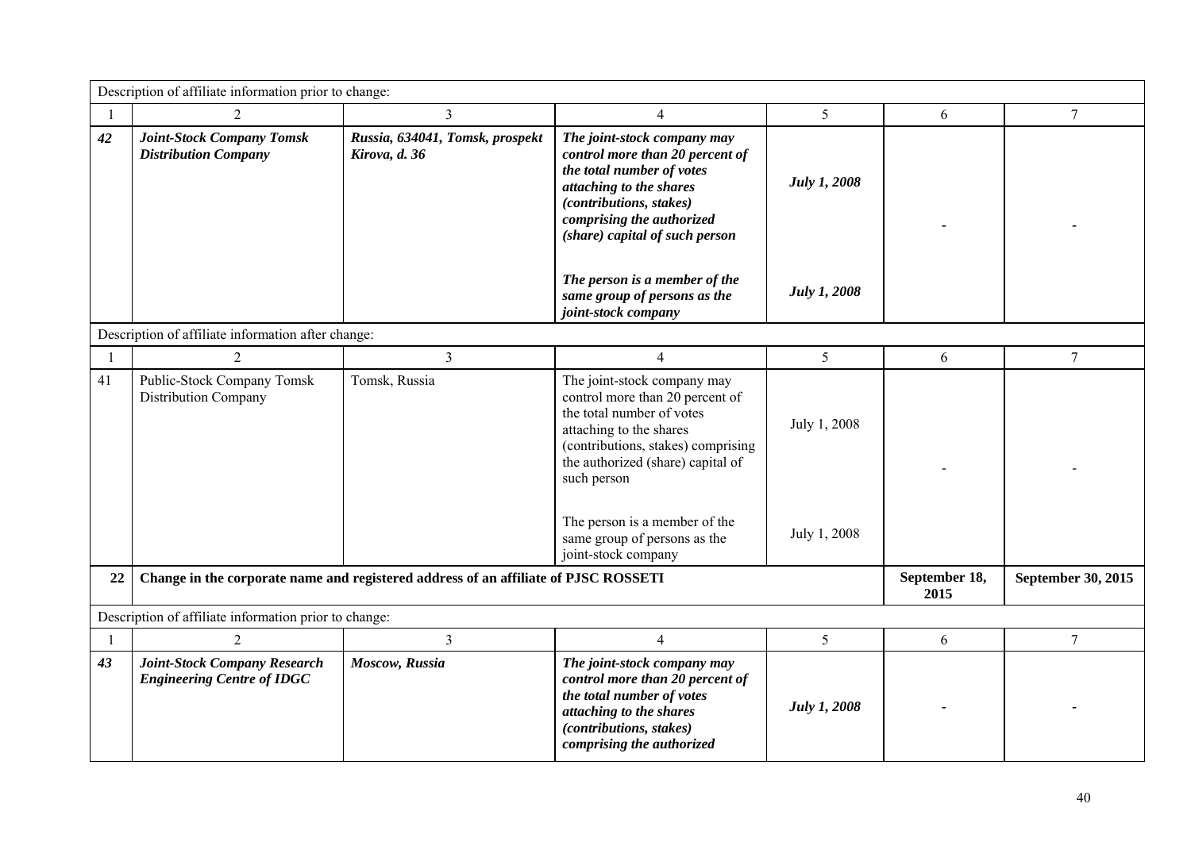| Description of affiliate information prior to change: | | | | | | |
|---|---|---|---|---|---|---|
| 1 | 2 | 3 | 4 | 5 | 6 | 7 |
| ***42*** | ***Joint-Stock Company Tomsk Distribution Company*** | ***Russia, 634041, Tomsk, prospekt Kirova, d. 36*** | ***The joint-stock company may control more than 20 percent of the total number of votes attaching to the shares (contributions, stakes) comprising the authorized (share) capital of such person*** <br><br> ***The person is a member of the same group of persons as the joint-stock company*** | ***July 1, 2008*** <br><br> ***July 1, 2008*** | **-** | **-** |
| Description of affiliate information after change: | | | | | | |
| 1 | 2 | 3 | 4 | 5 | 6 | 7 |
| 41 | Public-Stock Company Tomsk Distribution Company | Tomsk, Russia | The joint-stock company may control more than 20 percent of the total number of votes attaching to the shares (contributions, stakes) comprising the authorized (share) capital of such person <br><br> The person is a member of the same group of persons as the joint-stock company | July 1, 2008 <br><br> July 1, 2008 | - | - |
| **22** | **Change in the corporate name and registered address of an affiliate of PJSC ROSSETI** | | | | **September 18, 2015** | **September 30, 2015** |
| Description of affiliate information prior to change: | | | | | | |
| 1 | 2 | 3 | 4 | 5 | 6 | 7 |
| ***43*** | ***Joint-Stock Company Research Engineering Centre of IDGC*** | ***Moscow, Russia*** | ***The joint-stock company may control more than 20 percent of the total number of votes attaching to the shares (contributions, stakes) comprising the authorized*** | ***July 1, 2008*** | **-** | **-** |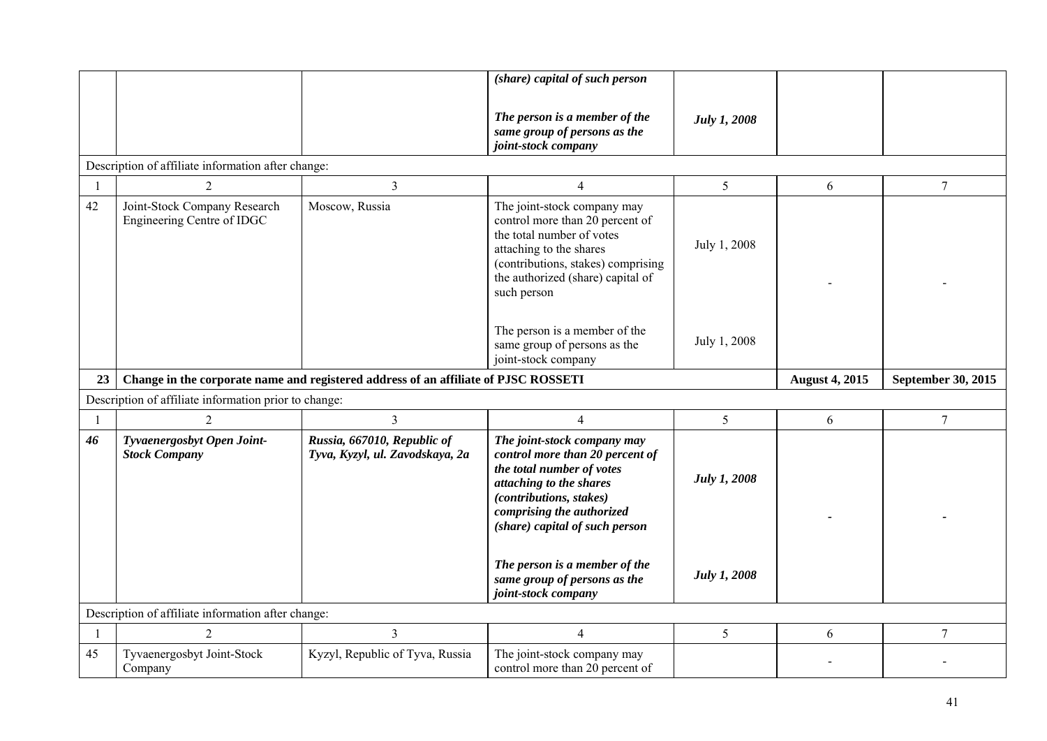| | | | *(share) capital of such person*<br><br>*The person is a member of the same group of persons as the joint-stock company* | <br><br>*July 1, 2008* | | |
|---|---|---|---|---|---|---|
| Description of affiliate information after change: | | | | | | |
| 1 | 2 | 3 | 4 | 5 | 6 | 7 |
| 42 | Joint-Stock Company Research Engineering Centre of IDGC | Moscow, Russia | The joint-stock company may control more than 20 percent of the total number of votes attaching to the shares (contributions, stakes) comprising the authorized (share) capital of such person<br><br>The person is a member of the same group of persons as the joint-stock company | July 1, 2008<br><br>July 1, 2008 | - | - |
| **23** | **Change in the corporate name and registered address of an affiliate of PJSC ROSSETI** | | | | **August 4, 2015** | **September 30, 2015** |
| Description of affiliate information prior to change: | | | | | | |
| 1 | 2 | 3 | 4 | 5 | 6 | 7 |
| ***46*** | ***Tyvaenergosbyt Open Joint-Stock Company*** | ***Russia, 667010, Republic of Tyva, Kyzyl, ul. Zavodskaya, 2a*** | ***The joint-stock company may control more than 20 percent of the total number of votes attaching to the shares (contributions, stakes) comprising the authorized (share) capital of such person***<br><br>***The person is a member of the same group of persons as the joint-stock company*** | ***July 1, 2008***<br><br>***July 1, 2008*** | - | - |
| Description of affiliate information after change: | | | | | | |
| 1 | 2 | 3 | 4 | 5 | 6 | 7 |
| 45 | Tyvaenergosbyt Joint-Stock Company | Kyzyl, Republic of Tyva, Russia | The joint-stock company may control more than 20 percent of | | - | - |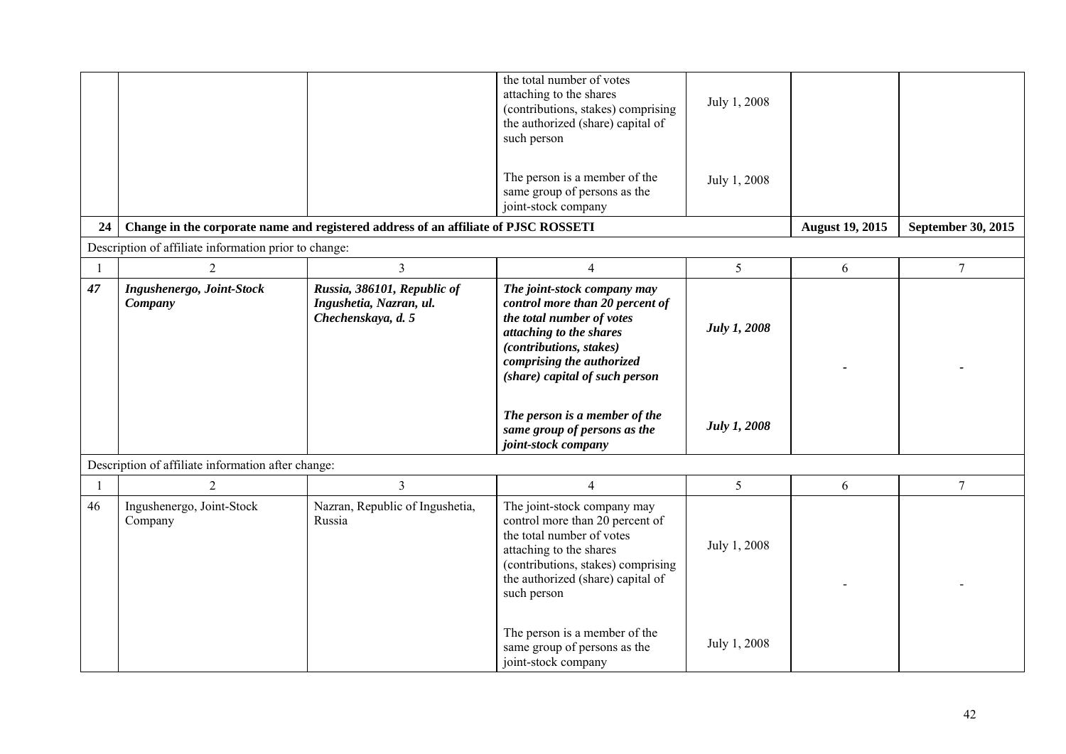| | | | | | | |
|---|---|---|---|---|---|---|
| | | | the total number of votes attaching to the shares (contributions, stakes) comprising the authorized (share) capital of such person | July 1, 2008 | | |
| | | | The person is a member of the same group of persons as the joint-stock company | July 1, 2008 | | |
| **24** | **Change in the corporate name and registered address of an affiliate of PJSC ROSSETI** | | | | **August 19, 2015** | **September 30, 2015** |
| Description of affiliate information prior to change: | | | | | | |
| 1 | 2 | 3 | 4 | 5 | 6 | 7 |
| ***47*** | ***Ingushenergo, Joint-Stock Company*** | ***Russia, 386101, Republic of Ingushetia, Nazran, ul. Chechenskaya, d. 5*** | ***The joint-stock company may control more than 20 percent of the total number of votes attaching to the shares (contributions, stakes) comprising the authorized (share) capital of such person*** | ***July 1, 2008*** | - | - |
| | | | ***The person is a member of the same group of persons as the joint-stock company*** | ***July 1, 2008*** | | |
| Description of affiliate information after change: | | | | | | |
| 1 | 2 | 3 | 4 | 5 | 6 | 7 |
| 46 | Ingushenergo, Joint-Stock Company | Nazran, Republic of Ingushetia, Russia | The joint-stock company may control more than 20 percent of the total number of votes attaching to the shares (contributions, stakes) comprising the authorized (share) capital of such person | July 1, 2008 | - | - |
| | | | The person is a member of the same group of persons as the joint-stock company | July 1, 2008 | | |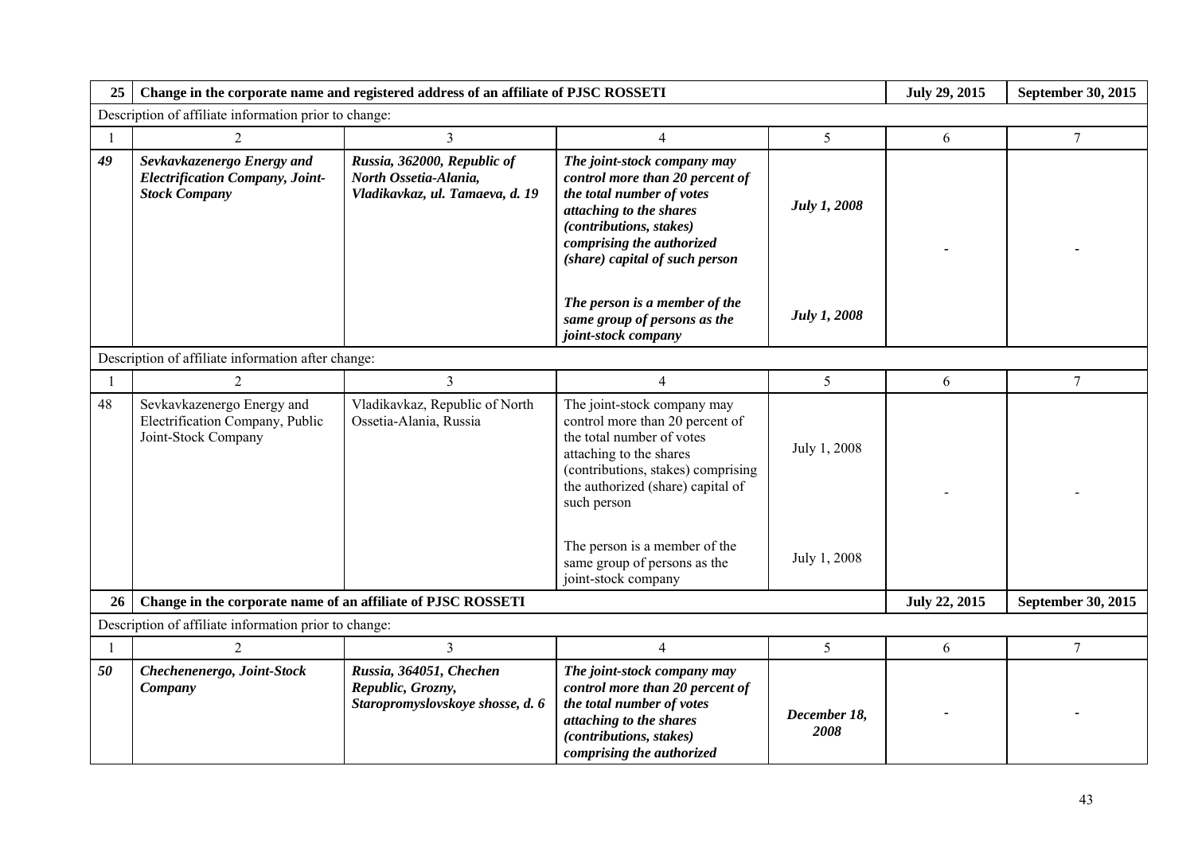| 25 | Change in the corporate name and registered address of an affiliate of PJSC ROSSETI | | | | July 29, 2015 | September 30, 2015 |
|---|---|---|---|---|---|---|
| Description of affiliate information prior to change: | | | | | | |
| 1 | 2 | 3 | 4 | 5 | 6 | 7 |
| ***49*** | ***Sevkavkazenergo Energy and Electrification Company, Joint-Stock Company*** | ***Russia, 362000, Republic of North Ossetia-Alania, Vladikavkaz, ul. Tamaeva, d. 19*** | ***The joint-stock company may control more than 20 percent of the total number of votes attaching to the shares (contributions, stakes) comprising the authorized (share) capital of such person*** | ***July 1, 2008*** | - | - |
| | | | ***The person is a member of the same group of persons as the joint-stock company*** | ***July 1, 2008*** | | |
| Description of affiliate information after change: | | | | | | |
| 1 | 2 | 3 | 4 | 5 | 6 | 7 |
| 48 | Sevkavkazenergo Energy and Electrification Company, Public Joint-Stock Company | Vladikavkaz, Republic of North Ossetia-Alania, Russia | The joint-stock company may control more than 20 percent of the total number of votes attaching to the shares (contributions, stakes) comprising the authorized (share) capital of such person | July 1, 2008 | - | - |
| | | | The person is a member of the same group of persons as the joint-stock company | July 1, 2008 | | |
| **26** | **Change in the corporate name of an affiliate of PJSC ROSSETI** | | | | **July 22, 2015** | **September 30, 2015** |
| Description of affiliate information prior to change: | | | | | | |
| 1 | 2 | 3 | 4 | 5 | 6 | 7 |
| ***50*** | ***Chechenenergo, Joint-Stock Company*** | ***Russia, 364051, Chechen Republic, Grozny, Staropromyslovskoye shosse, d. 6*** | ***The joint-stock company may control more than 20 percent of the total number of votes attaching to the shares (contributions, stakes) comprising the authorized*** | ***December 18, 2008*** | - | - |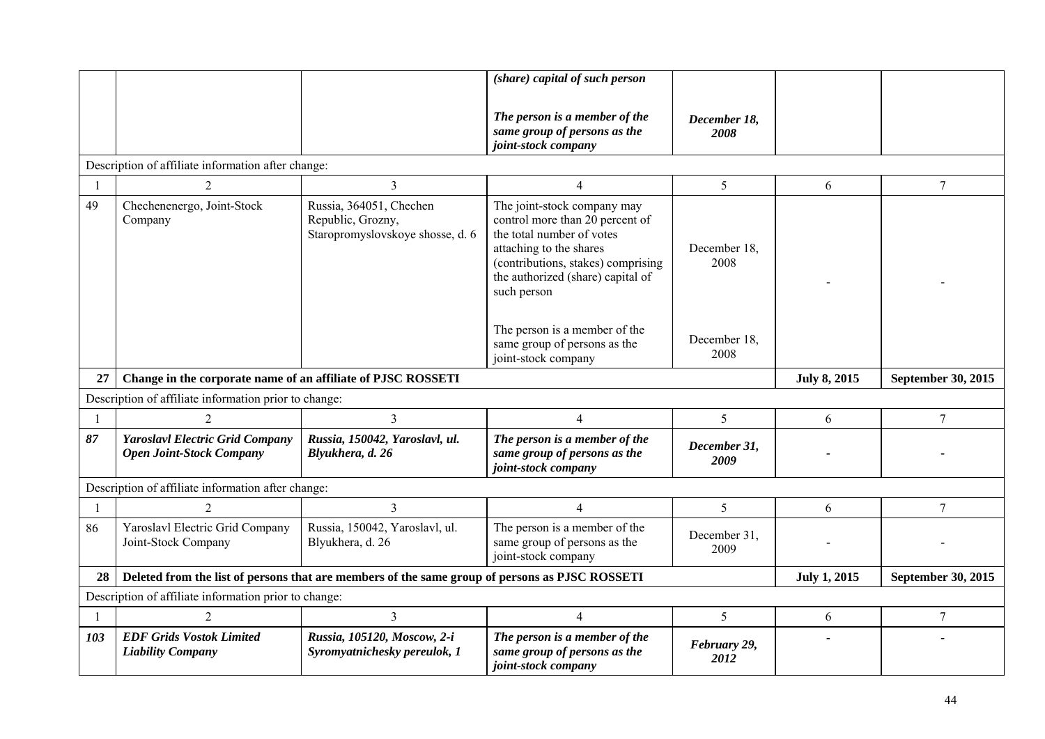| | | | *(share) capital of such person*<br><br>*The person is a member of the same group of persons as the joint-stock company* | *December 18, 2008* | | |
|---|---|---|---|---|---|---|
| Description of affiliate information after change: | | | | | | |
| 1 | 2 | 3 | 4 | 5 | 6 | 7 |
| 49 | Chechenenergo, Joint-Stock Company | Russia, 364051, Chechen Republic, Grozny, Staropromyslovskoye shosse, d. 6 | The joint-stock company may control more than 20 percent of the total number of votes attaching to the shares (contributions, stakes) comprising the authorized (share) capital of such person<br><br>The person is a member of the same group of persons as the joint-stock company | December 18, 2008<br><br>December 18, 2008 | - | - |
| **27** | **Change in the corporate name of an affiliate of PJSC ROSSETI** | | | | **July 8, 2015** | **September 30, 2015** |
| Description of affiliate information prior to change: | | | | | | |
| 1 | 2 | 3 | 4 | 5 | 6 | 7 |
| ***87*** | ***Yaroslavl Electric Grid Company Open Joint-Stock Company*** | ***Russia, 150042, Yaroslavl, ul. Blyukhera, d. 26*** | ***The person is a member of the same group of persons as the joint-stock company*** | ***December 31, 2009*** | - | - |
| Description of affiliate information after change: | | | | | | |
| 1 | 2 | 3 | 4 | 5 | 6 | 7 |
| 86 | Yaroslavl Electric Grid Company Joint-Stock Company | Russia, 150042, Yaroslavl, ul. Blyukhera, d. 26 | The person is a member of the same group of persons as the joint-stock company | December 31, 2009 | - | - |
| **28** | **Deleted from the list of persons that are members of the same group of persons as PJSC ROSSETI** | | | | **July 1, 2015** | **September 30, 2015** |
| Description of affiliate information prior to change: | | | | | | |
| 1 | 2 | 3 | 4 | 5 | 6 | 7 |
| ***103*** | ***EDF Grids Vostok Limited Liability Company*** | ***Russia, 105120, Moscow, 2-i Syromyatnichesky pereulok, 1*** | ***The person is a member of the same group of persons as the joint-stock company*** | ***February 29, 2012*** | - | - |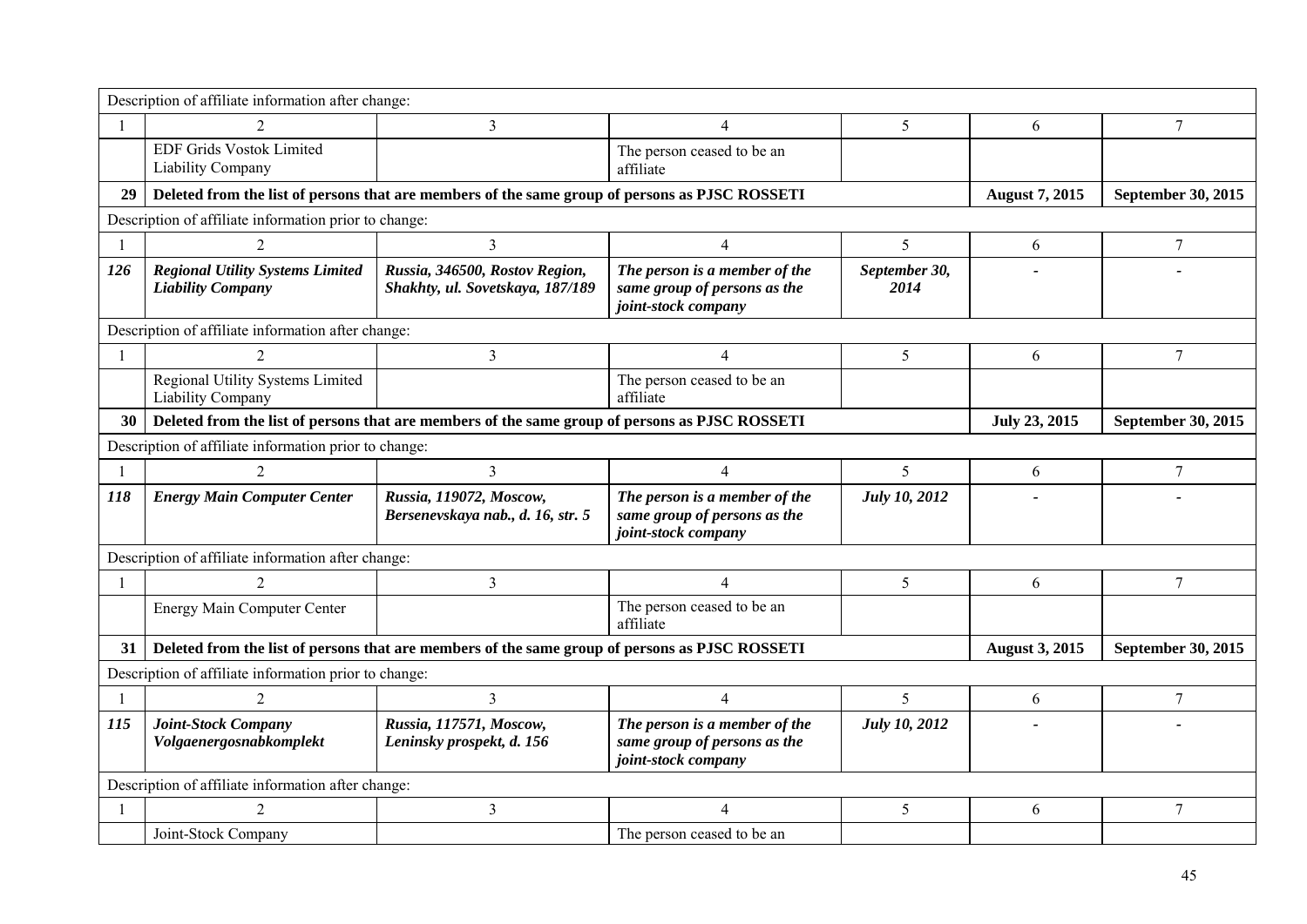| Description of affiliate information after change: | | | | | | |
|---|---|---|---|---|---|---|
| 1 | 2 | 3 | 4 | 5 | 6 | 7 |
| | EDF Grids Vostok Limited Liability Company | | The person ceased to be an affiliate | | | |
| **29** | **Deleted from the list of persons that are members of the same group of persons as PJSC ROSSETI** | | | | **August 7, 2015** | **September 30, 2015** |
| Description of affiliate information prior to change: | | | | | | |
| 1 | 2 | 3 | 4 | 5 | 6 | 7 |
| ***126*** | ***Regional Utility Systems Limited Liability Company*** | ***Russia, 346500, Rostov Region, Shakhty, ul. Sovetskaya, 187/189*** | ***The person is a member of the same group of persons as the joint-stock company*** | ***September 30, 2014*** | - | - |
| Description of affiliate information after change: | | | | | | |
| 1 | 2 | 3 | 4 | 5 | 6 | 7 |
| | Regional Utility Systems Limited Liability Company | | The person ceased to be an affiliate | | | |
| **30** | **Deleted from the list of persons that are members of the same group of persons as PJSC ROSSETI** | | | | **July 23, 2015** | **September 30, 2015** |
| Description of affiliate information prior to change: | | | | | | |
| 1 | 2 | 3 | 4 | 5 | 6 | 7 |
| ***118*** | ***Energy Main Computer Center*** | ***Russia, 119072, Moscow, Bersenevskaya nab., d. 16, str. 5*** | ***The person is a member of the same group of persons as the joint-stock company*** | ***July 10, 2012*** | - | - |
| Description of affiliate information after change: | | | | | | |
| 1 | 2 | 3 | 4 | 5 | 6 | 7 |
| | Energy Main Computer Center | | The person ceased to be an affiliate | | | |
| **31** | **Deleted from the list of persons that are members of the same group of persons as PJSC ROSSETI** | | | | **August 3, 2015** | **September 30, 2015** |
| Description of affiliate information prior to change: | | | | | | |
| 1 | 2 | 3 | 4 | 5 | 6 | 7 |
| ***115*** | ***Joint-Stock Company Volgaenergosnabkomplekt*** | ***Russia, 117571, Moscow, Leninsky prospekt, d. 156*** | ***The person is a member of the same group of persons as the joint-stock company*** | ***July 10, 2012*** | - | - |
| Description of affiliate information after change: | | | | | | |
| 1 | 2 | 3 | 4 | 5 | 6 | 7 |
| | Joint-Stock Company | | The person ceased to be an | | | |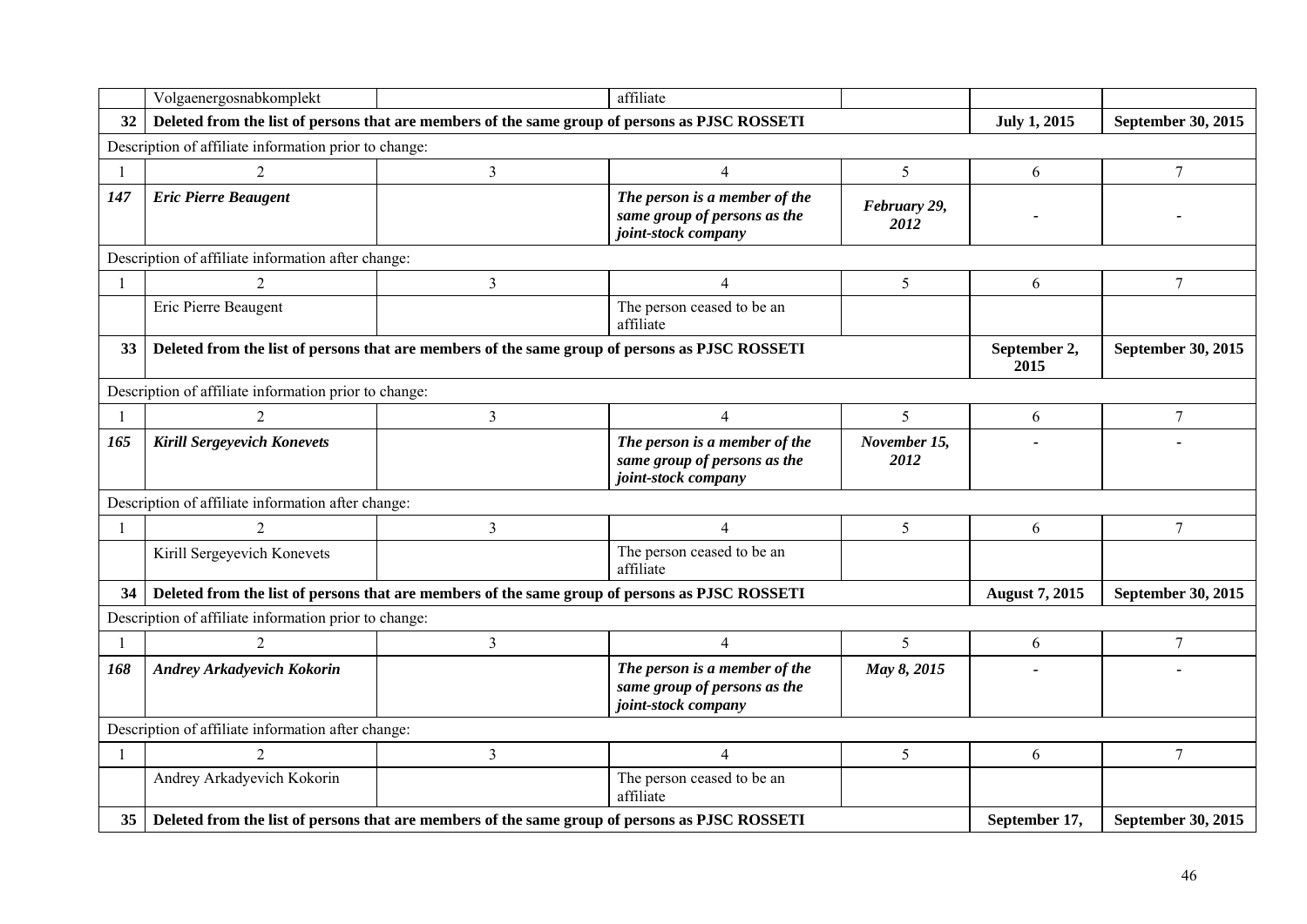|  | Volgaenergosnabkomplekt |  | affiliate |  |  |  |
|---|---|---|---|---|---|---|
| **32** | **Deleted from the list of persons that are members of the same group of persons as PJSC ROSSETI** |  |  |  | **July 1, 2015** | **September 30, 2015** |
| Description of affiliate information prior to change: |  |  |  |  |  |  |
| 1 | 2 | 3 | 4 | 5 | 6 | 7 |
| ***147*** | ***Eric Pierre Beaugent*** |  | ***The person is a member of the same group of persons as the joint-stock company*** | ***February 29, 2012*** | - | - |
| Description of affiliate information after change: |  |  |  |  |  |  |
| 1 | 2 | 3 | 4 | 5 | 6 | 7 |
|  | Eric Pierre Beaugent |  | The person ceased to be an affiliate |  |  |  |
| **33** | **Deleted from the list of persons that are members of the same group of persons as PJSC ROSSETI** |  |  |  | **September 2, 2015** | **September 30, 2015** |
| Description of affiliate information prior to change: |  |  |  |  |  |  |
| 1 | 2 | 3 | 4 | 5 | 6 | 7 |
| ***165*** | ***Kirill Sergeyevich Konevets*** |  | ***The person is a member of the same group of persons as the joint-stock company*** | ***November 15, 2012*** | - | - |
| Description of affiliate information after change: |  |  |  |  |  |  |
| 1 | 2 | 3 | 4 | 5 | 6 | 7 |
|  | Kirill Sergeyevich Konevets |  | The person ceased to be an affiliate |  |  |  |
| **34** | **Deleted from the list of persons that are members of the same group of persons as PJSC ROSSETI** |  |  |  | **August 7, 2015** | **September 30, 2015** |
| Description of affiliate information prior to change: |  |  |  |  |  |  |
| 1 | 2 | 3 | 4 | 5 | 6 | 7 |
| ***168*** | ***Andrey Arkadyevich Kokorin*** |  | ***The person is a member of the same group of persons as the joint-stock company*** | ***May 8, 2015*** | - | - |
| Description of affiliate information after change: |  |  |  |  |  |  |
| 1 | 2 | 3 | 4 | 5 | 6 | 7 |
|  | Andrey Arkadyevich Kokorin |  | The person ceased to be an affiliate |  |  |  |
| **35** | **Deleted from the list of persons that are members of the same group of persons as PJSC ROSSETI** |  |  |  | **September 17,** | **September 30, 2015** |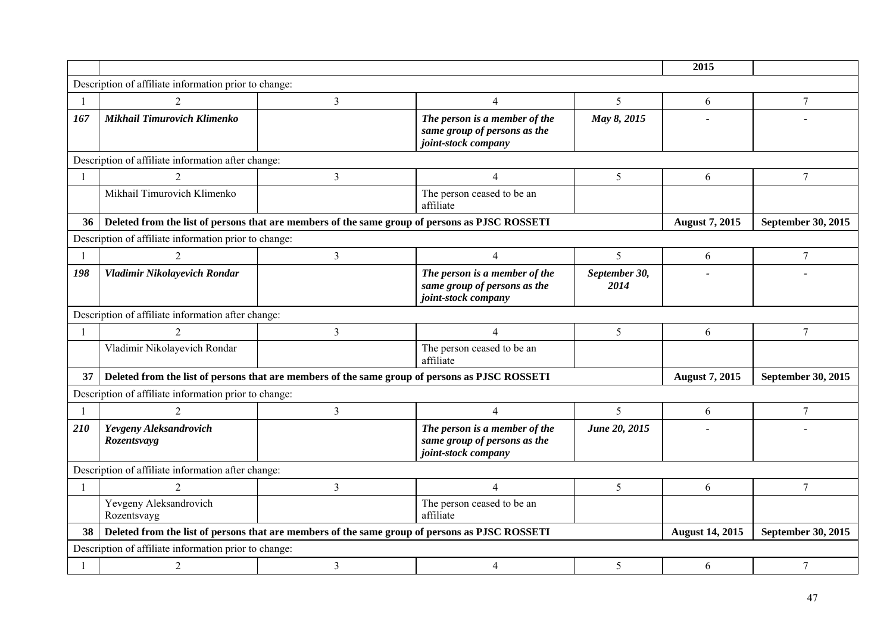|  |  |  |  |  | 2015 |  |
|---|---|---|---|---|---|---|
| Description of affiliate information prior to change: | | | | | | |
| 1 | 2 | 3 | 4 | 5 | 6 | 7 |
| ***167*** | ***Mikhail Timurovich Klimenko*** |  | ***The person is a member of the same group of persons as the joint-stock company*** | ***May 8, 2015*** | - | - |
| Description of affiliate information after change: | | | | | | |
| 1 | 2 | 3 | 4 | 5 | 6 | 7 |
|  | Mikhail Timurovich Klimenko |  | The person ceased to be an affiliate |  |  |  |
| **36** | **Deleted from the list of persons that are members of the same group of persons as PJSC ROSSETI** | | | | **August 7, 2015** | **September 30, 2015** |
| Description of affiliate information prior to change: | | | | | | |
| 1 | 2 | 3 | 4 | 5 | 6 | 7 |
| ***198*** | ***Vladimir Nikolayevich Rondar*** |  | ***The person is a member of the same group of persons as the joint-stock company*** | ***September 30, 2014*** | - | - |
| Description of affiliate information after change: | | | | | | |
| 1 | 2 | 3 | 4 | 5 | 6 | 7 |
|  | Vladimir Nikolayevich Rondar |  | The person ceased to be an affiliate |  |  |  |
| **37** | **Deleted from the list of persons that are members of the same group of persons as PJSC ROSSETI** | | | | **August 7, 2015** | **September 30, 2015** |
| Description of affiliate information prior to change: | | | | | | |
| 1 | 2 | 3 | 4 | 5 | 6 | 7 |
| ***210*** | ***Yevgeny Aleksandrovich Rozentsvayg*** |  | ***The person is a member of the same group of persons as the joint-stock company*** | ***June 20, 2015*** | - | - |
| Description of affiliate information after change: | | | | | | |
| 1 | 2 | 3 | 4 | 5 | 6 | 7 |
|  | Yevgeny Aleksandrovich Rozentsvayg |  | The person ceased to be an affiliate |  |  |  |
| **38** | **Deleted from the list of persons that are members of the same group of persons as PJSC ROSSETI** | | | | **August 14, 2015** | **September 30, 2015** |
| Description of affiliate information prior to change: | | | | | | |
| 1 | 2 | 3 | 4 | 5 | 6 | 7 |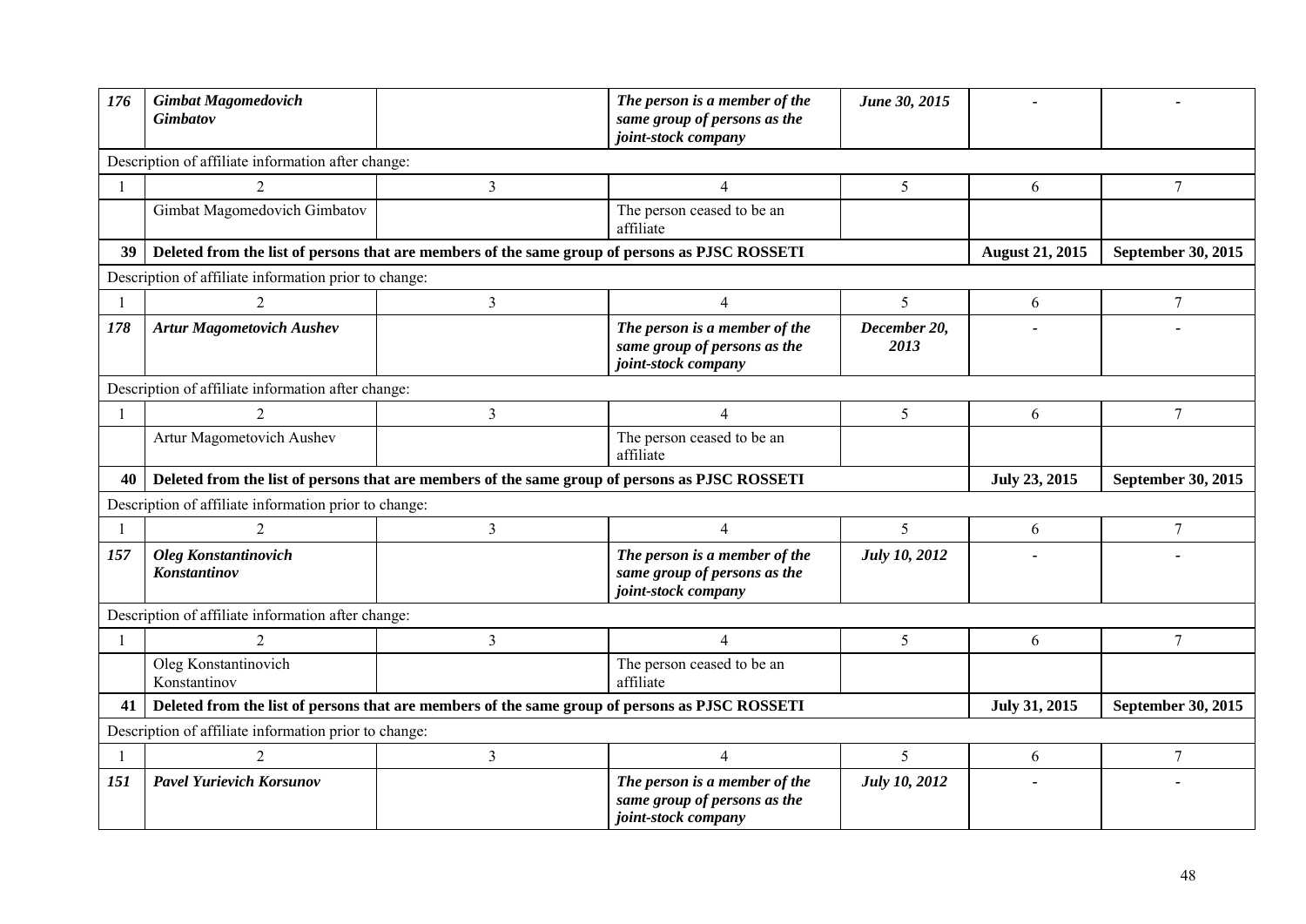| | | | | | | |
|---|---|---|---|---|---|---|
| ***176*** | ***Gimbat Magomedovich Gimbatov*** | | ***The person is a member of the same group of persons as the joint-stock company*** | ***June 30, 2015*** | - | - |
| Description of affiliate information after change: | | | | | | |
| 1 | 2 | 3 | 4 | 5 | 6 | 7 |
| | Gimbat Magomedovich Gimbatov | | The person ceased to be an affiliate | | | |
| **39** | **Deleted from the list of persons that are members of the same group of persons as PJSC ROSSETI** | | | | **August 21, 2015** | **September 30, 2015** |
| Description of affiliate information prior to change: | | | | | | |
| 1 | 2 | 3 | 4 | 5 | 6 | 7 |
| ***178*** | ***Artur Magometovich Aushev*** | | ***The person is a member of the same group of persons as the joint-stock company*** | ***December 20, 2013*** | - | - |
| Description of affiliate information after change: | | | | | | |
| 1 | 2 | 3 | 4 | 5 | 6 | 7 |
| | Artur Magometovich Aushev | | The person ceased to be an affiliate | | | |
| **40** | **Deleted from the list of persons that are members of the same group of persons as PJSC ROSSETI** | | | | **July 23, 2015** | **September 30, 2015** |
| Description of affiliate information prior to change: | | | | | | |
| 1 | 2 | 3 | 4 | 5 | 6 | 7 |
| ***157*** | ***Oleg Konstantinovich Konstantinov*** | | ***The person is a member of the same group of persons as the joint-stock company*** | ***July 10, 2012*** | - | - |
| Description of affiliate information after change: | | | | | | |
| 1 | 2 | 3 | 4 | 5 | 6 | 7 |
| | Oleg Konstantinovich Konstantinov | | The person ceased to be an affiliate | | | |
| **41** | **Deleted from the list of persons that are members of the same group of persons as PJSC ROSSETI** | | | | **July 31, 2015** | **September 30, 2015** |
| Description of affiliate information prior to change: | | | | | | |
| 1 | 2 | 3 | 4 | 5 | 6 | 7 |
| ***151*** | ***Pavel Yurievich Korsunov*** | | ***The person is a member of the same group of persons as the joint-stock company*** | ***July 10, 2012*** | - | - |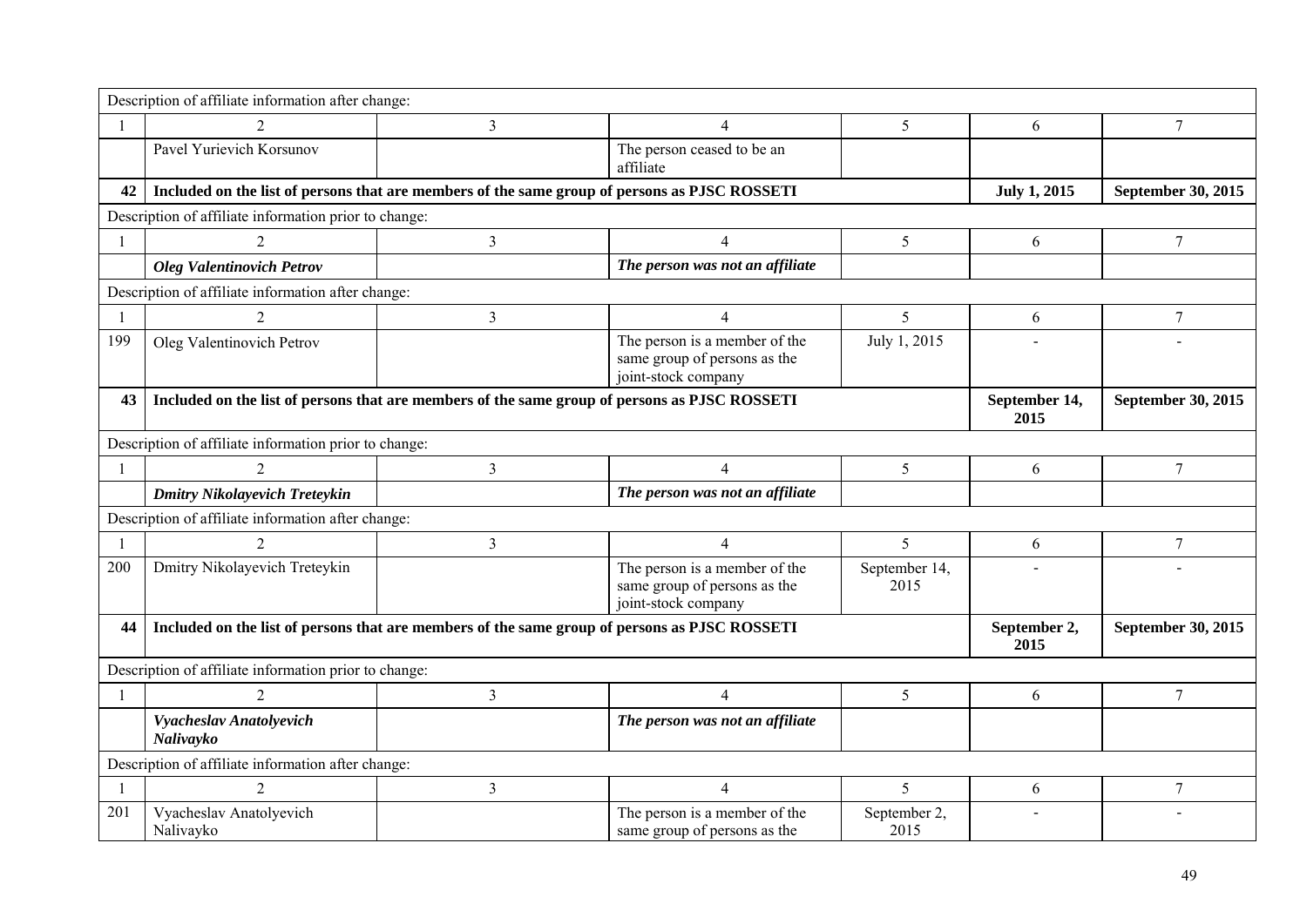| Description of affiliate information after change: | | | | | | |
|---|---|---|---|---|---|---|
| 1 | 2 | 3 | 4 | 5 | 6 | 7 |
| | Pavel Yurievich Korsunov | | The person ceased to be an affiliate | | | |
| **42** | **Included on the list of persons that are members of the same group of persons as PJSC ROSSETI** | | | | **July 1, 2015** | **September 30, 2015** |
| Description of affiliate information prior to change: | | | | | | |
| 1 | 2 | 3 | 4 | 5 | 6 | 7 |
| | ***Oleg Valentinovich Petrov*** | | ***The person was not an affiliate*** | | | |
| Description of affiliate information after change: | | | | | | |
| 1 | 2 | 3 | 4 | 5 | 6 | 7 |
| 199 | Oleg Valentinovich Petrov | | The person is a member of the same group of persons as the joint-stock company | July 1, 2015 | - | - |
| **43** | **Included on the list of persons that are members of the same group of persons as PJSC ROSSETI** | | | | **September 14, 2015** | **September 30, 2015** |
| Description of affiliate information prior to change: | | | | | | |
| 1 | 2 | 3 | 4 | 5 | 6 | 7 |
| | ***Dmitry Nikolayevich Treteykin*** | | ***The person was not an affiliate*** | | | |
| Description of affiliate information after change: | | | | | | |
| 1 | 2 | 3 | 4 | 5 | 6 | 7 |
| 200 | Dmitry Nikolayevich Treteykin | | The person is a member of the same group of persons as the joint-stock company | September 14, 2015 | - | - |
| **44** | **Included on the list of persons that are members of the same group of persons as PJSC ROSSETI** | | | | **September 2, 2015** | **September 30, 2015** |
| Description of affiliate information prior to change: | | | | | | |
| 1 | 2 | 3 | 4 | 5 | 6 | 7 |
| | ***Vyacheslav Anatolyevich Nalivayko*** | | ***The person was not an affiliate*** | | | |
| Description of affiliate information after change: | | | | | | |
| 1 | 2 | 3 | 4 | 5 | 6 | 7 |
| 201 | Vyacheslav Anatolyevich Nalivayko | | The person is a member of the same group of persons as the | September 2, 2015 | - | - |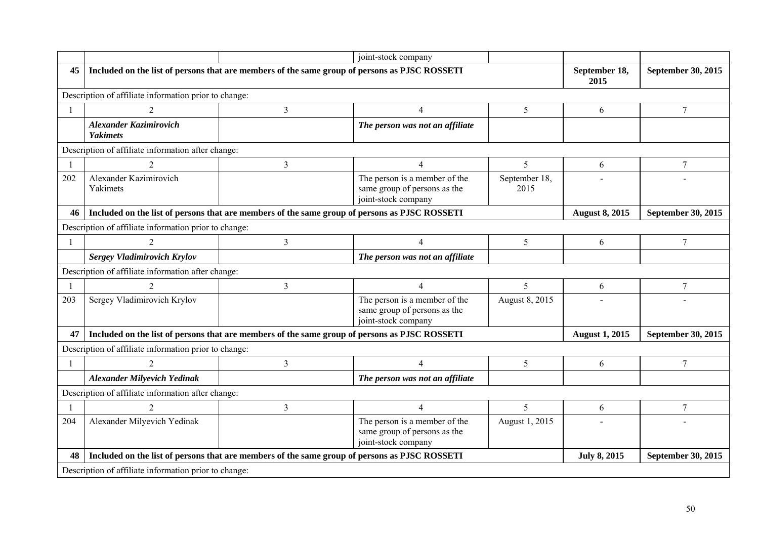| | | | joint-stock company | | | |
|---|---|---|---|---|---|---|
| **45** | **Included on the list of persons that are members of the same group of persons as PJSC ROSSETI** | | | | **September 18, 2015** | **September 30, 2015** |
| Description of affiliate information prior to change: | | | | | | |
| 1 | 2 | 3 | 4 | 5 | 6 | 7 |
| | ***Alexander Kazimirovich Yakimets*** | | ***The person was not an affiliate*** | | | |
| Description of affiliate information after change: | | | | | | |
| 1 | 2 | 3 | 4 | 5 | 6 | 7 |
| 202 | Alexander Kazimirovich Yakimets | | The person is a member of the same group of persons as the joint-stock company | September 18, 2015 | - | - |
| **46** | **Included on the list of persons that are members of the same group of persons as PJSC ROSSETI** | | | | **August 8, 2015** | **September 30, 2015** |
| Description of affiliate information prior to change: | | | | | | |
| 1 | 2 | 3 | 4 | 5 | 6 | 7 |
| | ***Sergey Vladimirovich Krylov*** | | ***The person was not an affiliate*** | | | |
| Description of affiliate information after change: | | | | | | |
| 1 | 2 | 3 | 4 | 5 | 6 | 7 |
| 203 | Sergey Vladimirovich Krylov | | The person is a member of the same group of persons as the joint-stock company | August 8, 2015 | - | - |
| **47** | **Included on the list of persons that are members of the same group of persons as PJSC ROSSETI** | | | | **August 1, 2015** | **September 30, 2015** |
| Description of affiliate information prior to change: | | | | | | |
| 1 | 2 | 3 | 4 | 5 | 6 | 7 |
| | ***Alexander Milyevich Yedinak*** | | ***The person was not an affiliate*** | | | |
| Description of affiliate information after change: | | | | | | |
| 1 | 2 | 3 | 4 | 5 | 6 | 7 |
| 204 | Alexander Milyevich Yedinak | | The person is a member of the same group of persons as the joint-stock company | August 1, 2015 | - | - |
| **48** | **Included on the list of persons that are members of the same group of persons as PJSC ROSSETI** | | | | **July 8, 2015** | **September 30, 2015** |
| Description of affiliate information prior to change: | | | | | | |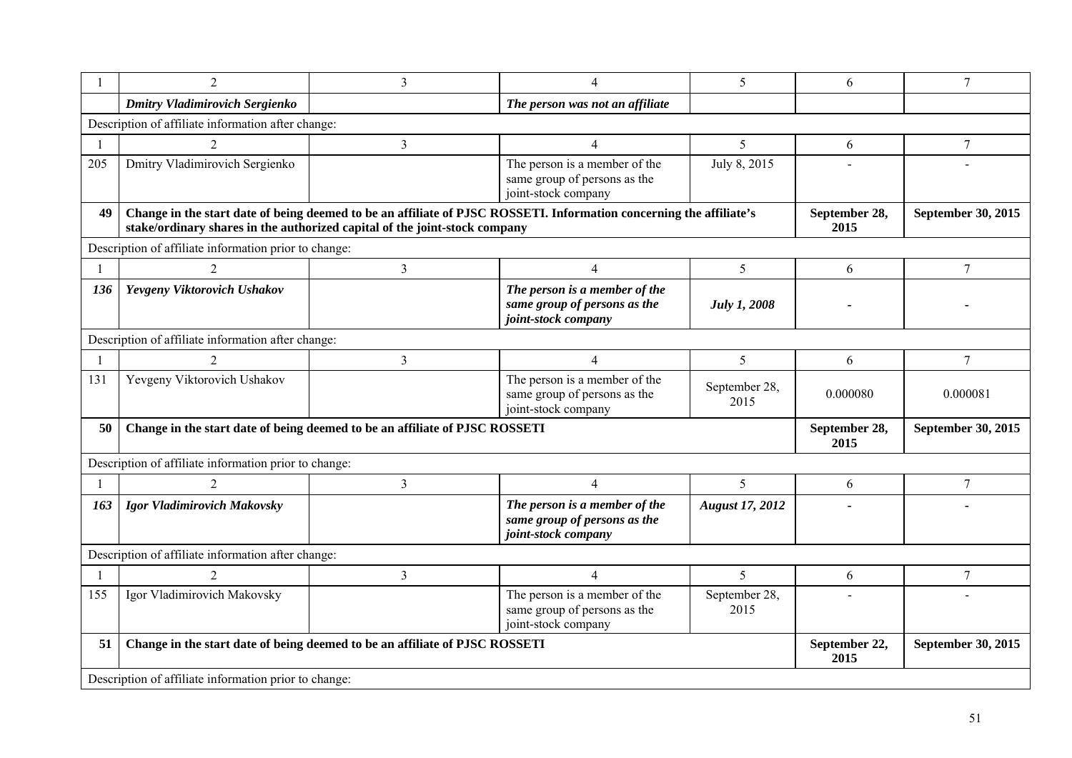| 1 | 2 | 3 | 4 | 5 | 6 | 7 |
|---|---|---|---|---|---|---|
| | ***Dmitry Vladimirovich Sergienko*** | | ***The person was not an affiliate*** | | | |
| Description of affiliate information after change: | | | | | | |
| 1 | 2 | 3 | 4 | 5 | 6 | 7 |
| 205 | Dmitry Vladimirovich Sergienko | | The person is a member of the same group of persons as the joint-stock company | July 8, 2015 | - | - |
| **49** | **Change in the start date of being deemed to be an affiliate of PJSC ROSSETI. Information concerning the affiliate's stake/ordinary shares in the authorized capital of the joint-stock company** | | | | **September 28, 2015** | **September 30, 2015** |
| Description of affiliate information prior to change: | | | | | | |
| 1 | 2 | 3 | 4 | 5 | 6 | 7 |
| ***136*** | ***Yevgeny Viktorovich Ushakov*** | | ***The person is a member of the same group of persons as the joint-stock company*** | ***July 1, 2008*** | - | - |
| Description of affiliate information after change: | | | | | | |
| 1 | 2 | 3 | 4 | 5 | 6 | 7 |
| 131 | Yevgeny Viktorovich Ushakov | | The person is a member of the same group of persons as the joint-stock company | September 28, 2015 | 0.000080 | 0.000081 |
| **50** | **Change in the start date of being deemed to be an affiliate of PJSC ROSSETI** | | | | **September 28, 2015** | **September 30, 2015** |
| Description of affiliate information prior to change: | | | | | | |
| 1 | 2 | 3 | 4 | 5 | 6 | 7 |
| ***163*** | ***Igor Vladimirovich Makovsky*** | | ***The person is a member of the same group of persons as the joint-stock company*** | ***August 17, 2012*** | - | - |
| Description of affiliate information after change: | | | | | | |
| 1 | 2 | 3 | 4 | 5 | 6 | 7 |
| 155 | Igor Vladimirovich Makovsky | | The person is a member of the same group of persons as the joint-stock company | September 28, 2015 | - | - |
| **51** | **Change in the start date of being deemed to be an affiliate of PJSC ROSSETI** | | | | **September 22, 2015** | **September 30, 2015** |
| Description of affiliate information prior to change: | | | | | | |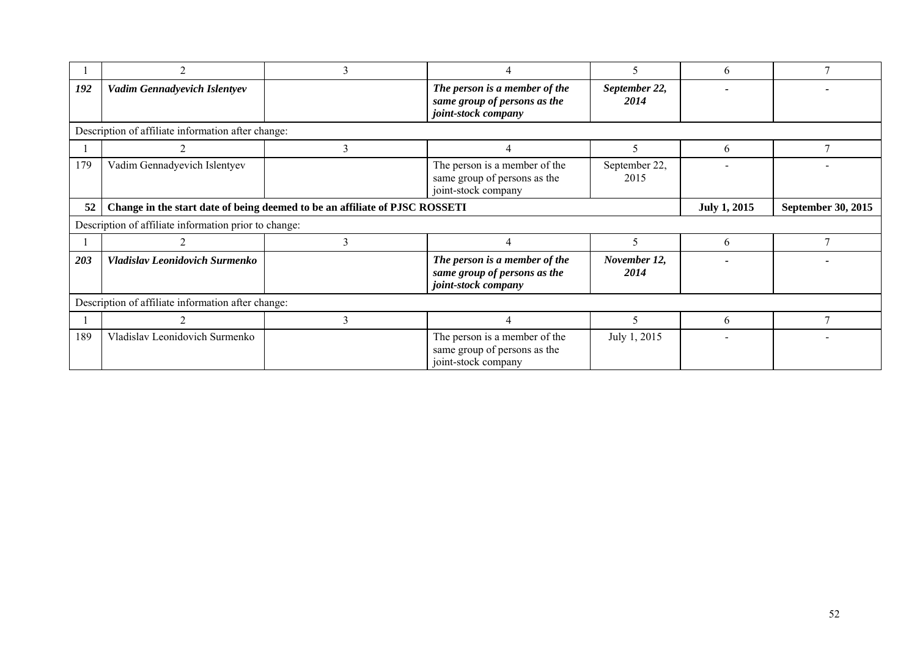| 1 | 2 | 3 | 4 | 5 | 6 | 7 |
|---|---|---|---|---|---|---|
| ***192*** | ***Vadim Gennadyevich Islentyev*** | | ***The person is a member of the same group of persons as the joint-stock company*** | ***September 22, 2014*** | **-** | **-** |
| Description of affiliate information after change: | | | | | | |
| 1 | 2 | 3 | 4 | 5 | 6 | 7 |
| 179 | Vadim Gennadyevich Islentyev | | The person is a member of the same group of persons as the joint-stock company | September 22, 2015 | - | - |
| **52** | **Change in the start date of being deemed to be an affiliate of PJSC ROSSETI** | | | | **July 1, 2015** | **September 30, 2015** |
| Description of affiliate information prior to change: | | | | | | |
| 1 | 2 | 3 | 4 | 5 | 6 | 7 |
| ***203*** | ***Vladislav Leonidovich Surmenko*** | | ***The person is a member of the same group of persons as the joint-stock company*** | ***November 12, 2014*** | **-** | **-** |
| Description of affiliate information after change: | | | | | | |
| 1 | 2 | 3 | 4 | 5 | 6 | 7 |
| 189 | Vladislav Leonidovich Surmenko | | The person is a member of the same group of persons as the joint-stock company | July 1, 2015 | - | - |